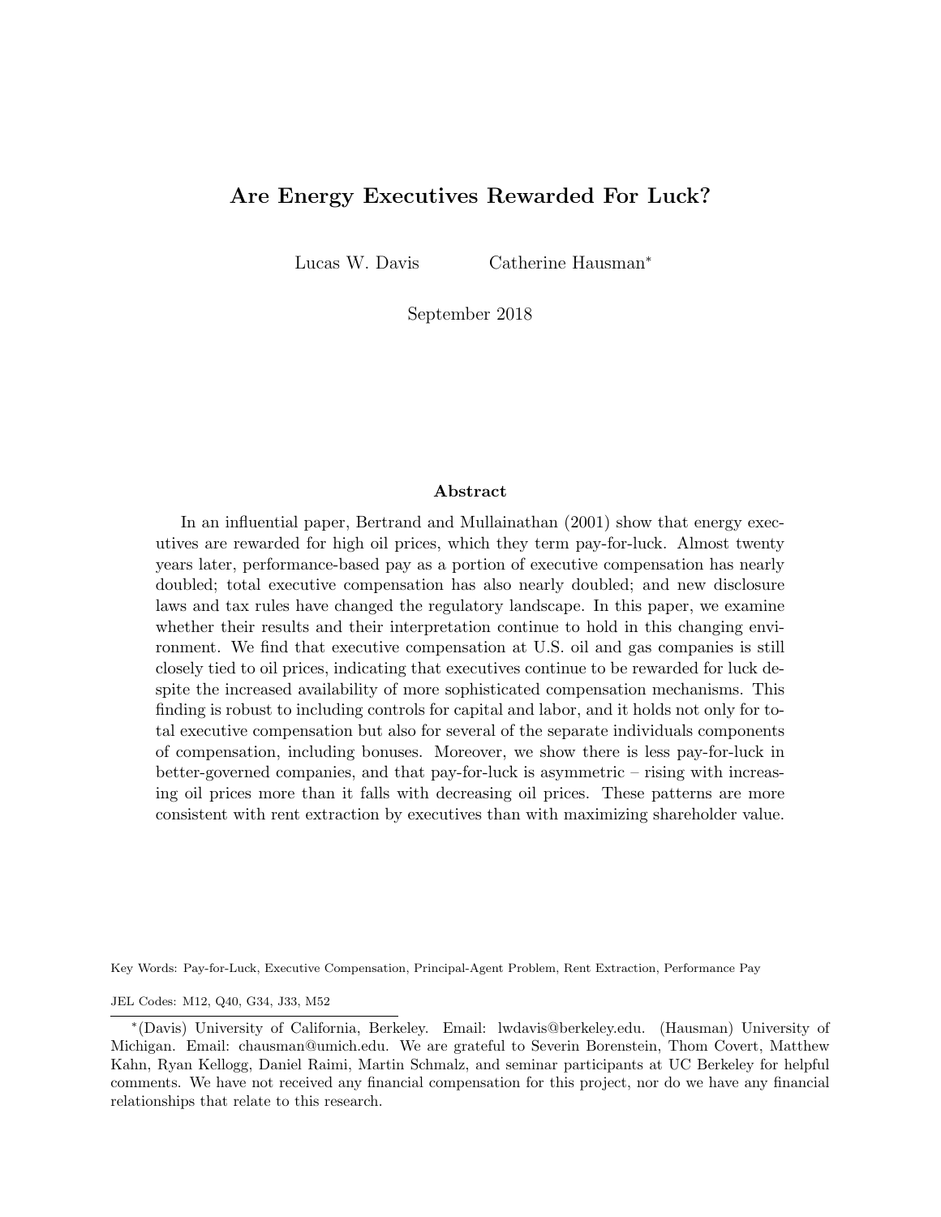# Are Energy Executives Rewarded For Luck?

Lucas W. Davis     Catherine Hausman*

September 2018

## Abstract

In an influential paper, Bertrand and Mullainathan (2001) show that energy executives are rewarded for high oil prices, which they term pay-for-luck. Almost twenty years later, performance-based pay as a portion of executive compensation has nearly doubled; total executive compensation has also nearly doubled; and new disclosure laws and tax rules have changed the regulatory landscape. In this paper, we examine whether their results and their interpretation continue to hold in this changing environment. We find that executive compensation at U.S. oil and gas companies is still closely tied to oil prices, indicating that executives continue to be rewarded for luck despite the increased availability of more sophisticated compensation mechanisms. This finding is robust to including controls for capital and labor, and it holds not only for total executive compensation but also for several of the separate individuals components of compensation, including bonuses. Moreover, we show there is less pay-for-luck in better-governed companies, and that pay-for-luck is asymmetric – rising with increasing oil prices more than it falls with decreasing oil prices. These patterns are more consistent with rent extraction by executives than with maximizing shareholder value.

Key Words: Pay-for-Luck, Executive Compensation, Principal-Agent Problem, Rent Extraction, Performance Pay

JEL Codes: M12, Q40, G34, J33, M52

*(Davis) University of California, Berkeley. Email: lwdavis@berkeley.edu. (Hausman) University of Michigan. Email: chausman@umich.edu. We are grateful to Severin Borenstein, Thom Covert, Matthew Kahn, Ryan Kellogg, Daniel Raimi, Martin Schmalz, and seminar participants at UC Berkeley for helpful comments. We have not received any financial compensation for this project, nor do we have any financial relationships that relate to this research.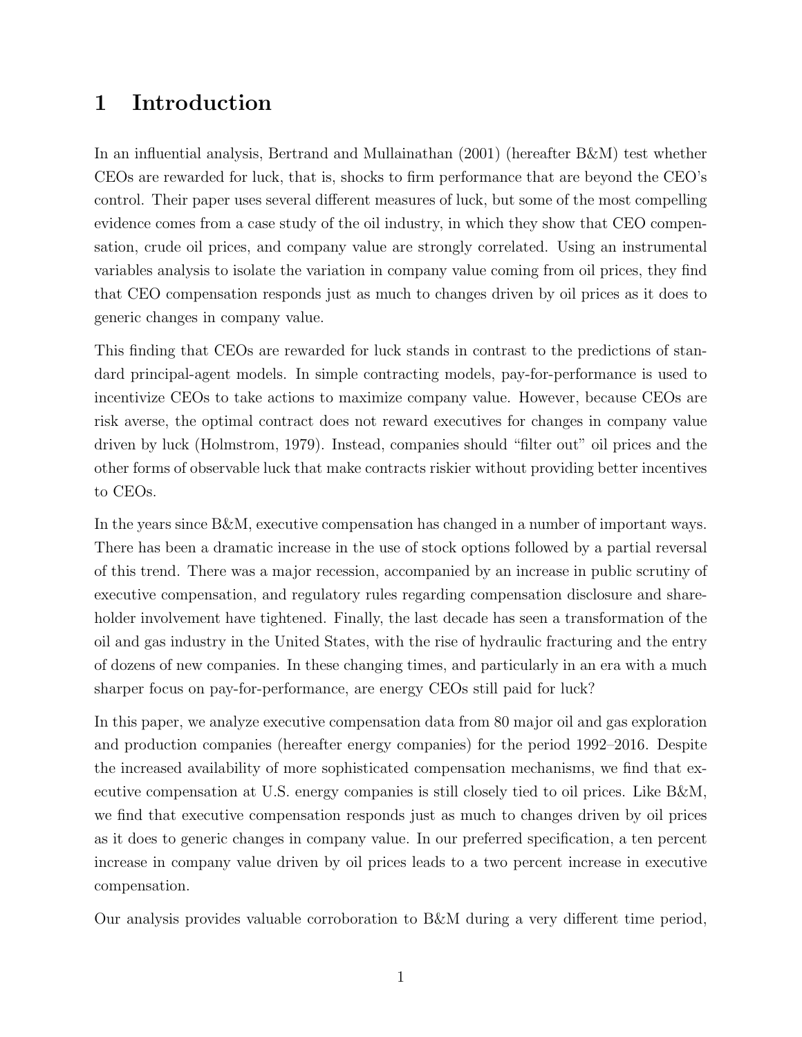# 1 Introduction

In an influential analysis, Bertrand and Mullainathan (2001) (hereafter B&M) test whether CEOs are rewarded for luck, that is, shocks to firm performance that are beyond the CEO's control. Their paper uses several different measures of luck, but some of the most compelling evidence comes from a case study of the oil industry, in which they show that CEO compensation, crude oil prices, and company value are strongly correlated. Using an instrumental variables analysis to isolate the variation in company value coming from oil prices, they find that CEO compensation responds just as much to changes driven by oil prices as it does to generic changes in company value.

This finding that CEOs are rewarded for luck stands in contrast to the predictions of standard principal-agent models. In simple contracting models, pay-for-performance is used to incentivize CEOs to take actions to maximize company value. However, because CEOs are risk averse, the optimal contract does not reward executives for changes in company value driven by luck (Holmstrom, 1979). Instead, companies should "filter out" oil prices and the other forms of observable luck that make contracts riskier without providing better incentives to CEOs.

In the years since B&M, executive compensation has changed in a number of important ways. There has been a dramatic increase in the use of stock options followed by a partial reversal of this trend. There was a major recession, accompanied by an increase in public scrutiny of executive compensation, and regulatory rules regarding compensation disclosure and shareholder involvement have tightened. Finally, the last decade has seen a transformation of the oil and gas industry in the United States, with the rise of hydraulic fracturing and the entry of dozens of new companies. In these changing times, and particularly in an era with a much sharper focus on pay-for-performance, are energy CEOs still paid for luck?

In this paper, we analyze executive compensation data from 80 major oil and gas exploration and production companies (hereafter energy companies) for the period 1992–2016. Despite the increased availability of more sophisticated compensation mechanisms, we find that executive compensation at U.S. energy companies is still closely tied to oil prices. Like B&M, we find that executive compensation responds just as much to changes driven by oil prices as it does to generic changes in company value. In our preferred specification, a ten percent increase in company value driven by oil prices leads to a two percent increase in executive compensation.

Our analysis provides valuable corroboration to B&M during a very different time period,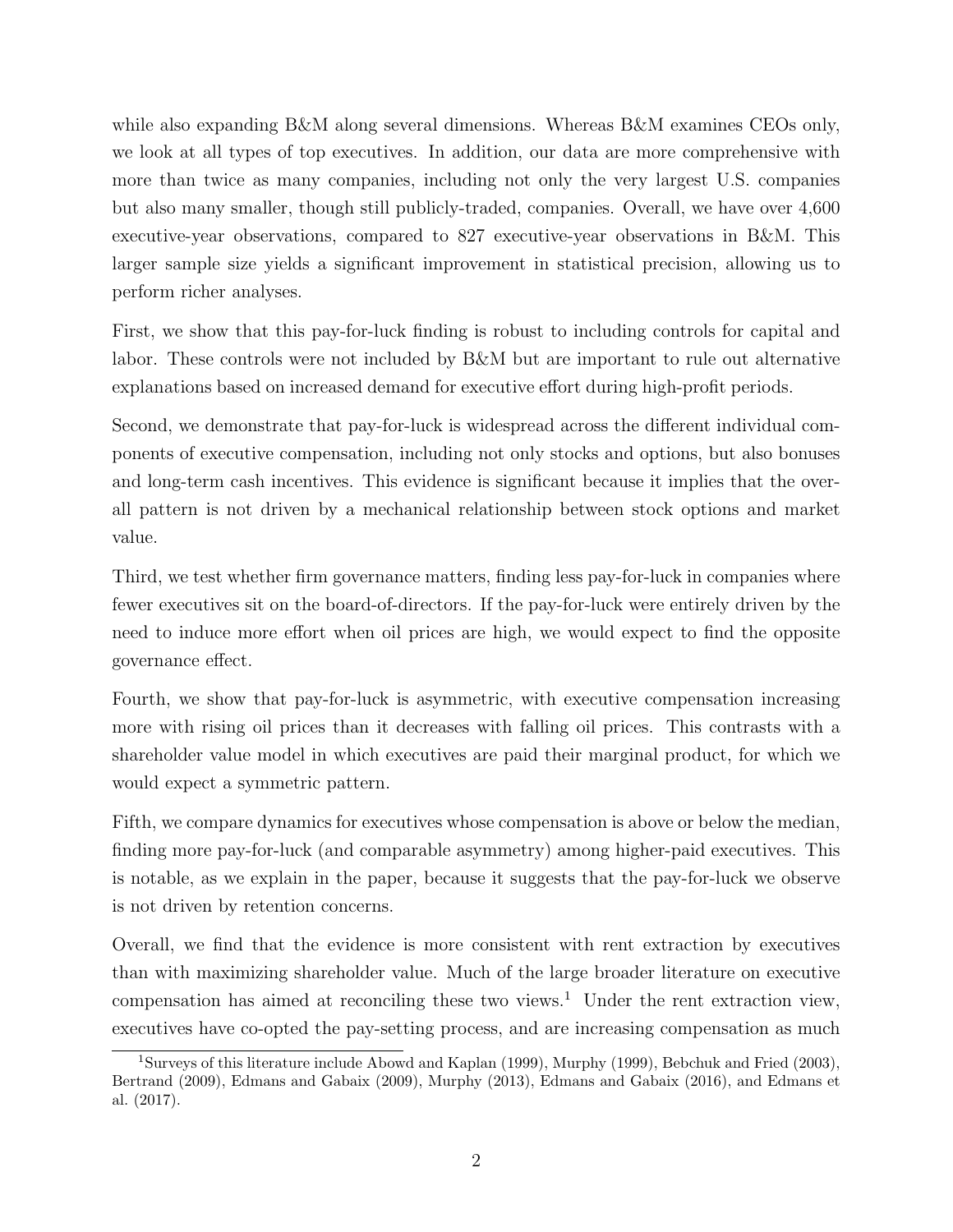while also expanding B&M along several dimensions. Whereas B&M examines CEOs only, we look at all types of top executives. In addition, our data are more comprehensive with more than twice as many companies, including not only the very largest U.S. companies but also many smaller, though still publicly-traded, companies. Overall, we have over 4,600 executive-year observations, compared to 827 executive-year observations in B&M. This larger sample size yields a significant improvement in statistical precision, allowing us to perform richer analyses.

First, we show that this pay-for-luck finding is robust to including controls for capital and labor. These controls were not included by B&M but are important to rule out alternative explanations based on increased demand for executive effort during high-profit periods.

Second, we demonstrate that pay-for-luck is widespread across the different individual components of executive compensation, including not only stocks and options, but also bonuses and long-term cash incentives. This evidence is significant because it implies that the overall pattern is not driven by a mechanical relationship between stock options and market value.

Third, we test whether firm governance matters, finding less pay-for-luck in companies where fewer executives sit on the board-of-directors. If the pay-for-luck were entirely driven by the need to induce more effort when oil prices are high, we would expect to find the opposite governance effect.

Fourth, we show that pay-for-luck is asymmetric, with executive compensation increasing more with rising oil prices than it decreases with falling oil prices. This contrasts with a shareholder value model in which executives are paid their marginal product, for which we would expect a symmetric pattern.

Fifth, we compare dynamics for executives whose compensation is above or below the median, finding more pay-for-luck (and comparable asymmetry) among higher-paid executives. This is notable, as we explain in the paper, because it suggests that the pay-for-luck we observe is not driven by retention concerns.

Overall, we find that the evidence is more consistent with rent extraction by executives than with maximizing shareholder value. Much of the large broader literature on executive compensation has aimed at reconciling these two views.[1] Under the rent extraction view, executives have co-opted the pay-setting process, and are increasing compensation as much

[1] Surveys of this literature include Abowd and Kaplan (1999), Murphy (1999), Bebchuk and Fried (2003), Bertrand (2009), Edmans and Gabaix (2009), Murphy (2013), Edmans and Gabaix (2016), and Edmans et al. (2017).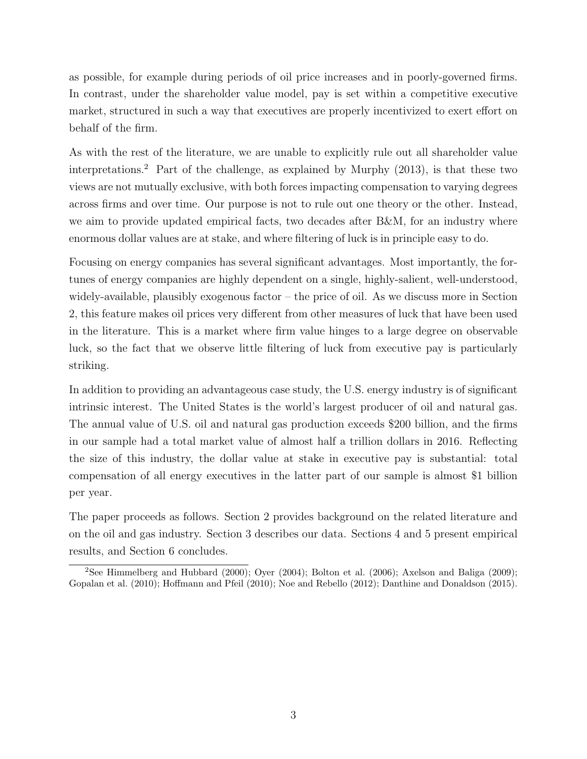as possible, for example during periods of oil price increases and in poorly-governed firms. In contrast, under the shareholder value model, pay is set within a competitive executive market, structured in such a way that executives are properly incentivized to exert effort on behalf of the firm.

As with the rest of the literature, we are unable to explicitly rule out all shareholder value interpretations.[2] Part of the challenge, as explained by Murphy (2013), is that these two views are not mutually exclusive, with both forces impacting compensation to varying degrees across firms and over time. Our purpose is not to rule out one theory or the other. Instead, we aim to provide updated empirical facts, two decades after B&M, for an industry where enormous dollar values are at stake, and where filtering of luck is in principle easy to do.

Focusing on energy companies has several significant advantages. Most importantly, the fortunes of energy companies are highly dependent on a single, highly-salient, well-understood, widely-available, plausibly exogenous factor – the price of oil. As we discuss more in Section 2, this feature makes oil prices very different from other measures of luck that have been used in the literature. This is a market where firm value hinges to a large degree on observable luck, so the fact that we observe little filtering of luck from executive pay is particularly striking.

In addition to providing an advantageous case study, the U.S. energy industry is of significant intrinsic interest. The United States is the world's largest producer of oil and natural gas. The annual value of U.S. oil and natural gas production exceeds $200 billion, and the firms in our sample had a total market value of almost half a trillion dollars in 2016. Reflecting the size of this industry, the dollar value at stake in executive pay is substantial: total compensation of all energy executives in the latter part of our sample is almost $1 billion per year.

The paper proceeds as follows. Section 2 provides background on the related literature and on the oil and gas industry. Section 3 describes our data. Sections 4 and 5 present empirical results, and Section 6 concludes.

[2] See Himmelberg and Hubbard (2000); Oyer (2004); Bolton et al. (2006); Axelson and Baliga (2009); Gopalan et al. (2010); Hoffmann and Pfeil (2010); Noe and Rebello (2012); Danthine and Donaldson (2015).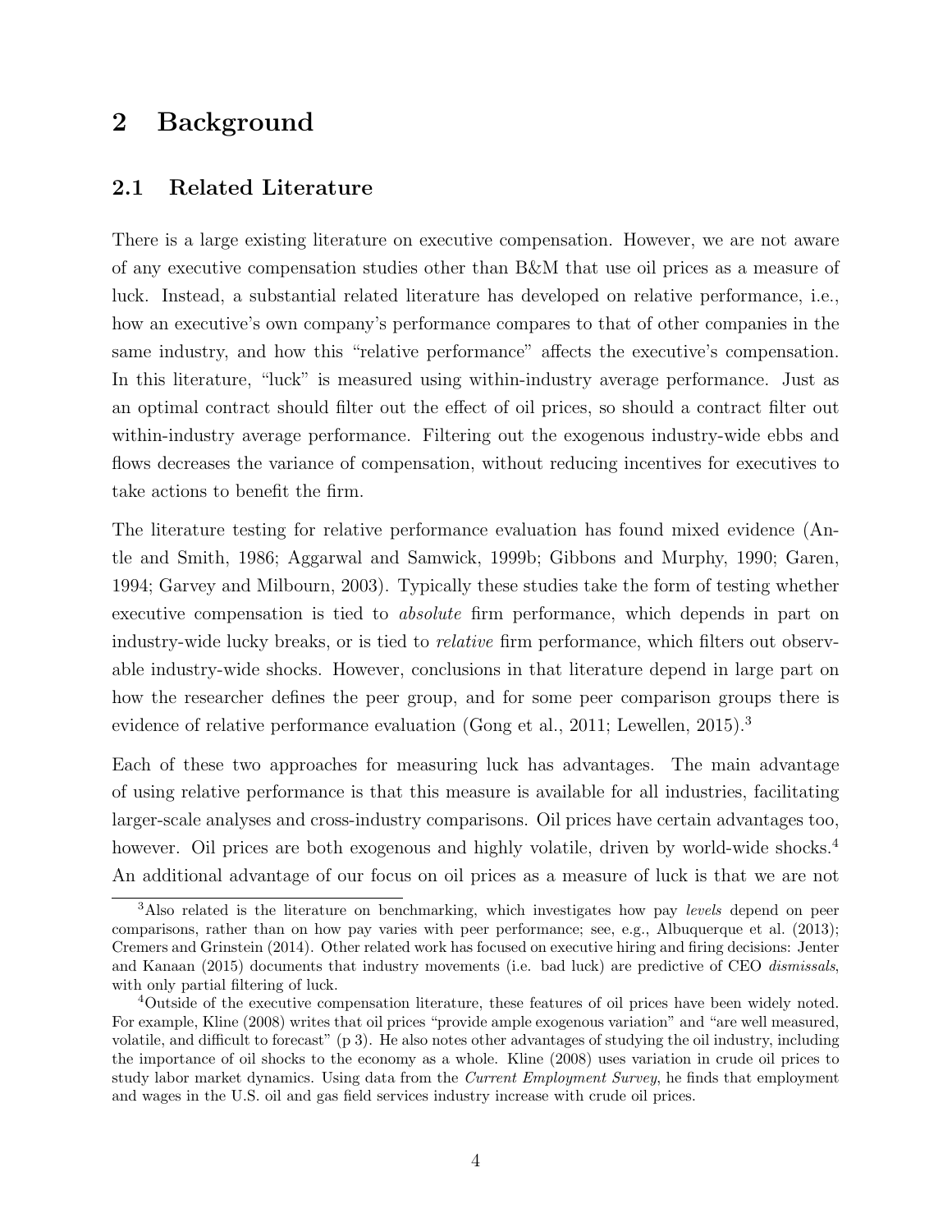# 2 Background

## 2.1 Related Literature

There is a large existing literature on executive compensation. However, we are not aware of any executive compensation studies other than B&M that use oil prices as a measure of luck. Instead, a substantial related literature has developed on relative performance, i.e., how an executive's own company's performance compares to that of other companies in the same industry, and how this "relative performance" affects the executive's compensation. In this literature, "luck" is measured using within-industry average performance. Just as an optimal contract should filter out the effect of oil prices, so should a contract filter out within-industry average performance. Filtering out the exogenous industry-wide ebbs and flows decreases the variance of compensation, without reducing incentives for executives to take actions to benefit the firm.

The literature testing for relative performance evaluation has found mixed evidence (Antle and Smith, 1986; Aggarwal and Samwick, 1999b; Gibbons and Murphy, 1990; Garen, 1994; Garvey and Milbourn, 2003). Typically these studies take the form of testing whether executive compensation is tied to *absolute* firm performance, which depends in part on industry-wide lucky breaks, or is tied to *relative* firm performance, which filters out observable industry-wide shocks. However, conclusions in that literature depend in large part on how the researcher defines the peer group, and for some peer comparison groups there is evidence of relative performance evaluation (Gong et al., 2011; Lewellen, 2015).[3]

Each of these two approaches for measuring luck has advantages. The main advantage of using relative performance is that this measure is available for all industries, facilitating larger-scale analyses and cross-industry comparisons. Oil prices have certain advantages too, however. Oil prices are both exogenous and highly volatile, driven by world-wide shocks.[4] An additional advantage of our focus on oil prices as a measure of luck is that we are not

[3] Also related is the literature on benchmarking, which investigates how pay *levels* depend on peer comparisons, rather than on how pay varies with peer performance; see, e.g., Albuquerque et al. (2013); Cremers and Grinstein (2014). Other related work has focused on executive hiring and firing decisions: Jenter and Kanaan (2015) documents that industry movements (i.e. bad luck) are predictive of CEO *dismissals*, with only partial filtering of luck.

[4] Outside of the executive compensation literature, these features of oil prices have been widely noted. For example, Kline (2008) writes that oil prices "provide ample exogenous variation" and "are well measured, volatile, and difficult to forecast" (p 3). He also notes other advantages of studying the oil industry, including the importance of oil shocks to the economy as a whole. Kline (2008) uses variation in crude oil prices to study labor market dynamics. Using data from the *Current Employment Survey*, he finds that employment and wages in the U.S. oil and gas field services industry increase with crude oil prices.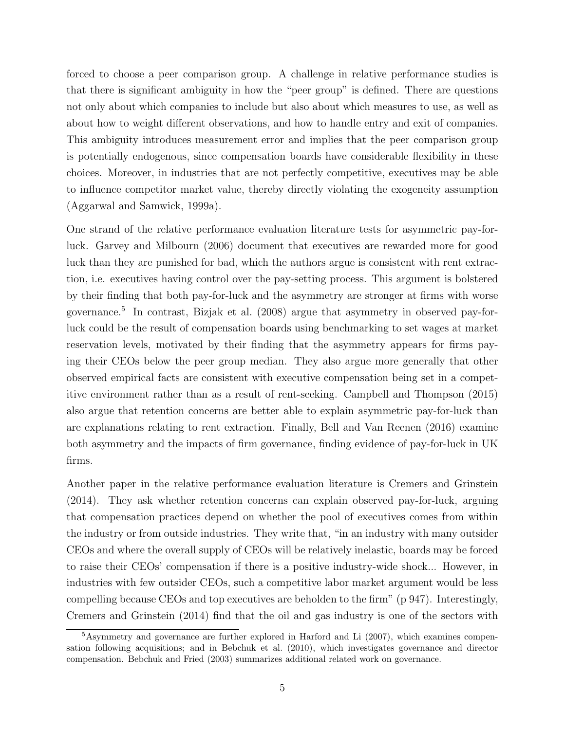forced to choose a peer comparison group. A challenge in relative performance studies is that there is significant ambiguity in how the "peer group" is defined. There are questions not only about which companies to include but also about which measures to use, as well as about how to weight different observations, and how to handle entry and exit of companies. This ambiguity introduces measurement error and implies that the peer comparison group is potentially endogenous, since compensation boards have considerable flexibility in these choices. Moreover, in industries that are not perfectly competitive, executives may be able to influence competitor market value, thereby directly violating the exogeneity assumption (Aggarwal and Samwick, 1999a).

One strand of the relative performance evaluation literature tests for asymmetric pay-for-luck. Garvey and Milbourn (2006) document that executives are rewarded more for good luck than they are punished for bad, which the authors argue is consistent with rent extraction, i.e. executives having control over the pay-setting process. This argument is bolstered by their finding that both pay-for-luck and the asymmetry are stronger at firms with worse governance.[5] In contrast, Bizjak et al. (2008) argue that asymmetry in observed pay-for-luck could be the result of compensation boards using benchmarking to set wages at market reservation levels, motivated by their finding that the asymmetry appears for firms paying their CEOs below the peer group median. They also argue more generally that other observed empirical facts are consistent with executive compensation being set in a competitive environment rather than as a result of rent-seeking. Campbell and Thompson (2015) also argue that retention concerns are better able to explain asymmetric pay-for-luck than are explanations relating to rent extraction. Finally, Bell and Van Reenen (2016) examine both asymmetry and the impacts of firm governance, finding evidence of pay-for-luck in UK firms.

Another paper in the relative performance evaluation literature is Cremers and Grinstein (2014). They ask whether retention concerns can explain observed pay-for-luck, arguing that compensation practices depend on whether the pool of executives comes from within the industry or from outside industries. They write that, "in an industry with many outsider CEOs and where the overall supply of CEOs will be relatively inelastic, boards may be forced to raise their CEOs' compensation if there is a positive industry-wide shock... However, in industries with few outsider CEOs, such a competitive labor market argument would be less compelling because CEOs and top executives are beholden to the firm" (p 947). Interestingly, Cremers and Grinstein (2014) find that the oil and gas industry is one of the sectors with

[5] Asymmetry and governance are further explored in Harford and Li (2007), which examines compensation following acquisitions; and in Bebchuk et al. (2010), which investigates governance and director compensation. Bebchuk and Fried (2003) summarizes additional related work on governance.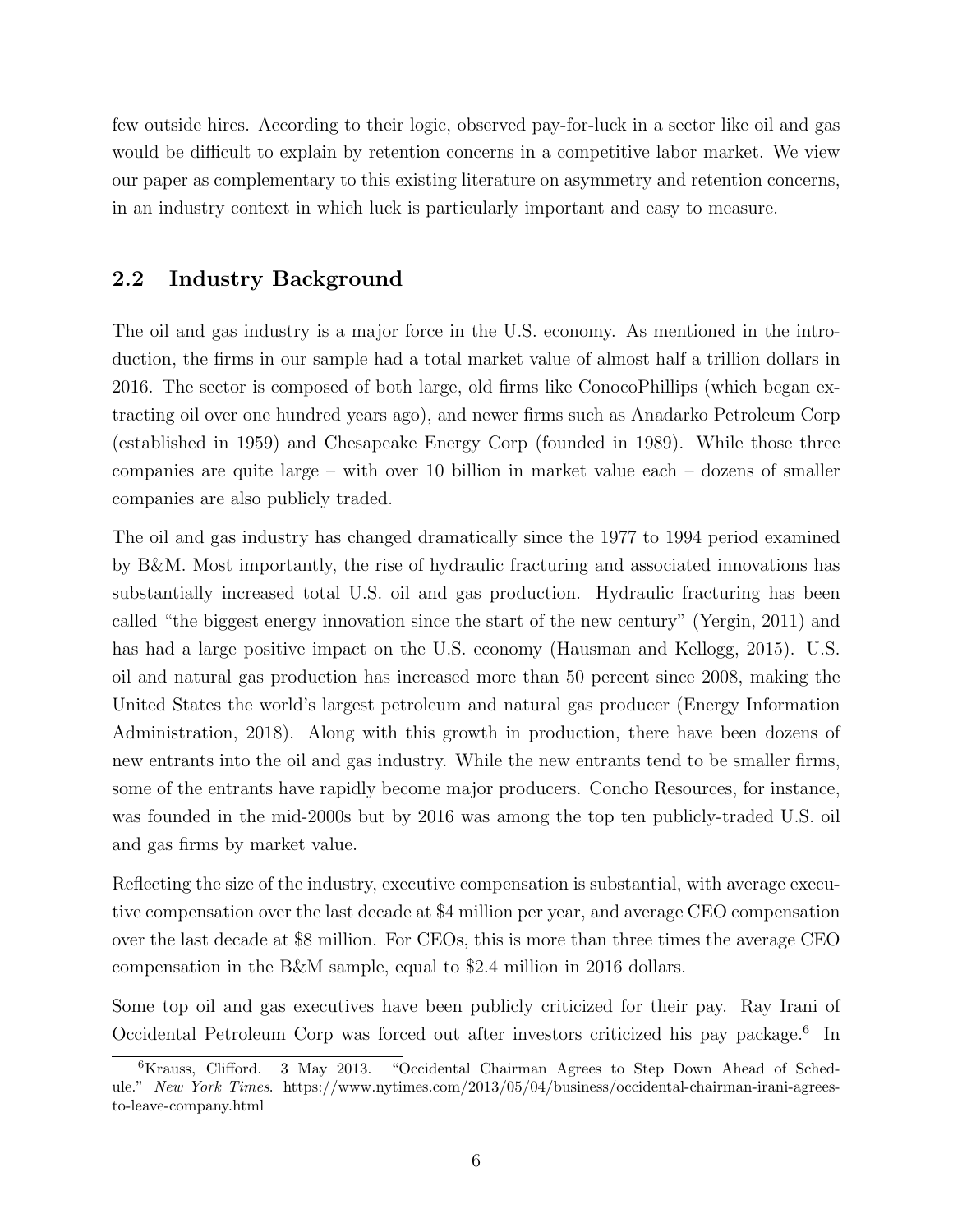few outside hires. According to their logic, observed pay-for-luck in a sector like oil and gas would be difficult to explain by retention concerns in a competitive labor market. We view our paper as complementary to this existing literature on asymmetry and retention concerns, in an industry context in which luck is particularly important and easy to measure.

## 2.2 Industry Background

The oil and gas industry is a major force in the U.S. economy. As mentioned in the introduction, the firms in our sample had a total market value of almost half a trillion dollars in 2016. The sector is composed of both large, old firms like ConocoPhillips (which began extracting oil over one hundred years ago), and newer firms such as Anadarko Petroleum Corp (established in 1959) and Chesapeake Energy Corp (founded in 1989). While those three companies are quite large – with over 10 billion in market value each – dozens of smaller companies are also publicly traded.

The oil and gas industry has changed dramatically since the 1977 to 1994 period examined by B&M. Most importantly, the rise of hydraulic fracturing and associated innovations has substantially increased total U.S. oil and gas production. Hydraulic fracturing has been called "the biggest energy innovation since the start of the new century" (Yergin, 2011) and has had a large positive impact on the U.S. economy (Hausman and Kellogg, 2015). U.S. oil and natural gas production has increased more than 50 percent since 2008, making the United States the world's largest petroleum and natural gas producer (Energy Information Administration, 2018). Along with this growth in production, there have been dozens of new entrants into the oil and gas industry. While the new entrants tend to be smaller firms, some of the entrants have rapidly become major producers. Concho Resources, for instance, was founded in the mid-2000s but by 2016 was among the top ten publicly-traded U.S. oil and gas firms by market value.

Reflecting the size of the industry, executive compensation is substantial, with average executive compensation over the last decade at $4 million per year, and average CEO compensation over the last decade at $8 million. For CEOs, this is more than three times the average CEO compensation in the B&M sample, equal to $2.4 million in 2016 dollars.

Some top oil and gas executives have been publicly criticized for their pay. Ray Irani of Occidental Petroleum Corp was forced out after investors criticized his pay package.[6] In

[6] Krauss, Clifford. 3 May 2013. "Occidental Chairman Agrees to Step Down Ahead of Schedule." *New York Times*. https://www.nytimes.com/2013/05/04/business/occidental-chairman-irani-agrees-to-leave-company.html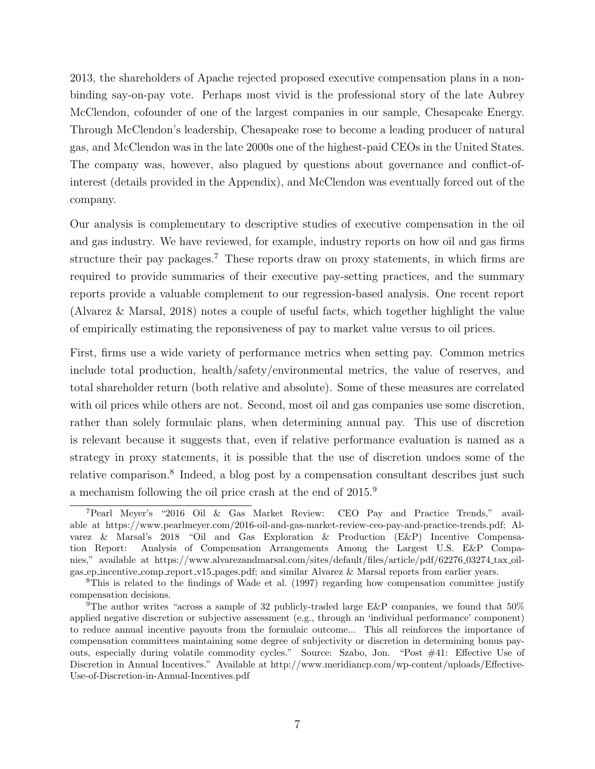2013, the shareholders of Apache rejected proposed executive compensation plans in a non-binding say-on-pay vote. Perhaps most vivid is the professional story of the late Aubrey McClendon, cofounder of one of the largest companies in our sample, Chesapeake Energy. Through McClendon's leadership, Chesapeake rose to become a leading producer of natural gas, and McClendon was in the late 2000s one of the highest-paid CEOs in the United States. The company was, however, also plagued by questions about governance and conflict-of-interest (details provided in the Appendix), and McClendon was eventually forced out of the company.

Our analysis is complementary to descriptive studies of executive compensation in the oil and gas industry. We have reviewed, for example, industry reports on how oil and gas firms structure their pay packages.[7] These reports draw on proxy statements, in which firms are required to provide summaries of their executive pay-setting practices, and the summary reports provide a valuable complement to our regression-based analysis. One recent report (Alvarez & Marsal, 2018) notes a couple of useful facts, which together highlight the value of empirically estimating the reponsiveness of pay to market value versus to oil prices.

First, firms use a wide variety of performance metrics when setting pay. Common metrics include total production, health/safety/environmental metrics, the value of reserves, and total shareholder return (both relative and absolute). Some of these measures are correlated with oil prices while others are not. Second, most oil and gas companies use some discretion, rather than solely formulaic plans, when determining annual pay. This use of discretion is relevant because it suggests that, even if relative performance evaluation is named as a strategy in proxy statements, it is possible that the use of discretion undoes some of the relative comparison.[8] Indeed, a blog post by a compensation consultant describes just such a mechanism following the oil price crash at the end of 2015.[9]

---

[7] Pearl Meyer's "2016 Oil & Gas Market Review: CEO Pay and Practice Trends," available at https://www.pearlmeyer.com/2016-oil-and-gas-market-review-ceo-pay-and-practice-trends.pdf; Alvarez & Marsal's 2018 "Oil and Gas Exploration & Production (E&P) Incentive Compensation Report: Analysis of Compensation Arrangements Among the Largest U.S. E&P Companies," available at https://www.alvarezandmarsal.com/sites/default/files/article/pdf/62276_03274_tax_oil-gas_ep_incentive_comp_report_v15_pages.pdf; and similar Alvarez & Marsal reports from earlier years.

[8] This is related to the findings of Wade et al. (1997) regarding how compensation committee justify compensation decisions.

[9] The author writes "across a sample of 32 publicly-traded large E&P companies, we found that 50% applied negative discretion or subjective assessment (e.g., through an 'individual performance' component) to reduce annual incentive payouts from the formulaic outcome... This all reinforces the importance of compensation committees maintaining some degree of subjectivity or discretion in determining bonus payouts, especially during volatile commodity cycles." Source: Szabo, Jon. "Post #41: Effective Use of Discretion in Annual Incentives." Available at http://www.meridiancp.com/wp-content/uploads/Effective-Use-of-Discretion-in-Annual-Incentives.pdf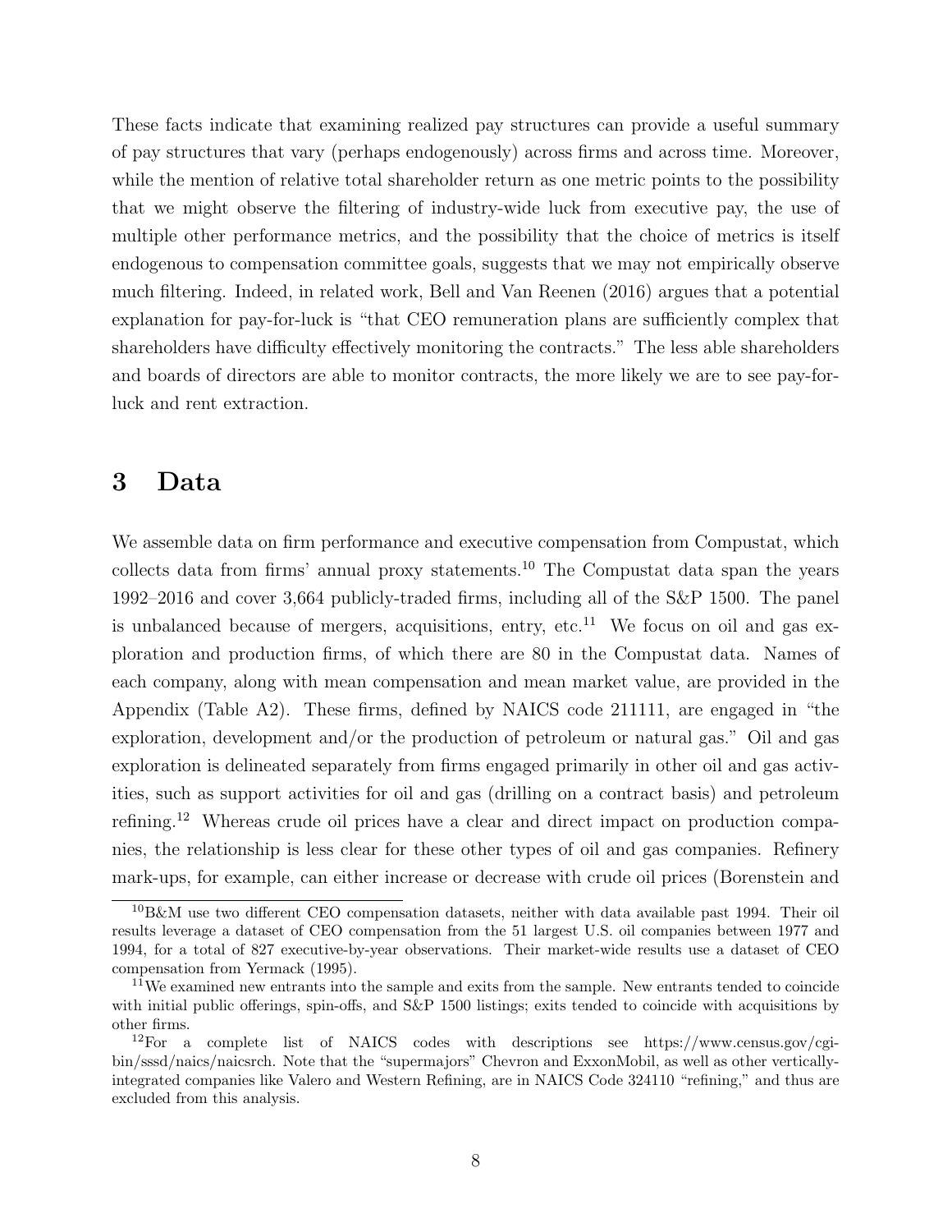These facts indicate that examining realized pay structures can provide a useful summary of pay structures that vary (perhaps endogenously) across firms and across time. Moreover, while the mention of relative total shareholder return as one metric points to the possibility that we might observe the filtering of industry-wide luck from executive pay, the use of multiple other performance metrics, and the possibility that the choice of metrics is itself endogenous to compensation committee goals, suggests that we may not empirically observe much filtering. Indeed, in related work, Bell and Van Reenen (2016) argues that a potential explanation for pay-for-luck is "that CEO remuneration plans are sufficiently complex that shareholders have difficulty effectively monitoring the contracts." The less able shareholders and boards of directors are able to monitor contracts, the more likely we are to see pay-for-luck and rent extraction.

# 3 Data

We assemble data on firm performance and executive compensation from Compustat, which collects data from firms' annual proxy statements.[10] The Compustat data span the years 1992–2016 and cover 3,664 publicly-traded firms, including all of the S&P 1500. The panel is unbalanced because of mergers, acquisitions, entry, etc.[11] We focus on oil and gas exploration and production firms, of which there are 80 in the Compustat data. Names of each company, along with mean compensation and mean market value, are provided in the Appendix (Table A2). These firms, defined by NAICS code 211111, are engaged in "the exploration, development and/or the production of petroleum or natural gas." Oil and gas exploration is delineated separately from firms engaged primarily in other oil and gas activities, such as support activities for oil and gas (drilling on a contract basis) and petroleum refining.[12] Whereas crude oil prices have a clear and direct impact on production companies, the relationship is less clear for these other types of oil and gas companies. Refinery mark-ups, for example, can either increase or decrease with crude oil prices (Borenstein and

[10] B&M use two different CEO compensation datasets, neither with data available past 1994. Their oil results leverage a dataset of CEO compensation from the 51 largest U.S. oil companies between 1977 and 1994, for a total of 827 executive-by-year observations. Their market-wide results use a dataset of CEO compensation from Yermack (1995).

[11] We examined new entrants into the sample and exits from the sample. New entrants tended to coincide with initial public offerings, spin-offs, and S&P 1500 listings; exits tended to coincide with acquisitions by other firms.

[12] For a complete list of NAICS codes with descriptions see https://www.census.gov/cgi-bin/sssd/naics/naicsrch. Note that the "supermajors" Chevron and ExxonMobil, as well as other vertically-integrated companies like Valero and Western Refining, are in NAICS Code 324110 "refining," and thus are excluded from this analysis.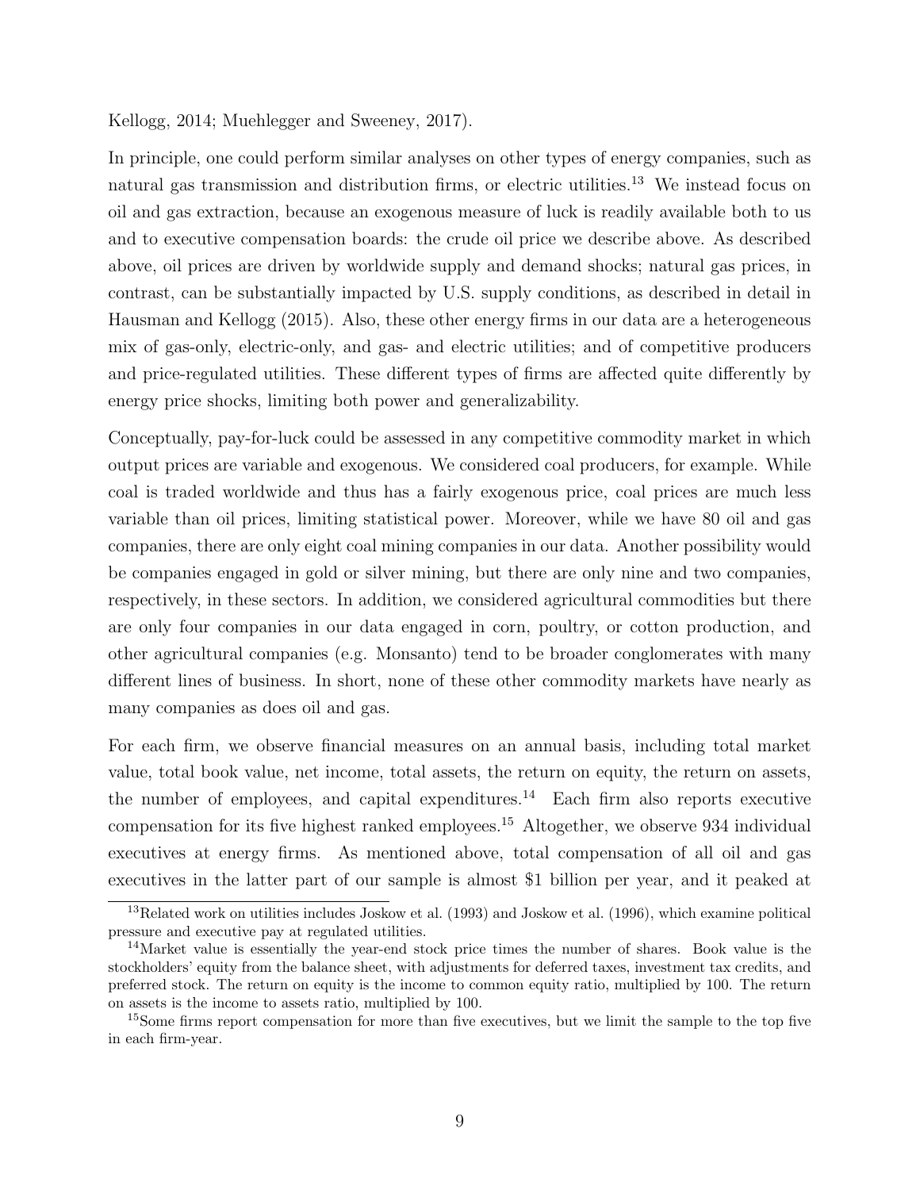Kellogg, 2014; Muehlegger and Sweeney, 2017).

In principle, one could perform similar analyses on other types of energy companies, such as natural gas transmission and distribution firms, or electric utilities.[13] We instead focus on oil and gas extraction, because an exogenous measure of luck is readily available both to us and to executive compensation boards: the crude oil price we describe above. As described above, oil prices are driven by worldwide supply and demand shocks; natural gas prices, in contrast, can be substantially impacted by U.S. supply conditions, as described in detail in Hausman and Kellogg (2015). Also, these other energy firms in our data are a heterogeneous mix of gas-only, electric-only, and gas- and electric utilities; and of competitive producers and price-regulated utilities. These different types of firms are affected quite differently by energy price shocks, limiting both power and generalizability.

Conceptually, pay-for-luck could be assessed in any competitive commodity market in which output prices are variable and exogenous. We considered coal producers, for example. While coal is traded worldwide and thus has a fairly exogenous price, coal prices are much less variable than oil prices, limiting statistical power. Moreover, while we have 80 oil and gas companies, there are only eight coal mining companies in our data. Another possibility would be companies engaged in gold or silver mining, but there are only nine and two companies, respectively, in these sectors. In addition, we considered agricultural commodities but there are only four companies in our data engaged in corn, poultry, or cotton production, and other agricultural companies (e.g. Monsanto) tend to be broader conglomerates with many different lines of business. In short, none of these other commodity markets have nearly as many companies as does oil and gas.

For each firm, we observe financial measures on an annual basis, including total market value, total book value, net income, total assets, the return on equity, the return on assets, the number of employees, and capital expenditures.[14] Each firm also reports executive compensation for its five highest ranked employees.[15] Altogether, we observe 934 individual executives at energy firms. As mentioned above, total compensation of all oil and gas executives in the latter part of our sample is almost $1 billion per year, and it peaked at

[13] Related work on utilities includes Joskow et al. (1993) and Joskow et al. (1996), which examine political pressure and executive pay at regulated utilities.

[14] Market value is essentially the year-end stock price times the number of shares. Book value is the stockholders' equity from the balance sheet, with adjustments for deferred taxes, investment tax credits, and preferred stock. The return on equity is the income to common equity ratio, multiplied by 100. The return on assets is the income to assets ratio, multiplied by 100.

[15] Some firms report compensation for more than five executives, but we limit the sample to the top five in each firm-year.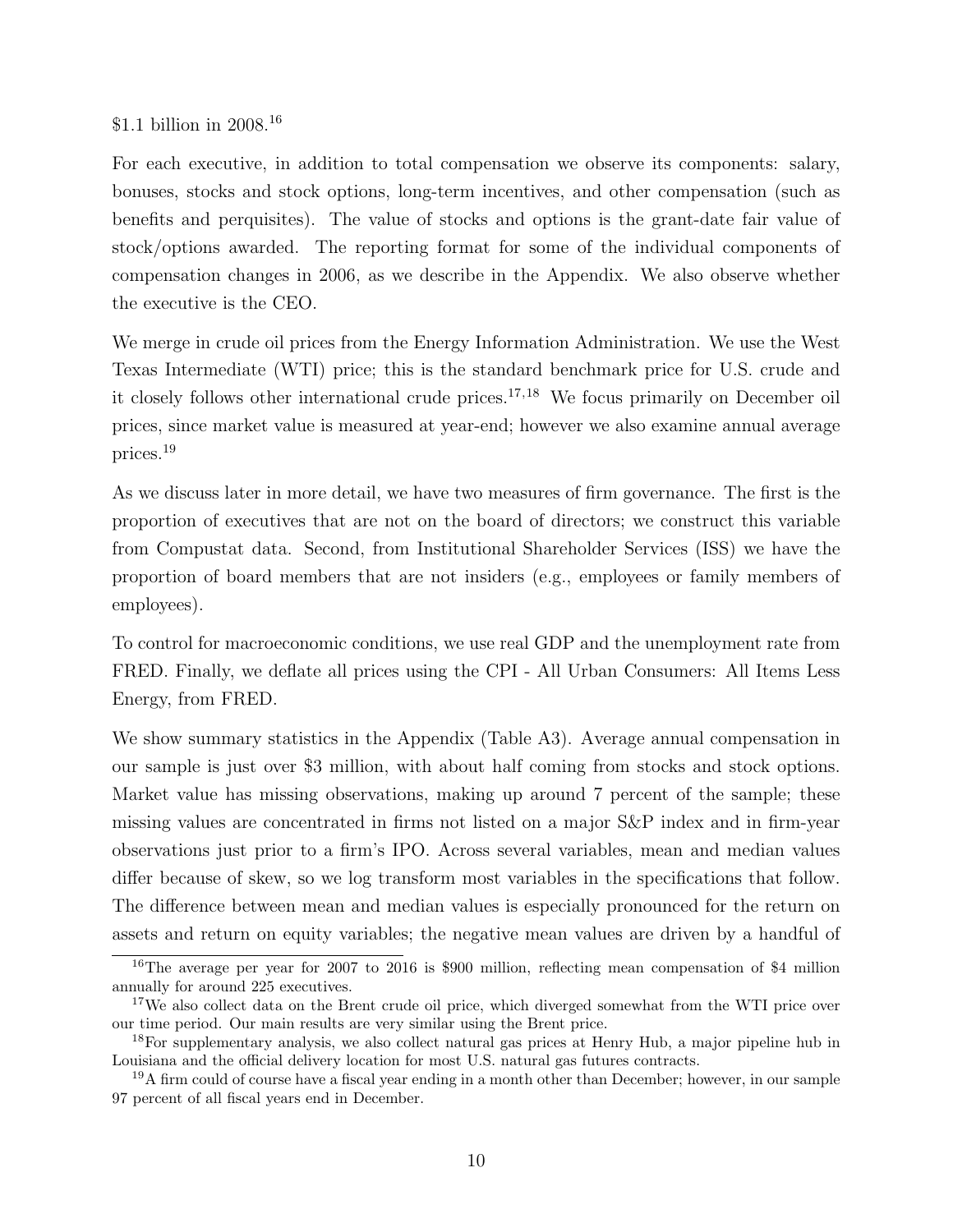$1.1 billion in 2008.[16]

For each executive, in addition to total compensation we observe its components: salary, bonuses, stocks and stock options, long-term incentives, and other compensation (such as benefits and perquisites). The value of stocks and options is the grant-date fair value of stock/options awarded. The reporting format for some of the individual components of compensation changes in 2006, as we describe in the Appendix. We also observe whether the executive is the CEO.

We merge in crude oil prices from the Energy Information Administration. We use the West Texas Intermediate (WTI) price; this is the standard benchmark price for U.S. crude and it closely follows other international crude prices.[17,18] We focus primarily on December oil prices, since market value is measured at year-end; however we also examine annual average prices.[19]

As we discuss later in more detail, we have two measures of firm governance. The first is the proportion of executives that are not on the board of directors; we construct this variable from Compustat data. Second, from Institutional Shareholder Services (ISS) we have the proportion of board members that are not insiders (e.g., employees or family members of employees).

To control for macroeconomic conditions, we use real GDP and the unemployment rate from FRED. Finally, we deflate all prices using the CPI - All Urban Consumers: All Items Less Energy, from FRED.

We show summary statistics in the Appendix (Table A3). Average annual compensation in our sample is just over $3 million, with about half coming from stocks and stock options. Market value has missing observations, making up around 7 percent of the sample; these missing values are concentrated in firms not listed on a major S&P index and in firm-year observations just prior to a firm's IPO. Across several variables, mean and median values differ because of skew, so we log transform most variables in the specifications that follow. The difference between mean and median values is especially pronounced for the return on assets and return on equity variables; the negative mean values are driven by a handful of

[16] The average per year for 2007 to 2016 is $900 million, reflecting mean compensation of $4 million annually for around 225 executives.

[17] We also collect data on the Brent crude oil price, which diverged somewhat from the WTI price over our time period. Our main results are very similar using the Brent price.

[18] For supplementary analysis, we also collect natural gas prices at Henry Hub, a major pipeline hub in Louisiana and the official delivery location for most U.S. natural gas futures contracts.

[19] A firm could of course have a fiscal year ending in a month other than December; however, in our sample 97 percent of all fiscal years end in December.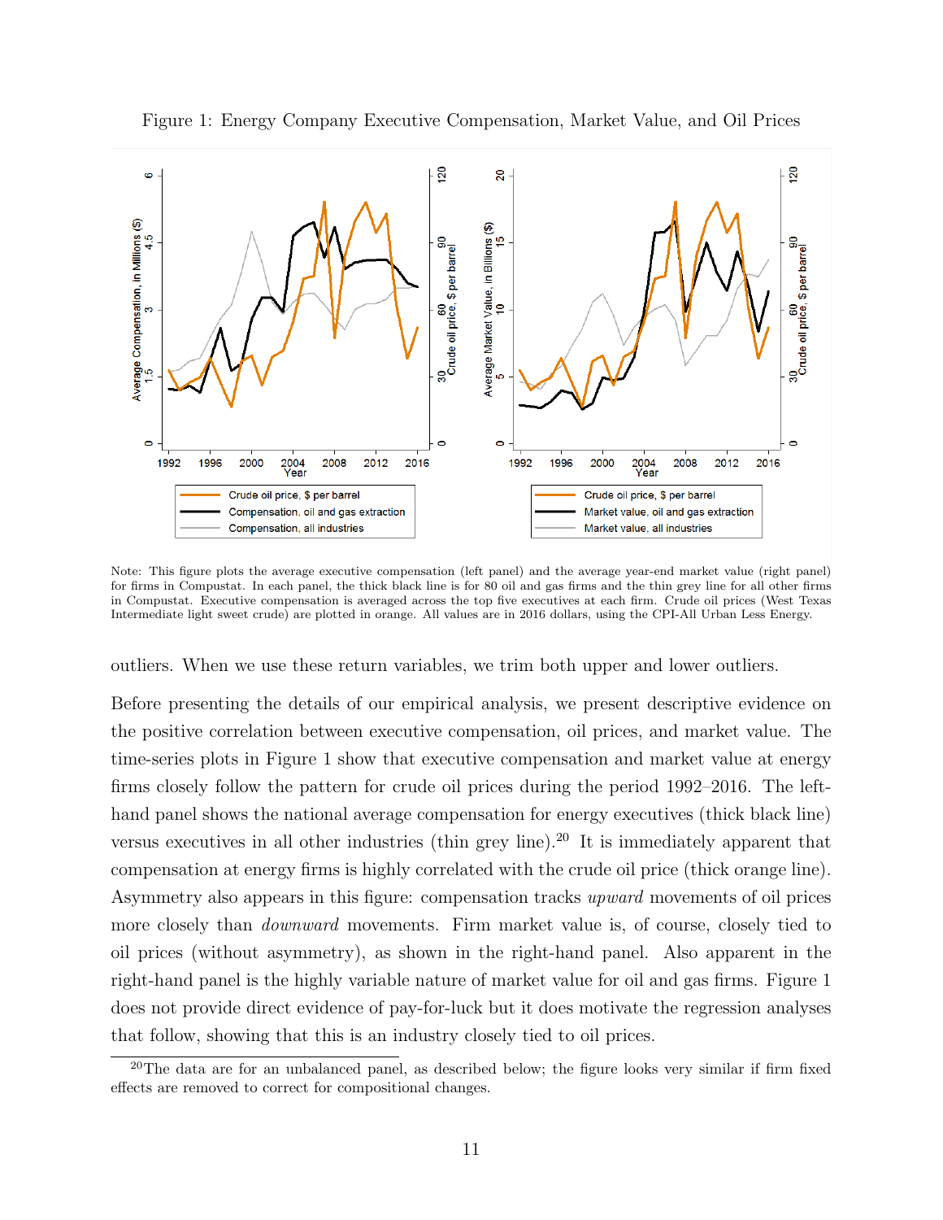Figure 1: Energy Company Executive Compensation, Market Value, and Oil Prices

Note: This figure plots the average executive compensation (left panel) and the average year-end market value (right panel) for firms in Compustat. In each panel, the thick black line is for 80 oil and gas firms and the thin grey line for all other firms in Compustat. Executive compensation is averaged across the top five executives at each firm. Crude oil prices (West Texas Intermediate light sweet crude) are plotted in orange. All values are in 2016 dollars, using the CPI-All Urban Less Energy.

outliers. When we use these return variables, we trim both upper and lower outliers.

Before presenting the details of our empirical analysis, we present descriptive evidence on the positive correlation between executive compensation, oil prices, and market value. The time-series plots in Figure 1 show that executive compensation and market value at energy firms closely follow the pattern for crude oil prices during the period 1992–2016. The left-hand panel shows the national average compensation for energy executives (thick black line) versus executives in all other industries (thin grey line).[20] It is immediately apparent that compensation at energy firms is highly correlated with the crude oil price (thick orange line). Asymmetry also appears in this figure: compensation tracks *upward* movements of oil prices more closely than *downward* movements. Firm market value is, of course, closely tied to oil prices (without asymmetry), as shown in the right-hand panel. Also apparent in the right-hand panel is the highly variable nature of market value for oil and gas firms. Figure 1 does not provide direct evidence of pay-for-luck but it does motivate the regression analyses that follow, showing that this is an industry closely tied to oil prices.

[20]The data are for an unbalanced panel, as described below; the figure looks very similar if firm fixed effects are removed to correct for compositional changes.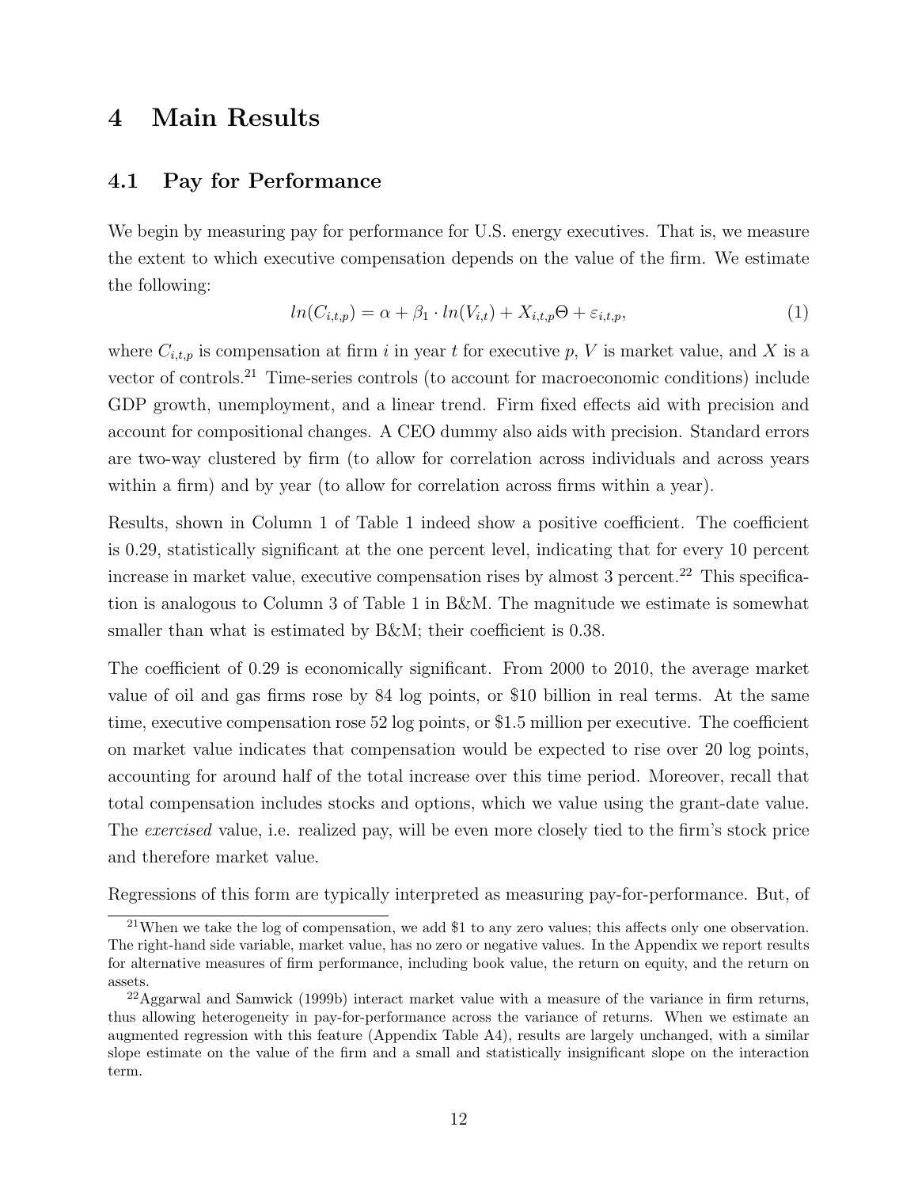# 4 Main Results

## 4.1 Pay for Performance

We begin by measuring pay for performance for U.S. energy executives. That is, we measure the extent to which executive compensation depends on the value of the firm. We estimate the following:

$$ln(C_{i,t,p}) = \alpha + \beta_1 \cdot ln(V_{i,t}) + X_{i,t,p}\Theta + \varepsilon_{i,t,p}, \tag{1}$$

where $C_{i,t,p}$ is compensation at firm $i$ in year $t$ for executive $p$, $V$ is market value, and $X$ is a vector of controls.[21] Time-series controls (to account for macroeconomic conditions) include GDP growth, unemployment, and a linear trend. Firm fixed effects aid with precision and account for compositional changes. A CEO dummy also aids with precision. Standard errors are two-way clustered by firm (to allow for correlation across individuals and across years within a firm) and by year (to allow for correlation across firms within a year).

Results, shown in Column 1 of Table 1 indeed show a positive coefficient. The coefficient is 0.29, statistically significant at the one percent level, indicating that for every 10 percent increase in market value, executive compensation rises by almost 3 percent.[22] This specification is analogous to Column 3 of Table 1 in B&M. The magnitude we estimate is somewhat smaller than what is estimated by B&M; their coefficient is 0.38.

The coefficient of 0.29 is economically significant. From 2000 to 2010, the average market value of oil and gas firms rose by 84 log points, or $10 billion in real terms. At the same time, executive compensation rose 52 log points, or $1.5 million per executive. The coefficient on market value indicates that compensation would be expected to rise over 20 log points, accounting for around half of the total increase over this time period. Moreover, recall that total compensation includes stocks and options, which we value using the grant-date value. The *exercised* value, i.e. realized pay, will be even more closely tied to the firm's stock price and therefore market value.

Regressions of this form are typically interpreted as measuring pay-for-performance. But, of

[21] When we take the log of compensation, we add $1 to any zero values; this affects only one observation. The right-hand side variable, market value, has no zero or negative values. In the Appendix we report results for alternative measures of firm performance, including book value, the return on equity, and the return on assets.

[22] Aggarwal and Samwick (1999b) interact market value with a measure of the variance in firm returns, thus allowing heterogeneity in pay-for-performance across the variance of returns. When we estimate an augmented regression with this feature (Appendix Table A4), results are largely unchanged, with a similar slope estimate on the value of the firm and a small and statistically insignificant slope on the interaction term.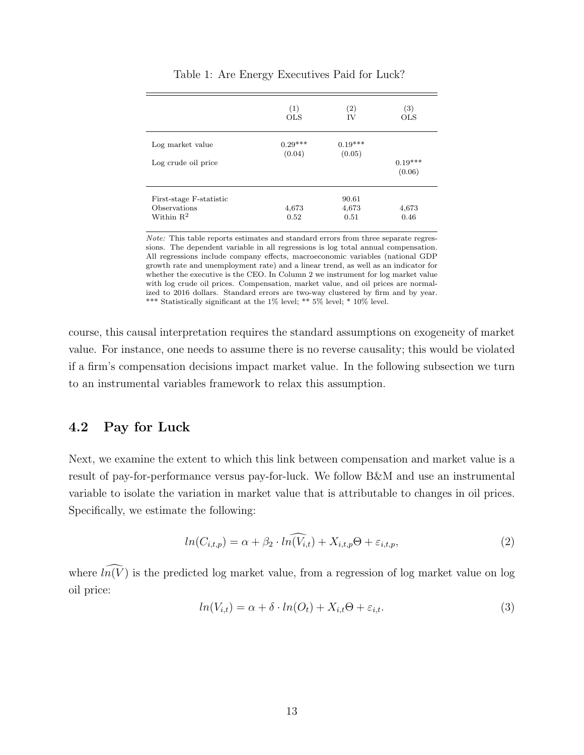Table 1: Are Energy Executives Paid for Luck?

| | (1) OLS | (2) IV | (3) OLS |
|---|---|---|---|
| Log market value | 0.29*** | 0.19*** | |
| | (0.04) | (0.05) | |
| Log crude oil price | | | 0.19*** |
| | | | (0.06) |
| First-stage F-statistic | | 90.61 | |
| Observations | 4,673 | 4,673 | 4,673 |
| Within $R^2$ | 0.52 | 0.51 | 0.46 |

*Note:* This table reports estimates and standard errors from three separate regressions. The dependent variable in all regressions is log total annual compensation. All regressions include company effects, macroeconomic variables (national GDP growth rate and unemployment rate) and a linear trend, as well as an indicator for whether the executive is the CEO. In Column 2 we instrument for log market value with log crude oil prices. Compensation, market value, and oil prices are normalized to 2016 dollars. Standard errors are two-way clustered by firm and by year. *** Statistically significant at the 1% level; ** 5% level; * 10% level.

course, this causal interpretation requires the standard assumptions on exogeneity of market value. For instance, one needs to assume there is no reverse causality; this would be violated if a firm's compensation decisions impact market value. In the following subsection we turn to an instrumental variables framework to relax this assumption.

## 4.2 Pay for Luck

Next, we examine the extent to which this link between compensation and market value is a result of pay-for-performance versus pay-for-luck. We follow B&M and use an instrumental variable to isolate the variation in market value that is attributable to changes in oil prices. Specifically, we estimate the following:

$$ln(C_{i,t,p}) = \alpha + \beta_2 \cdot \widehat{ln(V_{i,t})} + X_{i,t,p}\Theta + \varepsilon_{i,t,p}, \tag{2}$$

where $\widehat{ln(V)}$ is the predicted log market value, from a regression of log market value on log oil price:

$$ln(V_{i,t}) = \alpha + \delta \cdot ln(O_t) + X_{i,t}\Theta + \varepsilon_{i,t}. \tag{3}$$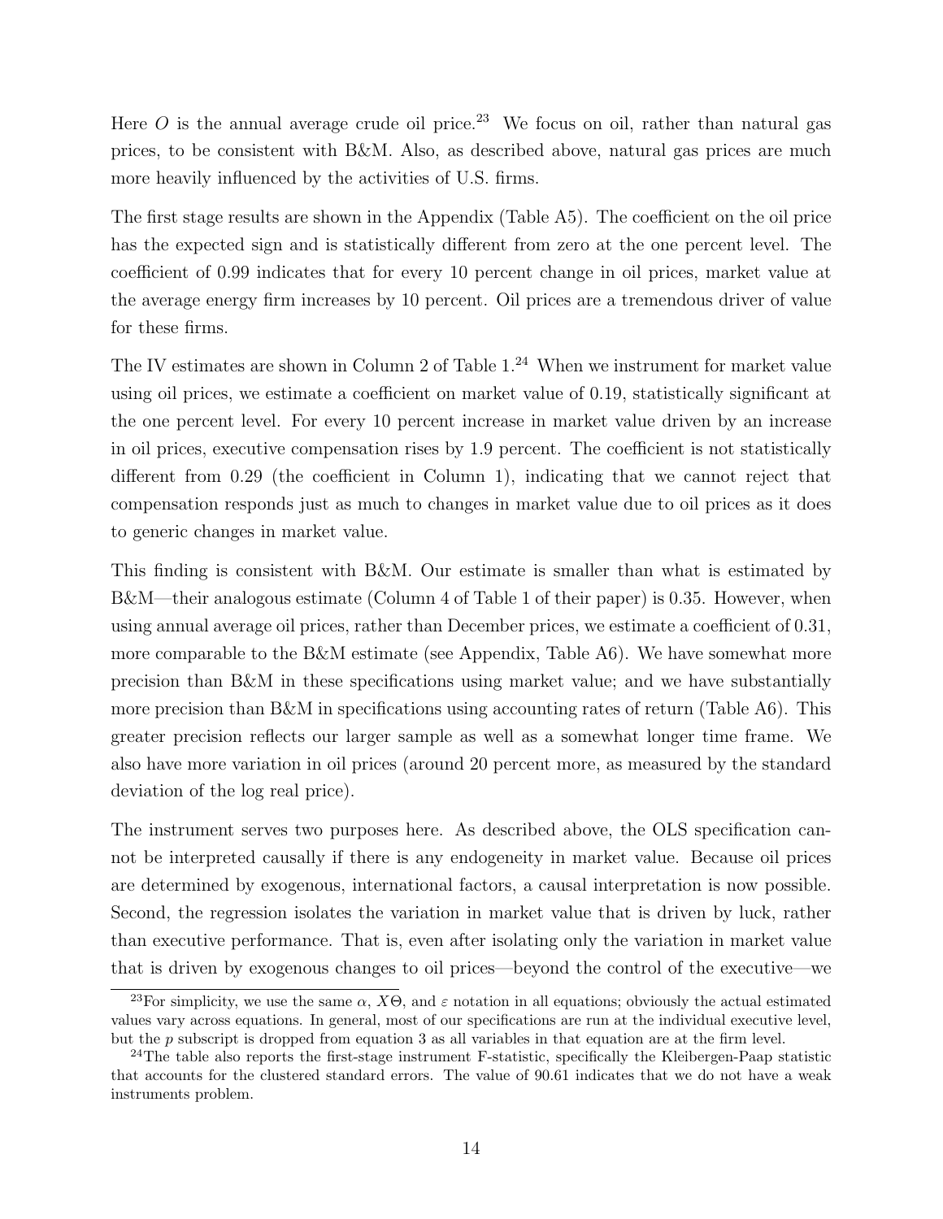Here $O$ is the annual average crude oil price.[23] We focus on oil, rather than natural gas prices, to be consistent with B&M. Also, as described above, natural gas prices are much more heavily influenced by the activities of U.S. firms.

The first stage results are shown in the Appendix (Table A5). The coefficient on the oil price has the expected sign and is statistically different from zero at the one percent level. The coefficient of 0.99 indicates that for every 10 percent change in oil prices, market value at the average energy firm increases by 10 percent. Oil prices are a tremendous driver of value for these firms.

The IV estimates are shown in Column 2 of Table 1.[24] When we instrument for market value using oil prices, we estimate a coefficient on market value of 0.19, statistically significant at the one percent level. For every 10 percent increase in market value driven by an increase in oil prices, executive compensation rises by 1.9 percent. The coefficient is not statistically different from 0.29 (the coefficient in Column 1), indicating that we cannot reject that compensation responds just as much to changes in market value due to oil prices as it does to generic changes in market value.

This finding is consistent with B&M. Our estimate is smaller than what is estimated by B&M—their analogous estimate (Column 4 of Table 1 of their paper) is 0.35. However, when using annual average oil prices, rather than December prices, we estimate a coefficient of 0.31, more comparable to the B&M estimate (see Appendix, Table A6). We have somewhat more precision than B&M in these specifications using market value; and we have substantially more precision than B&M in specifications using accounting rates of return (Table A6). This greater precision reflects our larger sample as well as a somewhat longer time frame. We also have more variation in oil prices (around 20 percent more, as measured by the standard deviation of the log real price).

The instrument serves two purposes here. As described above, the OLS specification cannot be interpreted causally if there is any endogeneity in market value. Because oil prices are determined by exogenous, international factors, a causal interpretation is now possible. Second, the regression isolates the variation in market value that is driven by luck, rather than executive performance. That is, even after isolating only the variation in market value that is driven by exogenous changes to oil prices—beyond the control of the executive—we

[23] For simplicity, we use the same $\alpha$, $X\Theta$, and $\varepsilon$ notation in all equations; obviously the actual estimated values vary across equations. In general, most of our specifications are run at the individual executive level, but the $p$ subscript is dropped from equation 3 as all variables in that equation are at the firm level.

[24] The table also reports the first-stage instrument F-statistic, specifically the Kleibergen-Paap statistic that accounts for the clustered standard errors. The value of 90.61 indicates that we do not have a weak instruments problem.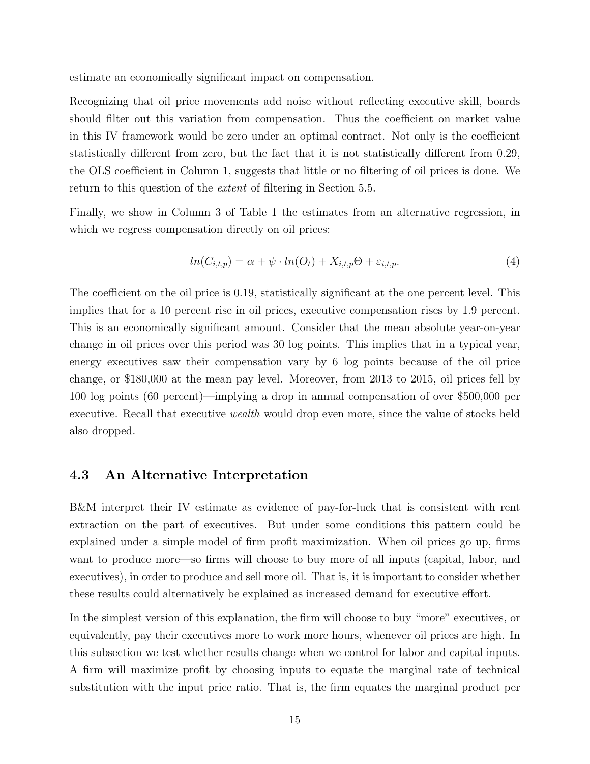estimate an economically significant impact on compensation.

Recognizing that oil price movements add noise without reflecting executive skill, boards should filter out this variation from compensation. Thus the coefficient on market value in this IV framework would be zero under an optimal contract. Not only is the coefficient statistically different from zero, but the fact that it is not statistically different from 0.29, the OLS coefficient in Column 1, suggests that little or no filtering of oil prices is done. We return to this question of the *extent* of filtering in Section 5.5.

Finally, we show in Column 3 of Table 1 the estimates from an alternative regression, in which we regress compensation directly on oil prices:

$$ln(C_{i,t,p}) = \alpha + \psi \cdot ln(O_t) + X_{i,t,p}\Theta + \varepsilon_{i,t,p}. \tag{4}$$

The coefficient on the oil price is 0.19, statistically significant at the one percent level. This implies that for a 10 percent rise in oil prices, executive compensation rises by 1.9 percent. This is an economically significant amount. Consider that the mean absolute year-on-year change in oil prices over this period was 30 log points. This implies that in a typical year, energy executives saw their compensation vary by 6 log points because of the oil price change, or $180,000 at the mean pay level. Moreover, from 2013 to 2015, oil prices fell by 100 log points (60 percent)—implying a drop in annual compensation of over $500,000 per executive. Recall that executive *wealth* would drop even more, since the value of stocks held also dropped.

## 4.3 An Alternative Interpretation

B&M interpret their IV estimate as evidence of pay-for-luck that is consistent with rent extraction on the part of executives. But under some conditions this pattern could be explained under a simple model of firm profit maximization. When oil prices go up, firms want to produce more—so firms will choose to buy more of all inputs (capital, labor, and executives), in order to produce and sell more oil. That is, it is important to consider whether these results could alternatively be explained as increased demand for executive effort.

In the simplest version of this explanation, the firm will choose to buy "more" executives, or equivalently, pay their executives more to work more hours, whenever oil prices are high. In this subsection we test whether results change when we control for labor and capital inputs. A firm will maximize profit by choosing inputs to equate the marginal rate of technical substitution with the input price ratio. That is, the firm equates the marginal product per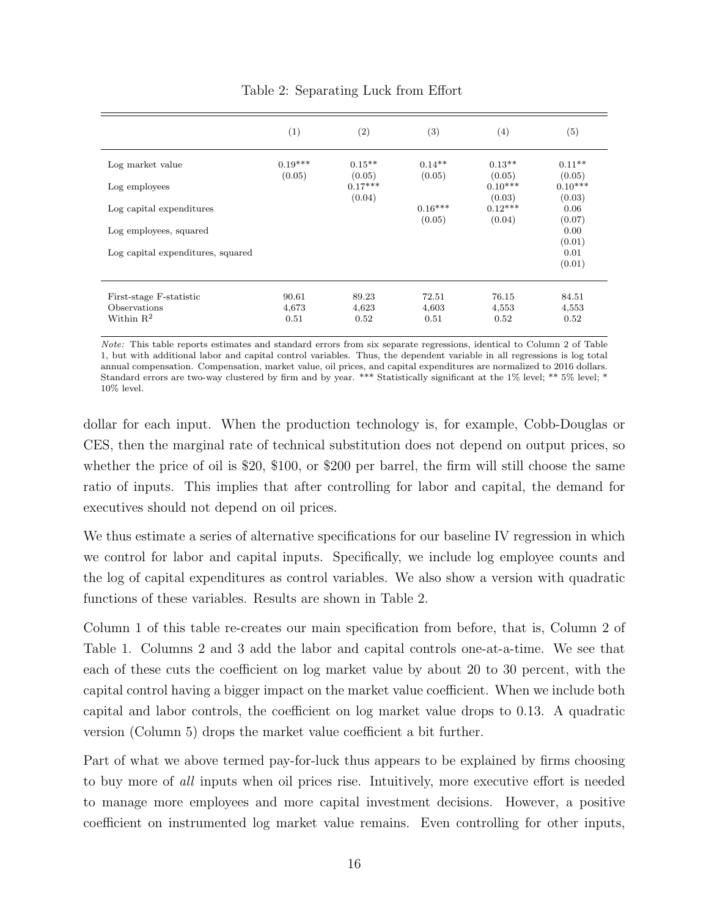Table 2: Separating Luck from Effort

| | (1) | (2) | (3) | (4) | (5) |
|---|---|---|---|---|---|
| Log market value | 0.19*** | 0.15** | 0.14** | 0.13** | 0.11** |
| | (0.05) | (0.05) | (0.05) | (0.05) | (0.05) |
| Log employees | | 0.17*** | | 0.10*** | 0.10*** |
| | | (0.04) | | (0.03) | (0.03) |
| Log capital expenditures | | | 0.16*** | 0.12*** | 0.06 |
| | | | (0.05) | (0.04) | (0.07) |
| Log employees, squared | | | | | 0.00 |
| | | | | | (0.01) |
| Log capital expenditures, squared | | | | | 0.01 |
| | | | | | (0.01) |
| First-stage F-statistic | 90.61 | 89.23 | 72.51 | 76.15 | 84.51 |
| Observations | 4,673 | 4,623 | 4,603 | 4,553 | 4,553 |
| Within $R^2$ | 0.51 | 0.52 | 0.51 | 0.52 | 0.52 |

*Note:* This table reports estimates and standard errors from six separate regressions, identical to Column 2 of Table 1, but with additional labor and capital control variables. Thus, the dependent variable in all regressions is log total annual compensation. Compensation, market value, oil prices, and capital expenditures are normalized to 2016 dollars. Standard errors are two-way clustered by firm and by year. *** Statistically significant at the 1% level; ** 5% level; * 10% level.

dollar for each input. When the production technology is, for example, Cobb-Douglas or CES, then the marginal rate of technical substitution does not depend on output prices, so whether the price of oil is \$20, \$100, or \$200 per barrel, the firm will still choose the same ratio of inputs. This implies that after controlling for labor and capital, the demand for executives should not depend on oil prices.

We thus estimate a series of alternative specifications for our baseline IV regression in which we control for labor and capital inputs. Specifically, we include log employee counts and the log of capital expenditures as control variables. We also show a version with quadratic functions of these variables. Results are shown in Table 2.

Column 1 of this table re-creates our main specification from before, that is, Column 2 of Table 1. Columns 2 and 3 add the labor and capital controls one-at-a-time. We see that each of these cuts the coefficient on log market value by about 20 to 30 percent, with the capital control having a bigger impact on the market value coefficient. When we include both capital and labor controls, the coefficient on log market value drops to 0.13. A quadratic version (Column 5) drops the market value coefficient a bit further.

Part of what we above termed pay-for-luck thus appears to be explained by firms choosing to buy more of *all* inputs when oil prices rise. Intuitively, more executive effort is needed to manage more employees and more capital investment decisions. However, a positive coefficient on instrumented log market value remains. Even controlling for other inputs,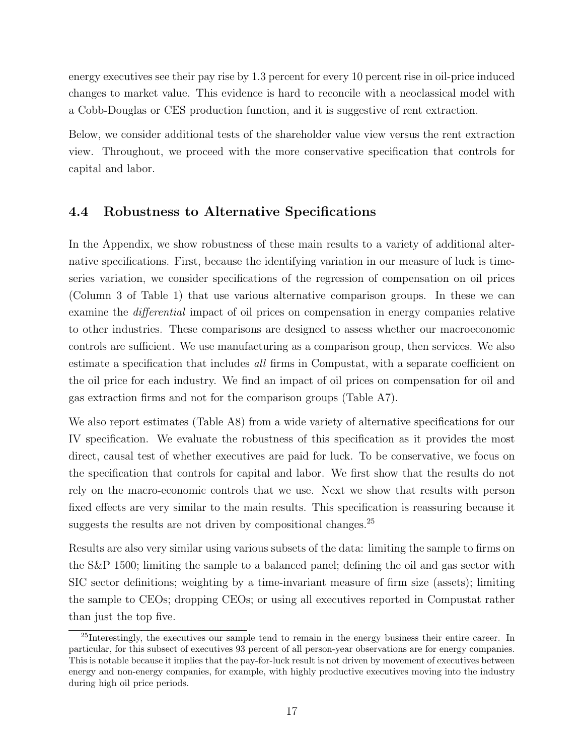energy executives see their pay rise by 1.3 percent for every 10 percent rise in oil-price induced changes to market value. This evidence is hard to reconcile with a neoclassical model with a Cobb-Douglas or CES production function, and it is suggestive of rent extraction.

Below, we consider additional tests of the shareholder value view versus the rent extraction view. Throughout, we proceed with the more conservative specification that controls for capital and labor.

### 4.4 Robustness to Alternative Specifications

In the Appendix, we show robustness of these main results to a variety of additional alternative specifications. First, because the identifying variation in our measure of luck is time-series variation, we consider specifications of the regression of compensation on oil prices (Column 3 of Table 1) that use various alternative comparison groups. In these we can examine the *differential* impact of oil prices on compensation in energy companies relative to other industries. These comparisons are designed to assess whether our macroeconomic controls are sufficient. We use manufacturing as a comparison group, then services. We also estimate a specification that includes *all* firms in Compustat, with a separate coefficient on the oil price for each industry. We find an impact of oil prices on compensation for oil and gas extraction firms and not for the comparison groups (Table A7).

We also report estimates (Table A8) from a wide variety of alternative specifications for our IV specification. We evaluate the robustness of this specification as it provides the most direct, causal test of whether executives are paid for luck. To be conservative, we focus on the specification that controls for capital and labor. We first show that the results do not rely on the macro-economic controls that we use. Next we show that results with person fixed effects are very similar to the main results. This specification is reassuring because it suggests the results are not driven by compositional changes.[25]

Results are also very similar using various subsets of the data: limiting the sample to firms on the S&P 1500; limiting the sample to a balanced panel; defining the oil and gas sector with SIC sector definitions; weighting by a time-invariant measure of firm size (assets); limiting the sample to CEOs; dropping CEOs; or using all executives reported in Compustat rather than just the top five.

[25] Interestingly, the executives our sample tend to remain in the energy business their entire career. In particular, for this subsect of executives 93 percent of all person-year observations are for energy companies. This is notable because it implies that the pay-for-luck result is not driven by movement of executives between energy and non-energy companies, for example, with highly productive executives moving into the industry during high oil price periods.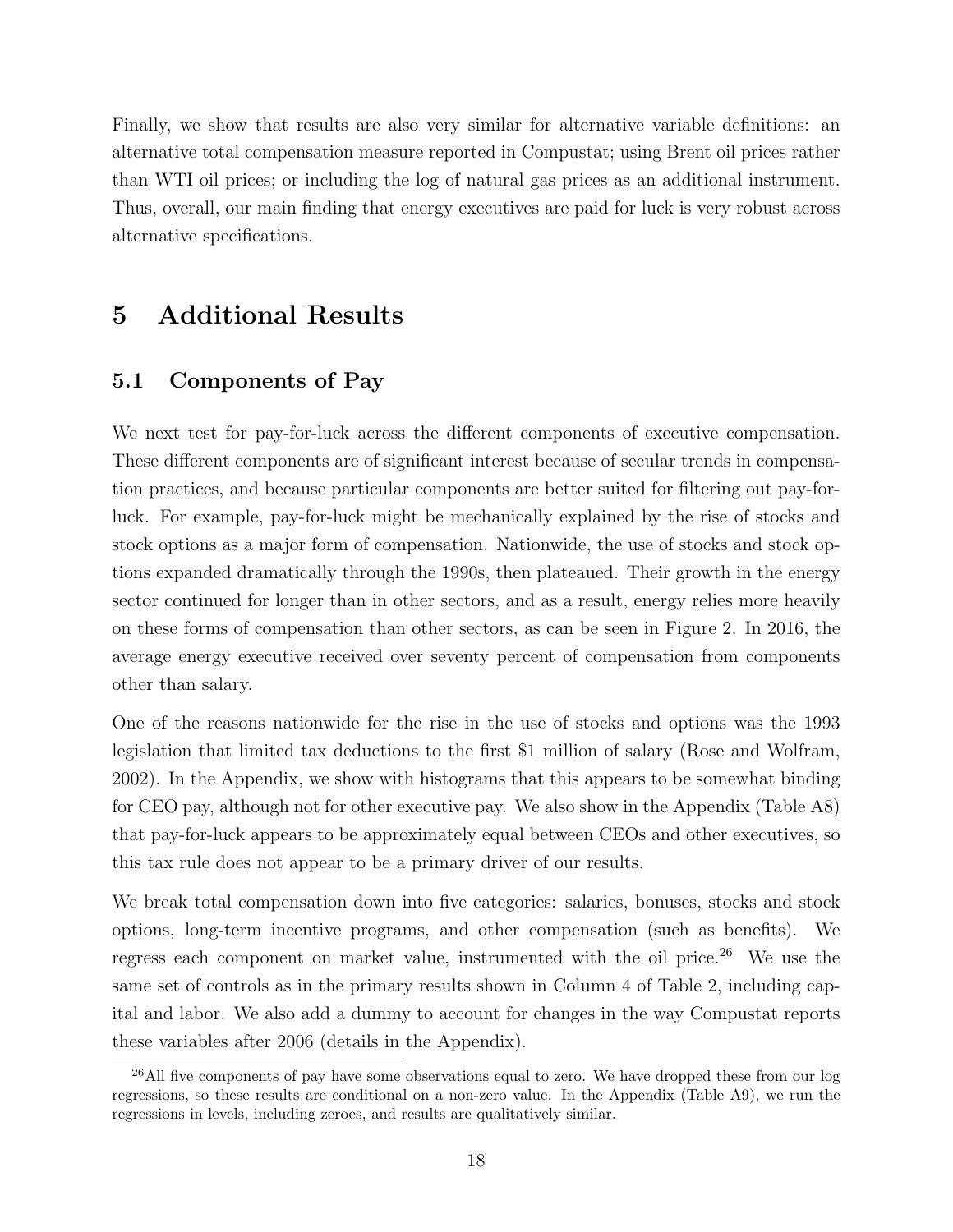Finally, we show that results are also very similar for alternative variable definitions: an alternative total compensation measure reported in Compustat; using Brent oil prices rather than WTI oil prices; or including the log of natural gas prices as an additional instrument. Thus, overall, our main finding that energy executives are paid for luck is very robust across alternative specifications.

# 5 Additional Results

## 5.1 Components of Pay

We next test for pay-for-luck across the different components of executive compensation. These different components are of significant interest because of secular trends in compensation practices, and because particular components are better suited for filtering out pay-for-luck. For example, pay-for-luck might be mechanically explained by the rise of stocks and stock options as a major form of compensation. Nationwide, the use of stocks and stock options expanded dramatically through the 1990s, then plateaued. Their growth in the energy sector continued for longer than in other sectors, and as a result, energy relies more heavily on these forms of compensation than other sectors, as can be seen in Figure 2. In 2016, the average energy executive received over seventy percent of compensation from components other than salary.

One of the reasons nationwide for the rise in the use of stocks and options was the 1993 legislation that limited tax deductions to the first \$1 million of salary (Rose and Wolfram, 2002). In the Appendix, we show with histograms that this appears to be somewhat binding for CEO pay, although not for other executive pay. We also show in the Appendix (Table A8) that pay-for-luck appears to be approximately equal between CEOs and other executives, so this tax rule does not appear to be a primary driver of our results.

We break total compensation down into five categories: salaries, bonuses, stocks and stock options, long-term incentive programs, and other compensation (such as benefits). We regress each component on market value, instrumented with the oil price.[26] We use the same set of controls as in the primary results shown in Column 4 of Table 2, including capital and labor. We also add a dummy to account for changes in the way Compustat reports these variables after 2006 (details in the Appendix).

[26] All five components of pay have some observations equal to zero. We have dropped these from our log regressions, so these results are conditional on a non-zero value. In the Appendix (Table A9), we run the regressions in levels, including zeroes, and results are qualitatively similar.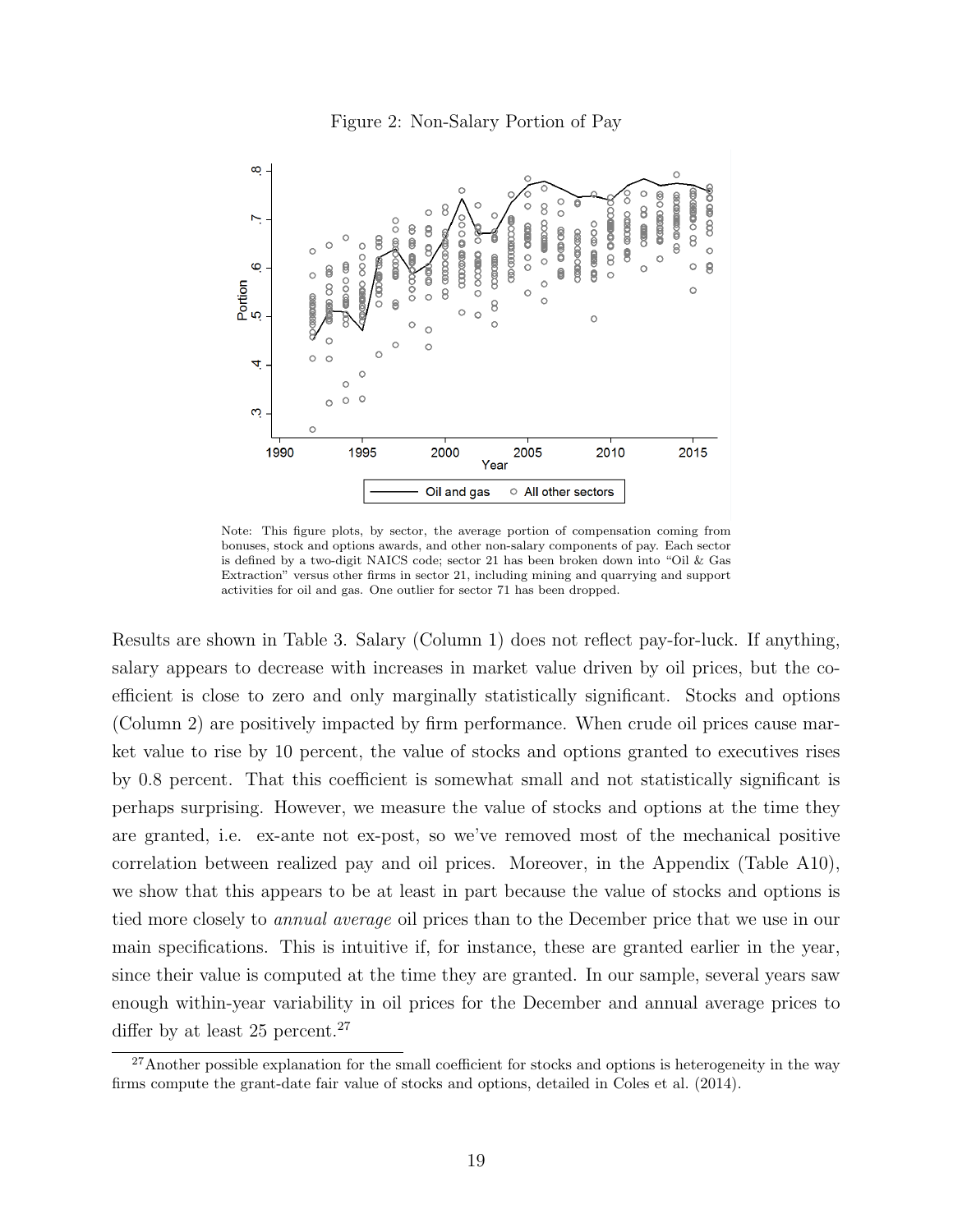Figure 2: Non-Salary Portion of Pay

Note: This figure plots, by sector, the average portion of compensation coming from bonuses, stock and options awards, and other non-salary components of pay. Each sector is defined by a two-digit NAICS code; sector 21 has been broken down into "Oil & Gas Extraction" versus other firms in sector 21, including mining and quarrying and support activities for oil and gas. One outlier for sector 71 has been dropped.

Results are shown in Table 3. Salary (Column 1) does not reflect pay-for-luck. If anything, salary appears to decrease with increases in market value driven by oil prices, but the coefficient is close to zero and only marginally statistically significant. Stocks and options (Column 2) are positively impacted by firm performance. When crude oil prices cause market value to rise by 10 percent, the value of stocks and options granted to executives rises by 0.8 percent. That this coefficient is somewhat small and not statistically significant is perhaps surprising. However, we measure the value of stocks and options at the time they are granted, i.e. ex-ante not ex-post, so we've removed most of the mechanical positive correlation between realized pay and oil prices. Moreover, in the Appendix (Table A10), we show that this appears to be at least in part because the value of stocks and options is tied more closely to *annual average* oil prices than to the December price that we use in our main specifications. This is intuitive if, for instance, these are granted earlier in the year, since their value is computed at the time they are granted. In our sample, several years saw enough within-year variability in oil prices for the December and annual average prices to differ by at least 25 percent.[27]

[27] Another possible explanation for the small coefficient for stocks and options is heterogeneity in the way firms compute the grant-date fair value of stocks and options, detailed in Coles et al. (2014).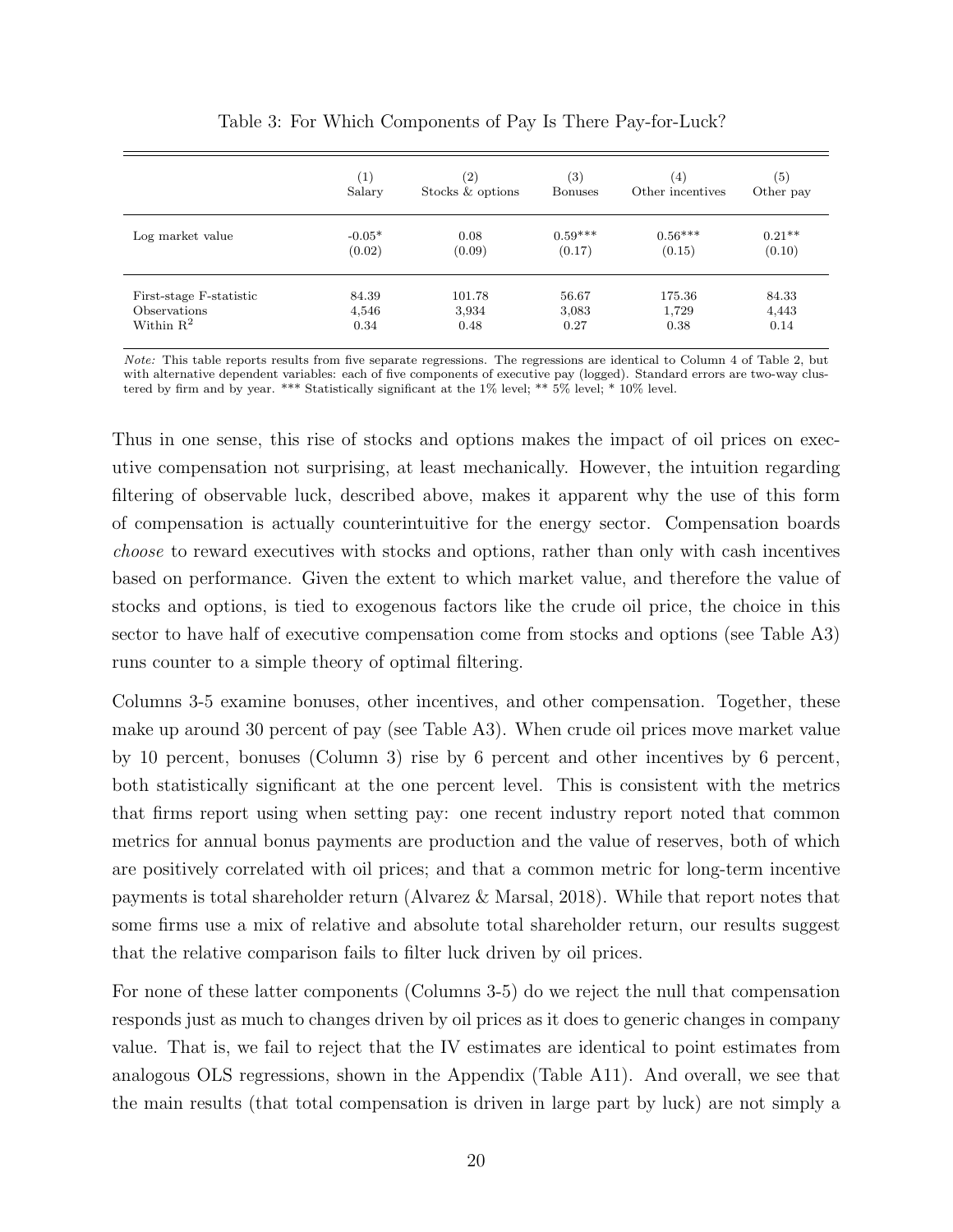Table 3: For Which Components of Pay Is There Pay-for-Luck?

| | (1) Salary | (2) Stocks & options | (3) Bonuses | (4) Other incentives | (5) Other pay |
|---|---|---|---|---|---|
| Log market value | -0.05* | 0.08 | 0.59*** | 0.56*** | 0.21** |
| | (0.02) | (0.09) | (0.17) | (0.15) | (0.10) |
| First-stage F-statistic | 84.39 | 101.78 | 56.67 | 175.36 | 84.33 |
| Observations | 4,546 | 3,934 | 3,083 | 1,729 | 4,443 |
| Within $R^2$ | 0.34 | 0.48 | 0.27 | 0.38 | 0.14 |

*Note:* This table reports results from five separate regressions. The regressions are identical to Column 4 of Table 2, but with alternative dependent variables: each of five components of executive pay (logged). Standard errors are two-way clustered by firm and by year. *** Statistically significant at the 1% level; ** 5% level; * 10% level.

Thus in one sense, this rise of stocks and options makes the impact of oil prices on executive compensation not surprising, at least mechanically. However, the intuition regarding filtering of observable luck, described above, makes it apparent why the use of this form of compensation is actually counterintuitive for the energy sector. Compensation boards *choose* to reward executives with stocks and options, rather than only with cash incentives based on performance. Given the extent to which market value, and therefore the value of stocks and options, is tied to exogenous factors like the crude oil price, the choice in this sector to have half of executive compensation come from stocks and options (see Table A3) runs counter to a simple theory of optimal filtering.

Columns 3-5 examine bonuses, other incentives, and other compensation. Together, these make up around 30 percent of pay (see Table A3). When crude oil prices move market value by 10 percent, bonuses (Column 3) rise by 6 percent and other incentives by 6 percent, both statistically significant at the one percent level. This is consistent with the metrics that firms report using when setting pay: one recent industry report noted that common metrics for annual bonus payments are production and the value of reserves, both of which are positively correlated with oil prices; and that a common metric for long-term incentive payments is total shareholder return (Alvarez & Marsal, 2018). While that report notes that some firms use a mix of relative and absolute total shareholder return, our results suggest that the relative comparison fails to filter luck driven by oil prices.

For none of these latter components (Columns 3-5) do we reject the null that compensation responds just as much to changes driven by oil prices as it does to generic changes in company value. That is, we fail to reject that the IV estimates are identical to point estimates from analogous OLS regressions, shown in the Appendix (Table A11). And overall, we see that the main results (that total compensation is driven in large part by luck) are not simply a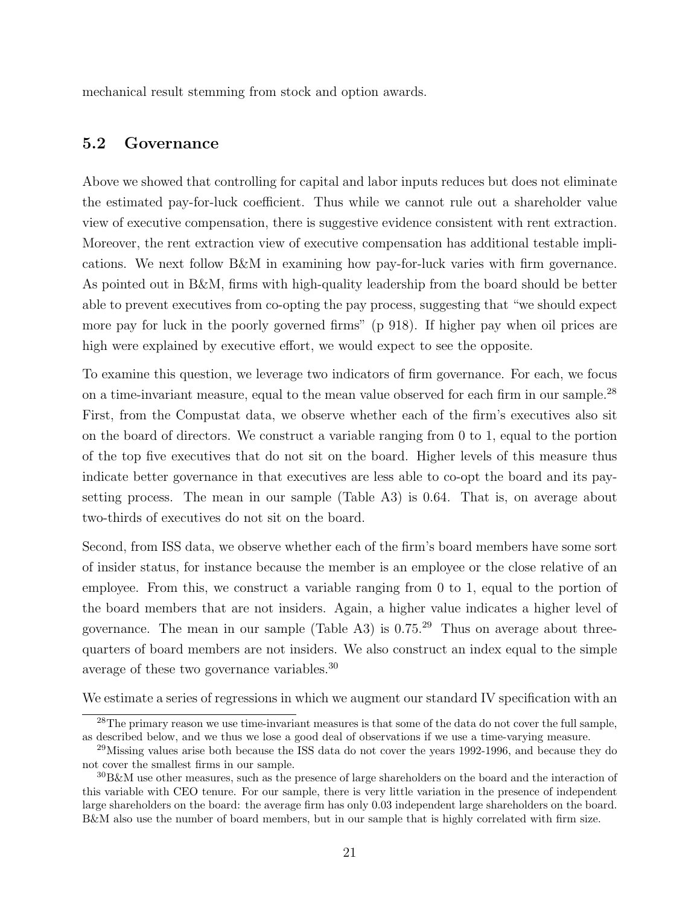mechanical result stemming from stock and option awards.

### 5.2 Governance

Above we showed that controlling for capital and labor inputs reduces but does not eliminate the estimated pay-for-luck coefficient. Thus while we cannot rule out a shareholder value view of executive compensation, there is suggestive evidence consistent with rent extraction. Moreover, the rent extraction view of executive compensation has additional testable implications. We next follow B&M in examining how pay-for-luck varies with firm governance. As pointed out in B&M, firms with high-quality leadership from the board should be better able to prevent executives from co-opting the pay process, suggesting that "we should expect more pay for luck in the poorly governed firms" (p 918). If higher pay when oil prices are high were explained by executive effort, we would expect to see the opposite.

To examine this question, we leverage two indicators of firm governance. For each, we focus on a time-invariant measure, equal to the mean value observed for each firm in our sample.[28] First, from the Compustat data, we observe whether each of the firm's executives also sit on the board of directors. We construct a variable ranging from 0 to 1, equal to the portion of the top five executives that do not sit on the board. Higher levels of this measure thus indicate better governance in that executives are less able to co-opt the board and its pay-setting process. The mean in our sample (Table A3) is 0.64. That is, on average about two-thirds of executives do not sit on the board.

Second, from ISS data, we observe whether each of the firm's board members have some sort of insider status, for instance because the member is an employee or the close relative of an employee. From this, we construct a variable ranging from 0 to 1, equal to the portion of the board members that are not insiders. Again, a higher value indicates a higher level of governance. The mean in our sample (Table A3) is 0.75.[29] Thus on average about three-quarters of board members are not insiders. We also construct an index equal to the simple average of these two governance variables.[30]

We estimate a series of regressions in which we augment our standard IV specification with an

[28] The primary reason we use time-invariant measures is that some of the data do not cover the full sample, as described below, and we thus we lose a good deal of observations if we use a time-varying measure.

[29] Missing values arise both because the ISS data do not cover the years 1992-1996, and because they do not cover the smallest firms in our sample.

[30] B&M use other measures, such as the presence of large shareholders on the board and the interaction of this variable with CEO tenure. For our sample, there is very little variation in the presence of independent large shareholders on the board: the average firm has only 0.03 independent large shareholders on the board. B&M also use the number of board members, but in our sample that is highly correlated with firm size.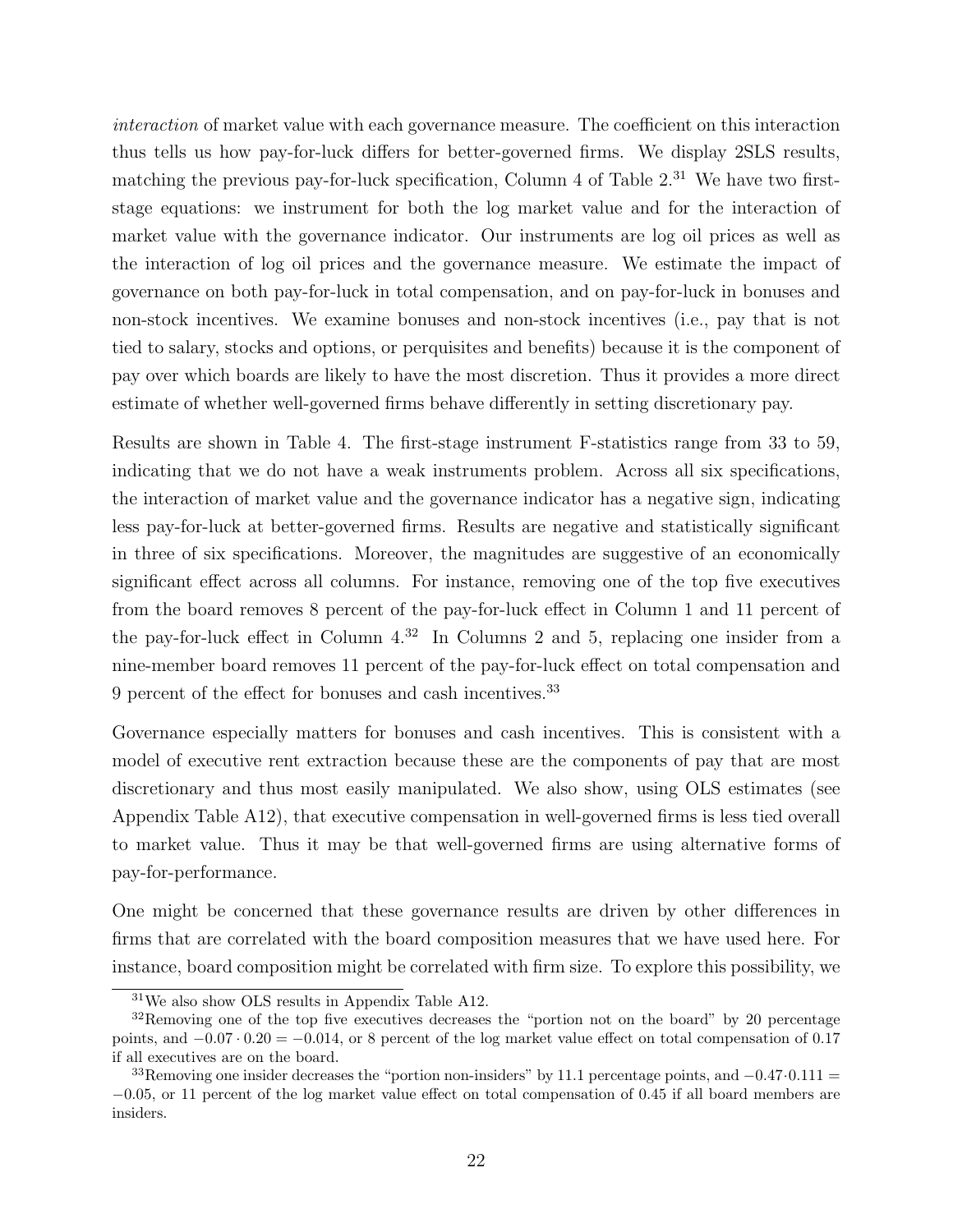*interaction* of market value with each governance measure. The coefficient on this interaction thus tells us how pay-for-luck differs for better-governed firms. We display 2SLS results, matching the previous pay-for-luck specification, Column 4 of Table 2.[31] We have two first-stage equations: we instrument for both the log market value and for the interaction of market value with the governance indicator. Our instruments are log oil prices as well as the interaction of log oil prices and the governance measure. We estimate the impact of governance on both pay-for-luck in total compensation, and on pay-for-luck in bonuses and non-stock incentives. We examine bonuses and non-stock incentives (i.e., pay that is not tied to salary, stocks and options, or perquisites and benefits) because it is the component of pay over which boards are likely to have the most discretion. Thus it provides a more direct estimate of whether well-governed firms behave differently in setting discretionary pay.

Results are shown in Table 4. The first-stage instrument F-statistics range from 33 to 59, indicating that we do not have a weak instruments problem. Across all six specifications, the interaction of market value and the governance indicator has a negative sign, indicating less pay-for-luck at better-governed firms. Results are negative and statistically significant in three of six specifications. Moreover, the magnitudes are suggestive of an economically significant effect across all columns. For instance, removing one of the top five executives from the board removes 8 percent of the pay-for-luck effect in Column 1 and 11 percent of the pay-for-luck effect in Column 4.[32] In Columns 2 and 5, replacing one insider from a nine-member board removes 11 percent of the pay-for-luck effect on total compensation and 9 percent of the effect for bonuses and cash incentives.[33]

Governance especially matters for bonuses and cash incentives. This is consistent with a model of executive rent extraction because these are the components of pay that are most discretionary and thus most easily manipulated. We also show, using OLS estimates (see Appendix Table A12), that executive compensation in well-governed firms is less tied overall to market value. Thus it may be that well-governed firms are using alternative forms of pay-for-performance.

One might be concerned that these governance results are driven by other differences in firms that are correlated with the board composition measures that we have used here. For instance, board composition might be correlated with firm size. To explore this possibility, we

[31] We also show OLS results in Appendix Table A12.

[32] Removing one of the top five executives decreases the "portion not on the board" by 20 percentage points, and $-0.07 \cdot 0.20 = -0.014$, or 8 percent of the log market value effect on total compensation of 0.17 if all executives are on the board.

[33] Removing one insider decreases the "portion non-insiders" by 11.1 percentage points, and $-0.47 \cdot 0.111 = -0.05$, or 11 percent of the log market value effect on total compensation of 0.45 if all board members are insiders.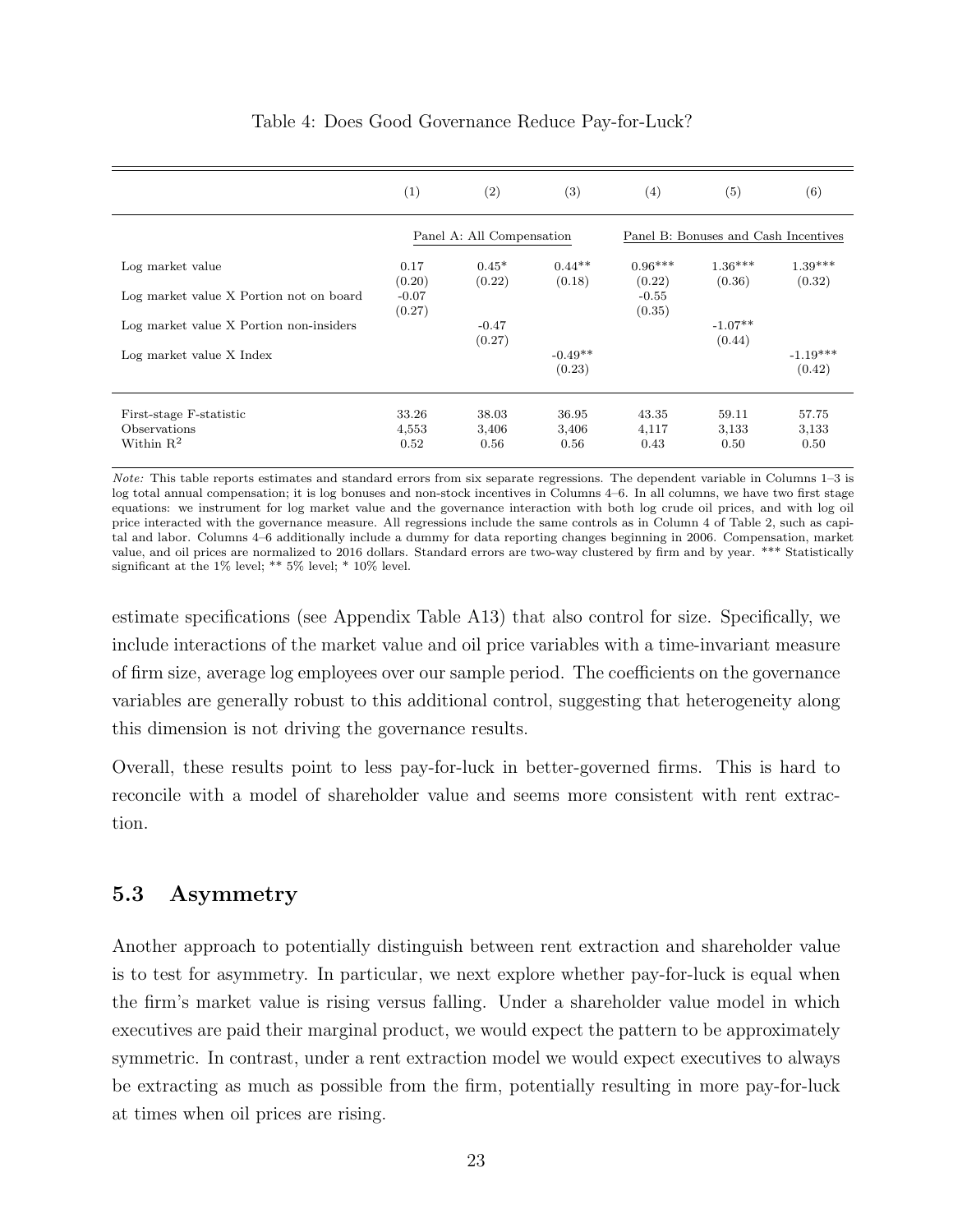Table 4: Does Good Governance Reduce Pay-for-Luck?

| | (1) | (2) | (3) | (4) | (5) | (6) |
|---|---|---|---|---|---|---|
| | Panel A: All Compensation | | | Panel B: Bonuses and Cash Incentives | | |
| Log market value | 0.17 | 0.45* | 0.44** | 0.96*** | 1.36*** | 1.39*** |
| | (0.20) | (0.22) | (0.18) | (0.22) | (0.36) | (0.32) |
| Log market value X Portion not on board | -0.07 | | | -0.55 | | |
| | (0.27) | | | (0.35) | | |
| Log market value X Portion non-insiders | | -0.47 | | | -1.07** | |
| | | (0.27) | | | (0.44) | |
| Log market value X Index | | | -0.49** | | | -1.19*** |
| | | | (0.23) | | | (0.42) |
| First-stage F-statistic | 33.26 | 38.03 | 36.95 | 43.35 | 59.11 | 57.75 |
| Observations | 4,553 | 3,406 | 3,406 | 4,117 | 3,133 | 3,133 |
| Within $R^2$ | 0.52 | 0.56 | 0.56 | 0.43 | 0.50 | 0.50 |

*Note:* This table reports estimates and standard errors from six separate regressions. The dependent variable in Columns 1–3 is log total annual compensation; it is log bonuses and non-stock incentives in Columns 4–6. In all columns, we have two first stage equations: we instrument for log market value and the governance interaction with both log crude oil prices, and with log oil price interacted with the governance measure. All regressions include the same controls as in Column 4 of Table 2, such as capital and labor. Columns 4–6 additionally include a dummy for data reporting changes beginning in 2006. Compensation, market value, and oil prices are normalized to 2016 dollars. Standard errors are two-way clustered by firm and by year. *** Statistically significant at the 1% level; ** 5% level; * 10% level.

estimate specifications (see Appendix Table A13) that also control for size. Specifically, we include interactions of the market value and oil price variables with a time-invariant measure of firm size, average log employees over our sample period. The coefficients on the governance variables are generally robust to this additional control, suggesting that heterogeneity along this dimension is not driving the governance results.

Overall, these results point to less pay-for-luck in better-governed firms. This is hard to reconcile with a model of shareholder value and seems more consistent with rent extraction.

## 5.3 Asymmetry

Another approach to potentially distinguish between rent extraction and shareholder value is to test for asymmetry. In particular, we next explore whether pay-for-luck is equal when the firm's market value is rising versus falling. Under a shareholder value model in which executives are paid their marginal product, we would expect the pattern to be approximately symmetric. In contrast, under a rent extraction model we would expect executives to always be extracting as much as possible from the firm, potentially resulting in more pay-for-luck at times when oil prices are rising.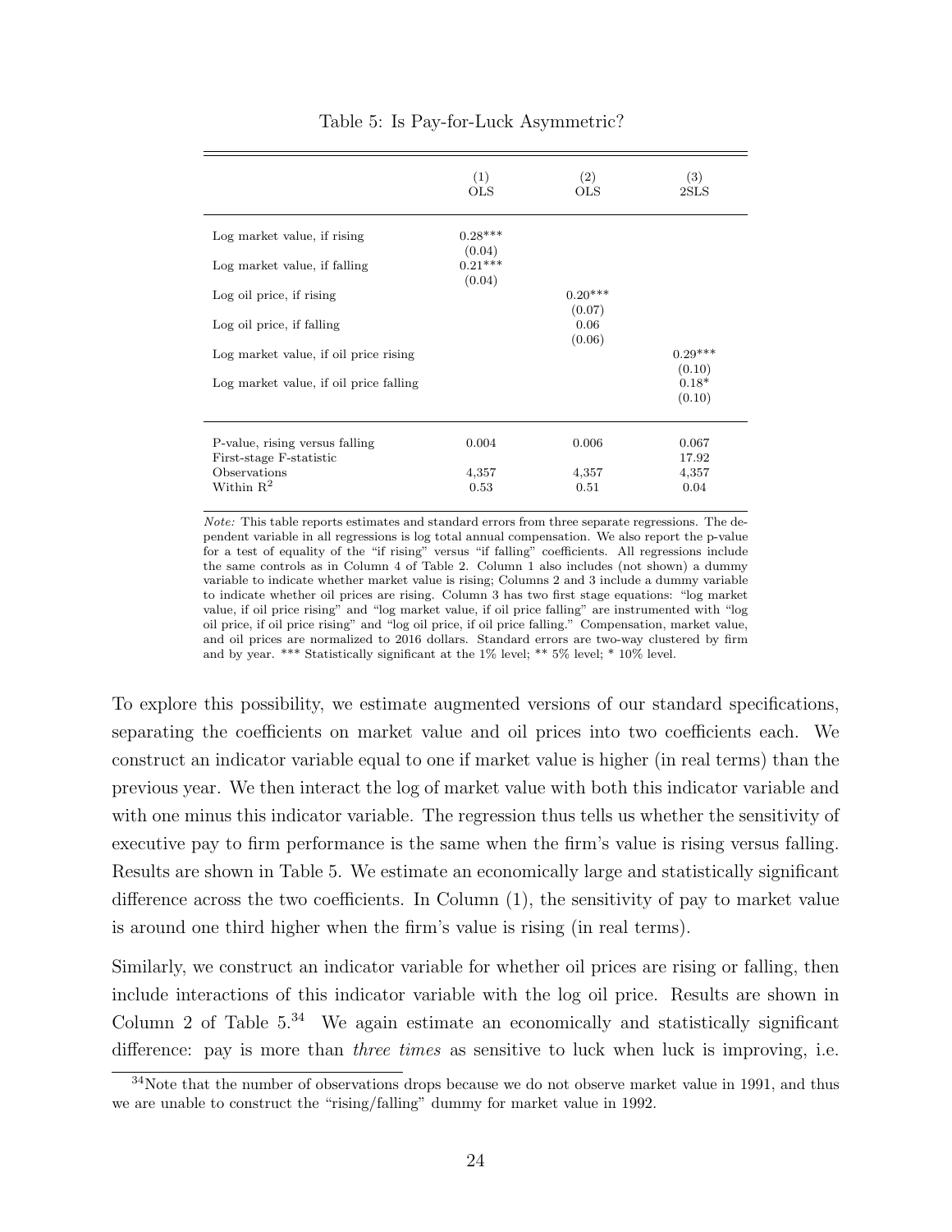Table 5: Is Pay-for-Luck Asymmetric?

| | (1) OLS | (2) OLS | (3) 2SLS |
|---|---|---|---|
| Log market value, if rising | 0.28*** | | |
| | (0.04) | | |
| Log market value, if falling | 0.21*** | | |
| | (0.04) | | |
| Log oil price, if rising | | 0.20*** | |
| | | (0.07) | |
| Log oil price, if falling | | 0.06 | |
| | | (0.06) | |
| Log market value, if oil price rising | | | 0.29*** |
| | | | (0.10) |
| Log market value, if oil price falling | | | 0.18* |
| | | | (0.10) |
| P-value, rising versus falling | 0.004 | 0.006 | 0.067 |
| First-stage F-statistic | | | 17.92 |
| Observations | 4,357 | 4,357 | 4,357 |
| Within $R^2$ | 0.53 | 0.51 | 0.04 |

*Note:* This table reports estimates and standard errors from three separate regressions. The dependent variable in all regressions is log total annual compensation. We also report the p-value for a test of equality of the "if rising" versus "if falling" coefficients. All regressions include the same controls as in Column 4 of Table 2. Column 1 also includes (not shown) a dummy variable to indicate whether market value is rising; Columns 2 and 3 include a dummy variable to indicate whether oil prices are rising. Column 3 has two first stage equations: "log market value, if oil price rising" and "log market value, if oil price falling" are instrumented with "log oil price, if oil price rising" and "log oil price, if oil price falling." Compensation, market value, and oil prices are normalized to 2016 dollars. Standard errors are two-way clustered by firm and by year. *** Statistically significant at the 1% level; ** 5% level; * 10% level.

To explore this possibility, we estimate augmented versions of our standard specifications, separating the coefficients on market value and oil prices into two coefficients each. We construct an indicator variable equal to one if market value is higher (in real terms) than the previous year. We then interact the log of market value with both this indicator variable and with one minus this indicator variable. The regression thus tells us whether the sensitivity of executive pay to firm performance is the same when the firm's value is rising versus falling. Results are shown in Table 5. We estimate an economically large and statistically significant difference across the two coefficients. In Column (1), the sensitivity of pay to market value is around one third higher when the firm's value is rising (in real terms).

Similarly, we construct an indicator variable for whether oil prices are rising or falling, then include interactions of this indicator variable with the log oil price. Results are shown in Column 2 of Table 5.[34] We again estimate an economically and statistically significant difference: pay is more than *three times* as sensitive to luck when luck is improving, i.e.

[34] Note that the number of observations drops because we do not observe market value in 1991, and thus we are unable to construct the "rising/falling" dummy for market value in 1992.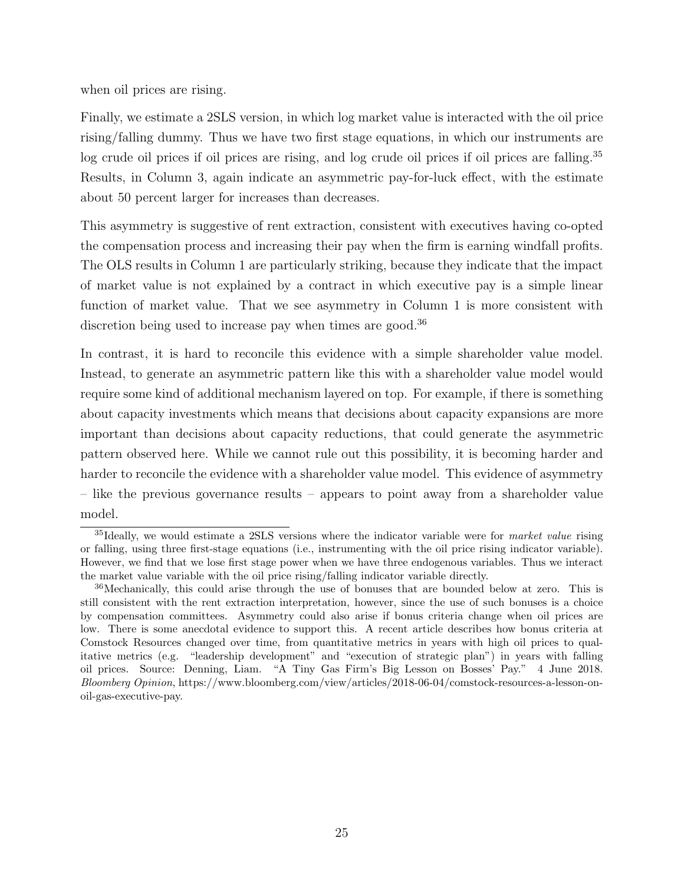when oil prices are rising.

Finally, we estimate a 2SLS version, in which log market value is interacted with the oil price rising/falling dummy. Thus we have two first stage equations, in which our instruments are log crude oil prices if oil prices are rising, and log crude oil prices if oil prices are falling.[35] Results, in Column 3, again indicate an asymmetric pay-for-luck effect, with the estimate about 50 percent larger for increases than decreases.

This asymmetry is suggestive of rent extraction, consistent with executives having co-opted the compensation process and increasing their pay when the firm is earning windfall profits. The OLS results in Column 1 are particularly striking, because they indicate that the impact of market value is not explained by a contract in which executive pay is a simple linear function of market value. That we see asymmetry in Column 1 is more consistent with discretion being used to increase pay when times are good.[36]

In contrast, it is hard to reconcile this evidence with a simple shareholder value model. Instead, to generate an asymmetric pattern like this with a shareholder value model would require some kind of additional mechanism layered on top. For example, if there is something about capacity investments which means that decisions about capacity expansions are more important than decisions about capacity reductions, that could generate the asymmetric pattern observed here. While we cannot rule out this possibility, it is becoming harder and harder to reconcile the evidence with a shareholder value model. This evidence of asymmetry – like the previous governance results – appears to point away from a shareholder value model.

[35] Ideally, we would estimate a 2SLS versions where the indicator variable were for *market value* rising or falling, using three first-stage equations (i.e., instrumenting with the oil price rising indicator variable). However, we find that we lose first stage power when we have three endogenous variables. Thus we interact the market value variable with the oil price rising/falling indicator variable directly.

[36] Mechanically, this could arise through the use of bonuses that are bounded below at zero. This is still consistent with the rent extraction interpretation, however, since the use of such bonuses is a choice by compensation committees. Asymmetry could also arise if bonus criteria change when oil prices are low. There is some anecdotal evidence to support this. A recent article describes how bonus criteria at Comstock Resources changed over time, from quantitative metrics in years with high oil prices to qualitative metrics (e.g. "leadership development" and "execution of strategic plan") in years with falling oil prices. Source: Denning, Liam. "A Tiny Gas Firm's Big Lesson on Bosses' Pay." 4 June 2018. *Bloomberg Opinion*, https://www.bloomberg.com/view/articles/2018-06-04/comstock-resources-a-lesson-on-oil-gas-executive-pay.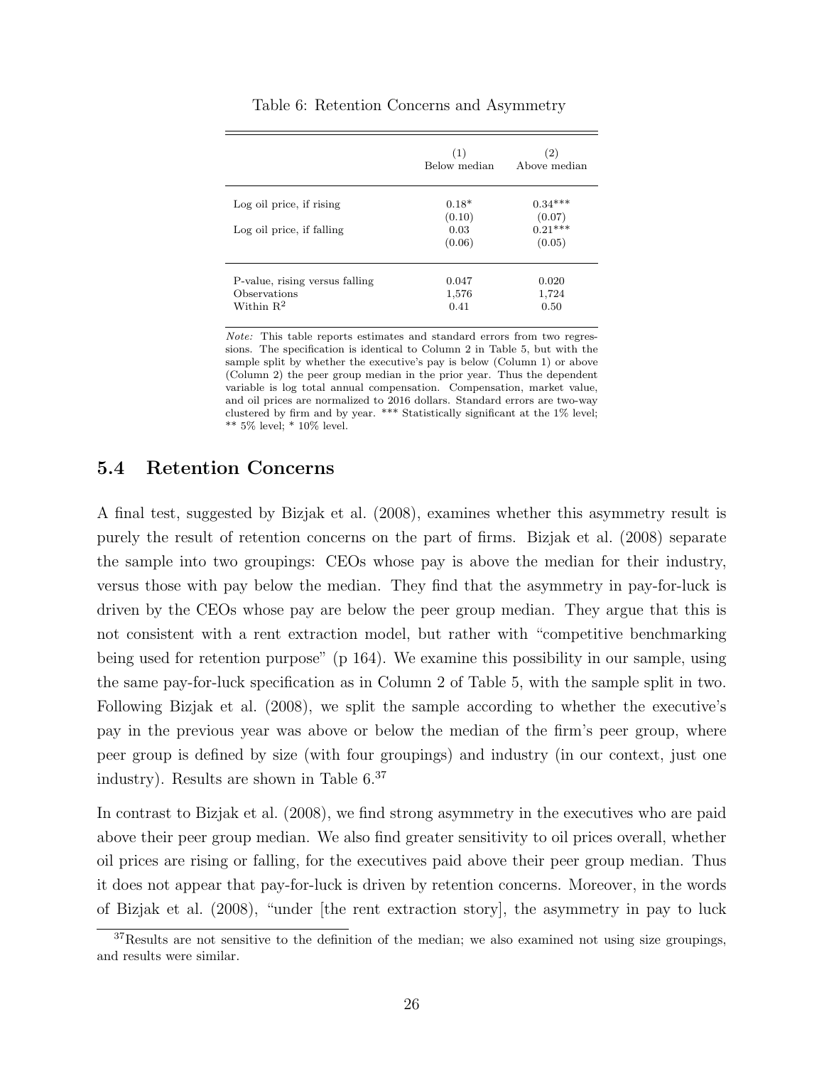Table 6: Retention Concerns and Asymmetry

| | (1) Below median | (2) Above median |
|---|---|---|
| Log oil price, if rising | 0.18* | 0.34*** |
| | (0.10) | (0.07) |
| Log oil price, if falling | 0.03 | 0.21*** |
| | (0.06) | (0.05) |
| P-value, rising versus falling | 0.047 | 0.020 |
| Observations | 1,576 | 1,724 |
| Within $R^2$ | 0.41 | 0.50 |

*Note:* This table reports estimates and standard errors from two regressions. The specification is identical to Column 2 in Table 5, but with the sample split by whether the executive's pay is below (Column 1) or above (Column 2) the peer group median in the prior year. Thus the dependent variable is log total annual compensation. Compensation, market value, and oil prices are normalized to 2016 dollars. Standard errors are two-way clustered by firm and by year. *** Statistically significant at the 1% level; ** 5% level; * 10% level.

## 5.4 Retention Concerns

A final test, suggested by Bizjak et al. (2008), examines whether this asymmetry result is purely the result of retention concerns on the part of firms. Bizjak et al. (2008) separate the sample into two groupings: CEOs whose pay is above the median for their industry, versus those with pay below the median. They find that the asymmetry in pay-for-luck is driven by the CEOs whose pay are below the peer group median. They argue that this is not consistent with a rent extraction model, but rather with "competitive benchmarking being used for retention purpose" (p 164). We examine this possibility in our sample, using the same pay-for-luck specification as in Column 2 of Table 5, with the sample split in two. Following Bizjak et al. (2008), we split the sample according to whether the executive's pay in the previous year was above or below the median of the firm's peer group, where peer group is defined by size (with four groupings) and industry (in our context, just one industry). Results are shown in Table 6.[37]

In contrast to Bizjak et al. (2008), we find strong asymmetry in the executives who are paid above their peer group median. We also find greater sensitivity to oil prices overall, whether oil prices are rising or falling, for the executives paid above their peer group median. Thus it does not appear that pay-for-luck is driven by retention concerns. Moreover, in the words of Bizjak et al. (2008), "under [the rent extraction story], the asymmetry in pay to luck

[37] Results are not sensitive to the definition of the median; we also examined not using size groupings, and results were similar.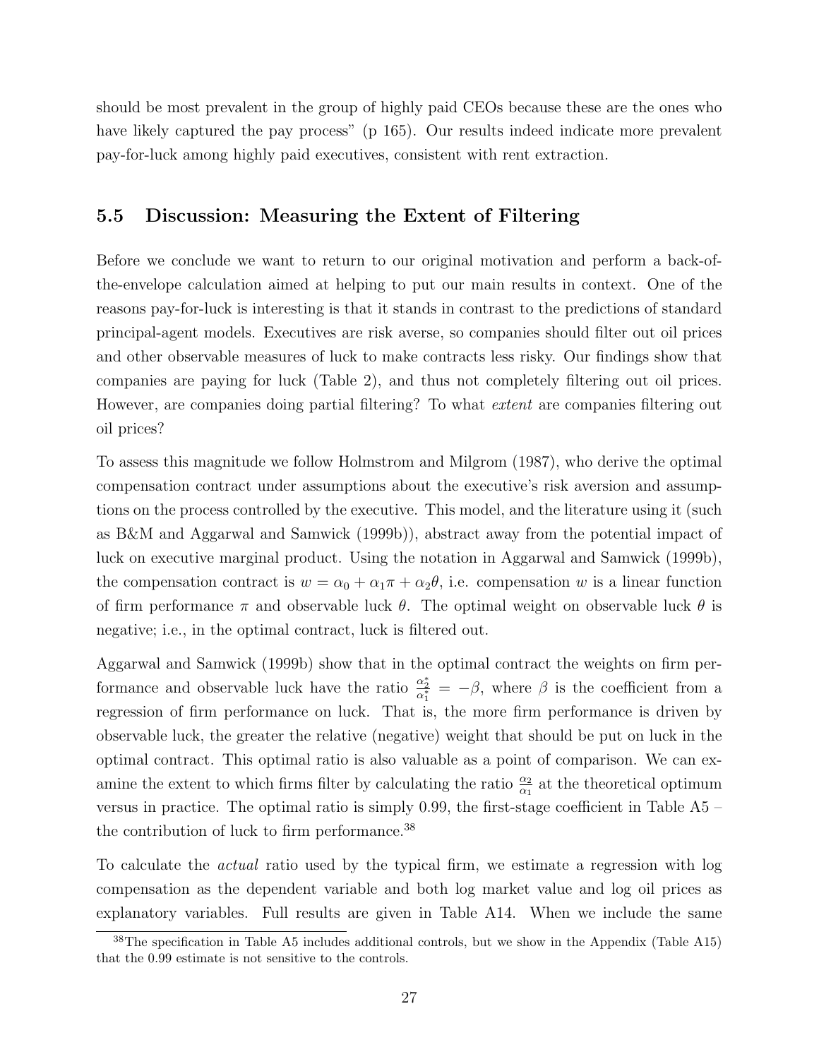should be most prevalent in the group of highly paid CEOs because these are the ones who have likely captured the pay process" (p 165). Our results indeed indicate more prevalent pay-for-luck among highly paid executives, consistent with rent extraction.

### 5.5 Discussion: Measuring the Extent of Filtering

Before we conclude we want to return to our original motivation and perform a back-of-the-envelope calculation aimed at helping to put our main results in context. One of the reasons pay-for-luck is interesting is that it stands in contrast to the predictions of standard principal-agent models. Executives are risk averse, so companies should filter out oil prices and other observable measures of luck to make contracts less risky. Our findings show that companies are paying for luck (Table 2), and thus not completely filtering out oil prices. However, are companies doing partial filtering? To what *extent* are companies filtering out oil prices?

To assess this magnitude we follow Holmstrom and Milgrom (1987), who derive the optimal compensation contract under assumptions about the executive's risk aversion and assumptions on the process controlled by the executive. This model, and the literature using it (such as B&M and Aggarwal and Samwick (1999b)), abstract away from the potential impact of luck on executive marginal product. Using the notation in Aggarwal and Samwick (1999b), the compensation contract is $w = \alpha_0 + \alpha_1 \pi + \alpha_2 \theta$, i.e. compensation $w$ is a linear function of firm performance $\pi$ and observable luck $\theta$. The optimal weight on observable luck $\theta$ is negative; i.e., in the optimal contract, luck is filtered out.

Aggarwal and Samwick (1999b) show that in the optimal contract the weights on firm performance and observable luck have the ratio $\frac{\alpha_2^*}{\alpha_1^*} = -\beta$, where $\beta$ is the coefficient from a regression of firm performance on luck. That is, the more firm performance is driven by observable luck, the greater the relative (negative) weight that should be put on luck in the optimal contract. This optimal ratio is also valuable as a point of comparison. We can examine the extent to which firms filter by calculating the ratio $\frac{\alpha_2}{\alpha_1}$ at the theoretical optimum versus in practice. The optimal ratio is simply 0.99, the first-stage coefficient in Table A5 – the contribution of luck to firm performance.[38]

To calculate the *actual* ratio used by the typical firm, we estimate a regression with log compensation as the dependent variable and both log market value and log oil prices as explanatory variables. Full results are given in Table A14. When we include the same

[38] The specification in Table A5 includes additional controls, but we show in the Appendix (Table A15) that the 0.99 estimate is not sensitive to the controls.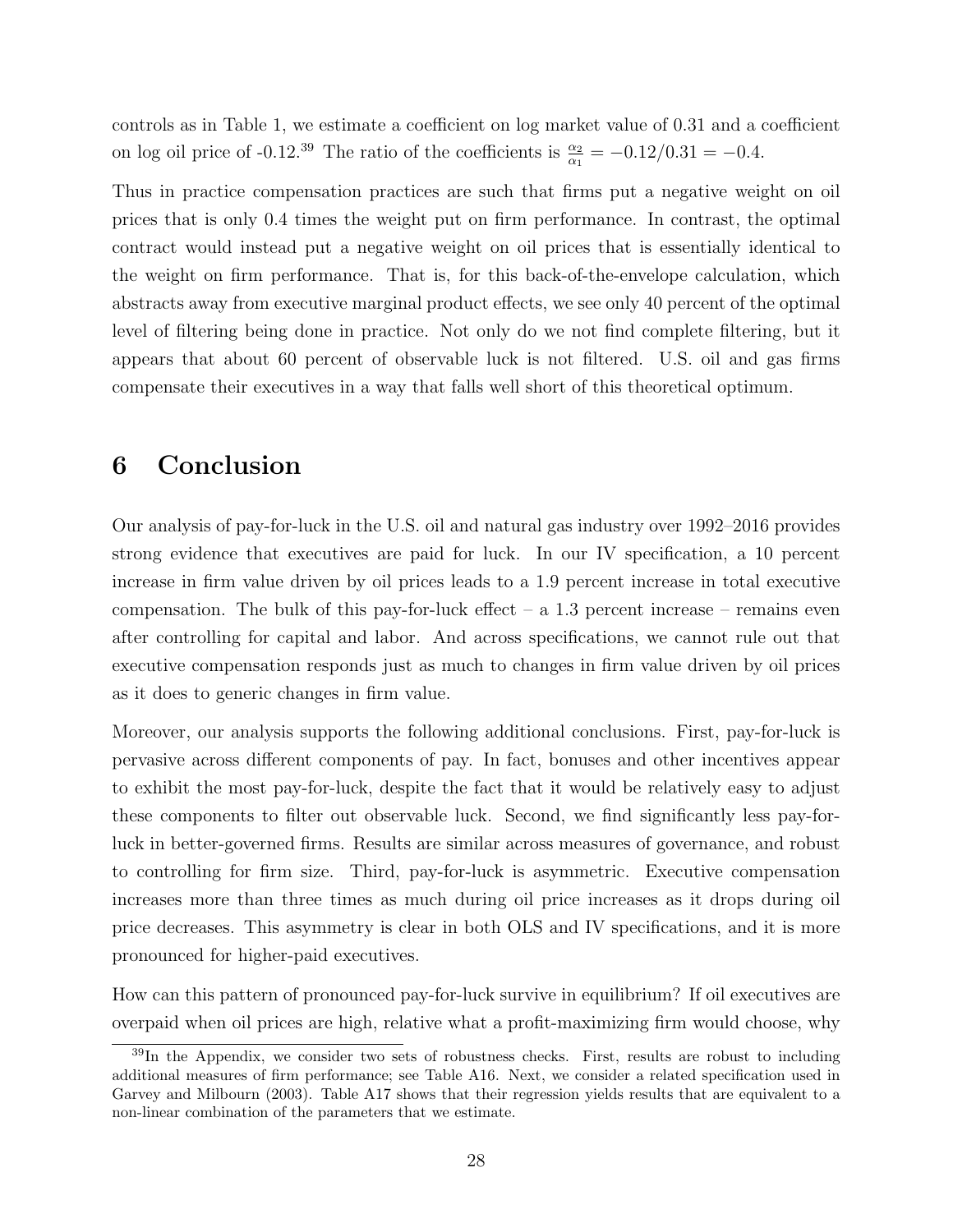controls as in Table 1, we estimate a coefficient on log market value of 0.31 and a coefficient on log oil price of -0.12.[39] The ratio of the coefficients is $\frac{\alpha_2}{\alpha_1} = -0.12/0.31 = -0.4$.

Thus in practice compensation practices are such that firms put a negative weight on oil prices that is only 0.4 times the weight put on firm performance. In contrast, the optimal contract would instead put a negative weight on oil prices that is essentially identical to the weight on firm performance. That is, for this back-of-the-envelope calculation, which abstracts away from executive marginal product effects, we see only 40 percent of the optimal level of filtering being done in practice. Not only do we not find complete filtering, but it appears that about 60 percent of observable luck is not filtered. U.S. oil and gas firms compensate their executives in a way that falls well short of this theoretical optimum.

# 6 Conclusion

Our analysis of pay-for-luck in the U.S. oil and natural gas industry over 1992–2016 provides strong evidence that executives are paid for luck. In our IV specification, a 10 percent increase in firm value driven by oil prices leads to a 1.9 percent increase in total executive compensation. The bulk of this pay-for-luck effect – a 1.3 percent increase – remains even after controlling for capital and labor. And across specifications, we cannot rule out that executive compensation responds just as much to changes in firm value driven by oil prices as it does to generic changes in firm value.

Moreover, our analysis supports the following additional conclusions. First, pay-for-luck is pervasive across different components of pay. In fact, bonuses and other incentives appear to exhibit the most pay-for-luck, despite the fact that it would be relatively easy to adjust these components to filter out observable luck. Second, we find significantly less pay-for-luck in better-governed firms. Results are similar across measures of governance, and robust to controlling for firm size. Third, pay-for-luck is asymmetric. Executive compensation increases more than three times as much during oil price increases as it drops during oil price decreases. This asymmetry is clear in both OLS and IV specifications, and it is more pronounced for higher-paid executives.

How can this pattern of pronounced pay-for-luck survive in equilibrium? If oil executives are overpaid when oil prices are high, relative what a profit-maximizing firm would choose, why

[39] In the Appendix, we consider two sets of robustness checks. First, results are robust to including additional measures of firm performance; see Table A16. Next, we consider a related specification used in Garvey and Milbourn (2003). Table A17 shows that their regression yields results that are equivalent to a non-linear combination of the parameters that we estimate.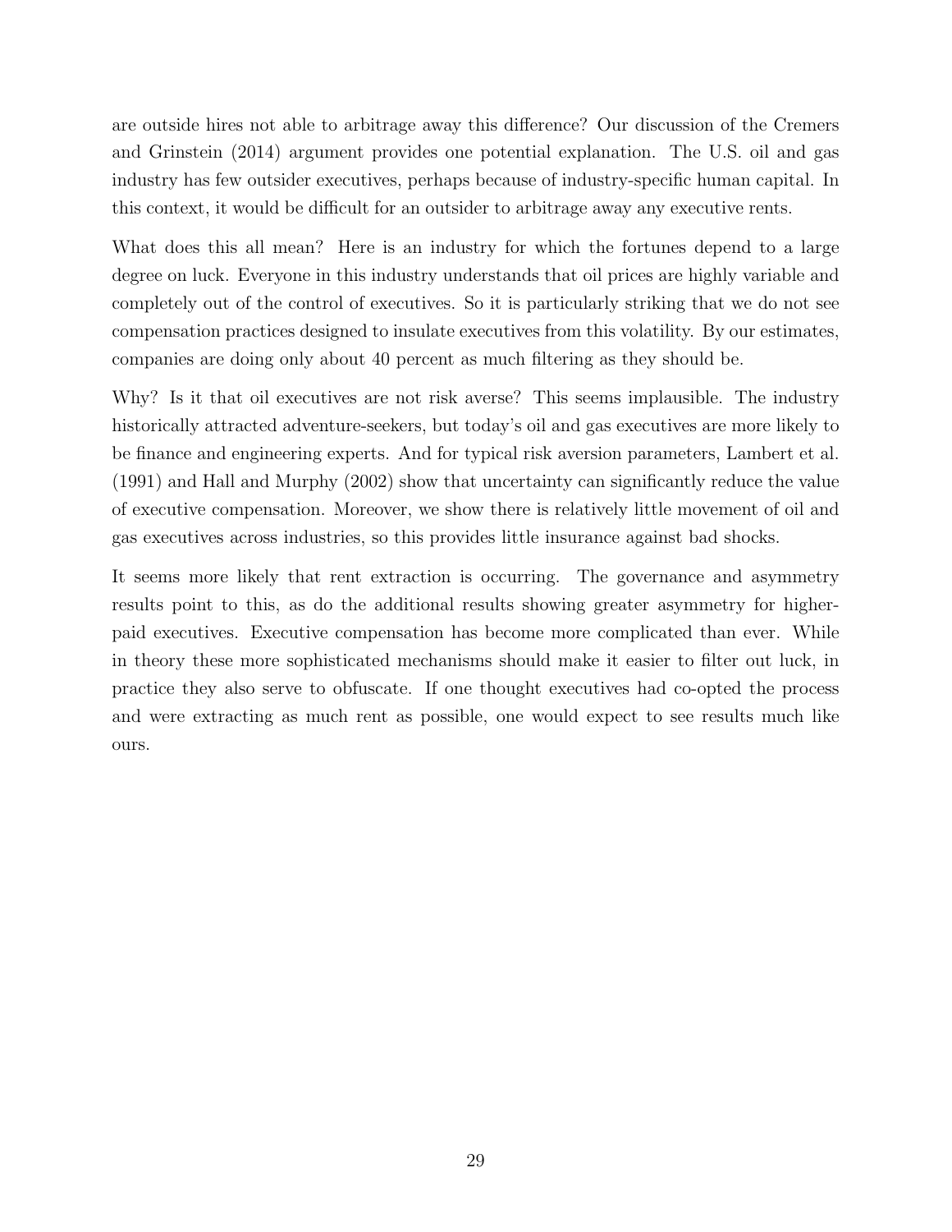are outside hires not able to arbitrage away this difference? Our discussion of the Cremers and Grinstein (2014) argument provides one potential explanation. The U.S. oil and gas industry has few outsider executives, perhaps because of industry-specific human capital. In this context, it would be difficult for an outsider to arbitrage away any executive rents.

What does this all mean? Here is an industry for which the fortunes depend to a large degree on luck. Everyone in this industry understands that oil prices are highly variable and completely out of the control of executives. So it is particularly striking that we do not see compensation practices designed to insulate executives from this volatility. By our estimates, companies are doing only about 40 percent as much filtering as they should be.

Why? Is it that oil executives are not risk averse? This seems implausible. The industry historically attracted adventure-seekers, but today's oil and gas executives are more likely to be finance and engineering experts. And for typical risk aversion parameters, Lambert et al. (1991) and Hall and Murphy (2002) show that uncertainty can significantly reduce the value of executive compensation. Moreover, we show there is relatively little movement of oil and gas executives across industries, so this provides little insurance against bad shocks.

It seems more likely that rent extraction is occurring. The governance and asymmetry results point to this, as do the additional results showing greater asymmetry for higher-paid executives. Executive compensation has become more complicated than ever. While in theory these more sophisticated mechanisms should make it easier to filter out luck, in practice they also serve to obfuscate. If one thought executives had co-opted the process and were extracting as much rent as possible, one would expect to see results much like ours.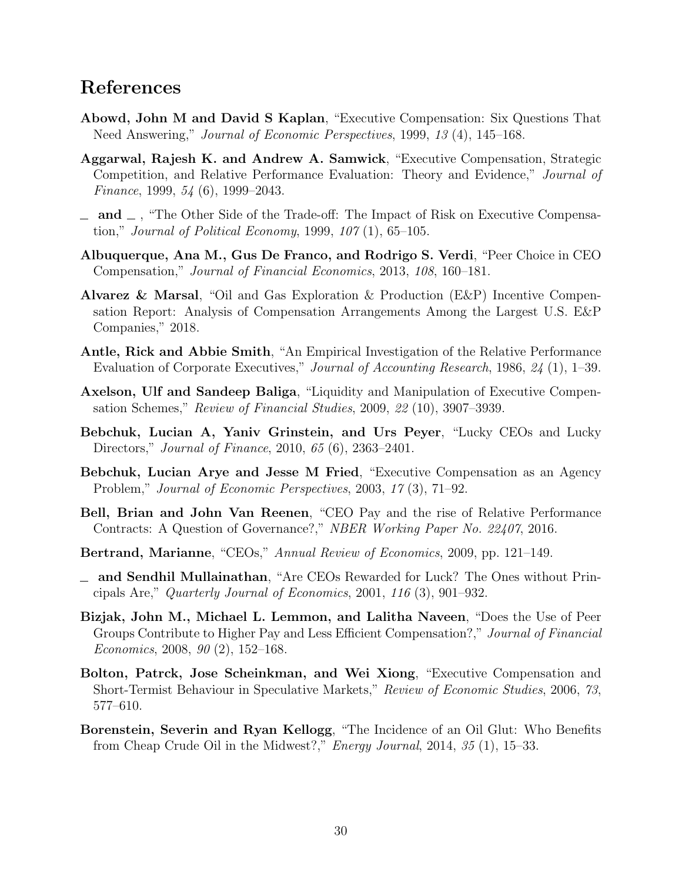# References

**Abowd, John M and David S Kaplan**, "Executive Compensation: Six Questions That Need Answering," *Journal of Economic Perspectives*, 1999, *13* (4), 145–168.

**Aggarwal, Rajesh K. and Andrew A. Samwick**, "Executive Compensation, Strategic Competition, and Relative Performance Evaluation: Theory and Evidence," *Journal of Finance*, 1999, *54* (6), 1999–2043.

**\_ and \_** , "The Other Side of the Trade-off: The Impact of Risk on Executive Compensation," *Journal of Political Economy*, 1999, *107* (1), 65–105.

**Albuquerque, Ana M., Gus De Franco, and Rodrigo S. Verdi**, "Peer Choice in CEO Compensation," *Journal of Financial Economics*, 2013, *108*, 160–181.

**Alvarez & Marsal**, "Oil and Gas Exploration & Production (E&P) Incentive Compensation Report: Analysis of Compensation Arrangements Among the Largest U.S. E&P Companies," 2018.

**Antle, Rick and Abbie Smith**, "An Empirical Investigation of the Relative Performance Evaluation of Corporate Executives," *Journal of Accounting Research*, 1986, *24* (1), 1–39.

**Axelson, Ulf and Sandeep Baliga**, "Liquidity and Manipulation of Executive Compensation Schemes," *Review of Financial Studies*, 2009, *22* (10), 3907–3939.

**Bebchuk, Lucian A, Yaniv Grinstein, and Urs Peyer**, "Lucky CEOs and Lucky Directors," *Journal of Finance*, 2010, *65* (6), 2363–2401.

**Bebchuk, Lucian Arye and Jesse M Fried**, "Executive Compensation as an Agency Problem," *Journal of Economic Perspectives*, 2003, *17* (3), 71–92.

**Bell, Brian and John Van Reenen**, "CEO Pay and the rise of Relative Performance Contracts: A Question of Governance?," *NBER Working Paper No. 22407*, 2016.

**Bertrand, Marianne**, "CEOs," *Annual Review of Economics*, 2009, pp. 121–149.

**\_ and Sendhil Mullainathan**, "Are CEOs Rewarded for Luck? The Ones without Principals Are," *Quarterly Journal of Economics*, 2001, *116* (3), 901–932.

**Bizjak, John M., Michael L. Lemmon, and Lalitha Naveen**, "Does the Use of Peer Groups Contribute to Higher Pay and Less Efficient Compensation?," *Journal of Financial Economics*, 2008, *90* (2), 152–168.

**Bolton, Patrck, Jose Scheinkman, and Wei Xiong**, "Executive Compensation and Short-Termist Behaviour in Speculative Markets," *Review of Economic Studies*, 2006, *73*, 577–610.

**Borenstein, Severin and Ryan Kellogg**, "The Incidence of an Oil Glut: Who Benefits from Cheap Crude Oil in the Midwest?," *Energy Journal*, 2014, *35* (1), 15–33.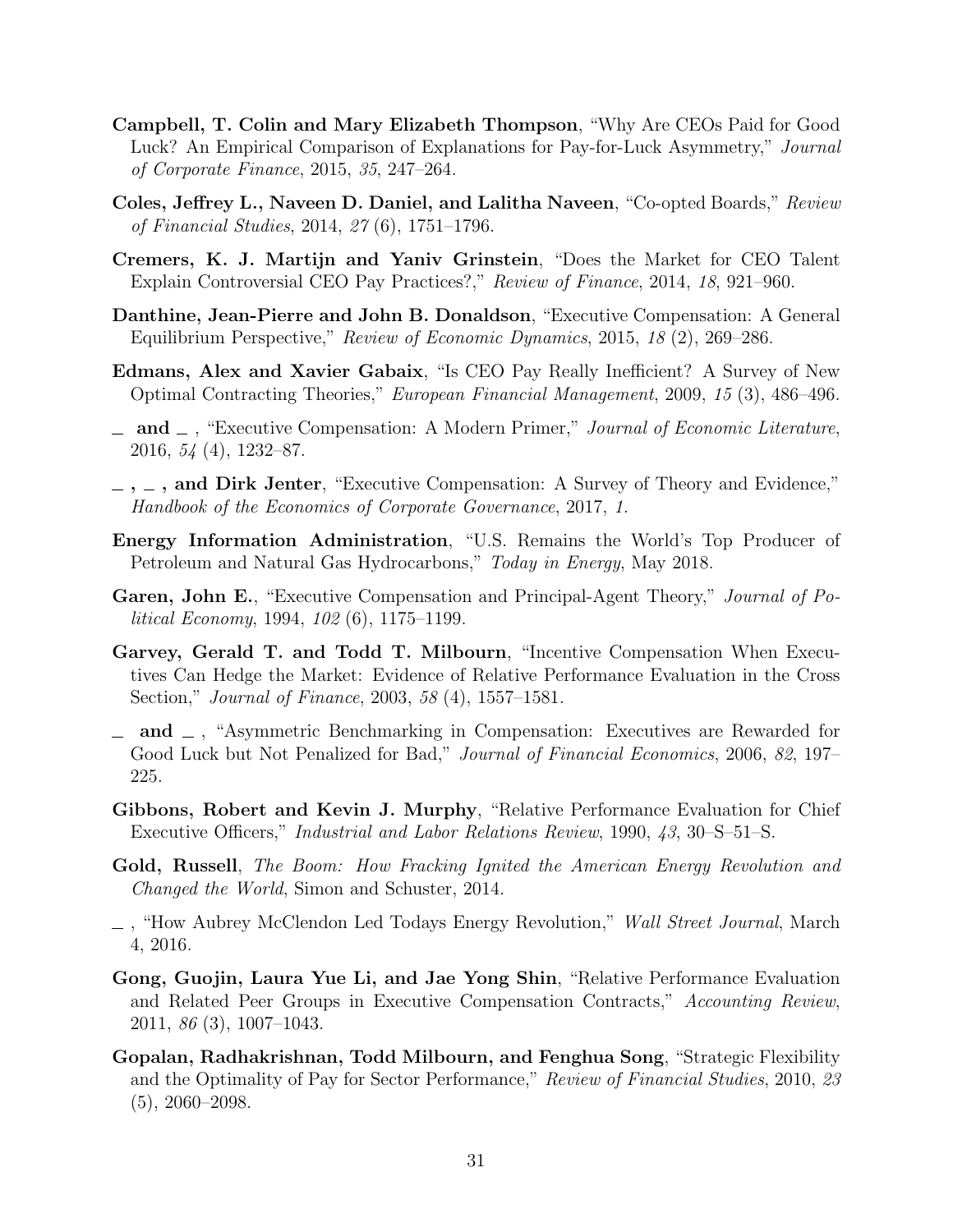**Campbell, T. Colin and Mary Elizabeth Thompson**, "Why Are CEOs Paid for Good Luck? An Empirical Comparison of Explanations for Pay-for-Luck Asymmetry," *Journal of Corporate Finance*, 2015, *35*, 247–264.

**Coles, Jeffrey L., Naveen D. Daniel, and Lalitha Naveen**, "Co-opted Boards," *Review of Financial Studies*, 2014, *27* (6), 1751–1796.

**Cremers, K. J. Martijn and Yaniv Grinstein**, "Does the Market for CEO Talent Explain Controversial CEO Pay Practices?," *Review of Finance*, 2014, *18*, 921–960.

**Danthine, Jean-Pierre and John B. Donaldson**, "Executive Compensation: A General Equilibrium Perspective," *Review of Economic Dynamics*, 2015, *18* (2), 269–286.

**Edmans, Alex and Xavier Gabaix**, "Is CEO Pay Really Inefficient? A Survey of New Optimal Contracting Theories," *European Financial Management*, 2009, *15* (3), 486–496.

**\_ and \_** , "Executive Compensation: A Modern Primer," *Journal of Economic Literature*, 2016, *54* (4), 1232–87.

**\_ , \_ , and Dirk Jenter**, "Executive Compensation: A Survey of Theory and Evidence," *Handbook of the Economics of Corporate Governance*, 2017, *1*.

**Energy Information Administration**, "U.S. Remains the World's Top Producer of Petroleum and Natural Gas Hydrocarbons," *Today in Energy*, May 2018.

**Garen, John E.**, "Executive Compensation and Principal-Agent Theory," *Journal of Political Economy*, 1994, *102* (6), 1175–1199.

**Garvey, Gerald T. and Todd T. Milbourn**, "Incentive Compensation When Executives Can Hedge the Market: Evidence of Relative Performance Evaluation in the Cross Section," *Journal of Finance*, 2003, *58* (4), 1557–1581.

**\_ and \_** , "Asymmetric Benchmarking in Compensation: Executives are Rewarded for Good Luck but Not Penalized for Bad," *Journal of Financial Economics*, 2006, *82*, 197–225.

**Gibbons, Robert and Kevin J. Murphy**, "Relative Performance Evaluation for Chief Executive Officers," *Industrial and Labor Relations Review*, 1990, *43*, 30–S–51–S.

**Gold, Russell**, *The Boom: How Fracking Ignited the American Energy Revolution and Changed the World*, Simon and Schuster, 2014.

\_ , "How Aubrey McClendon Led Todays Energy Revolution," *Wall Street Journal*, March 4, 2016.

**Gong, Guojin, Laura Yue Li, and Jae Yong Shin**, "Relative Performance Evaluation and Related Peer Groups in Executive Compensation Contracts," *Accounting Review*, 2011, *86* (3), 1007–1043.

**Gopalan, Radhakrishnan, Todd Milbourn, and Fenghua Song**, "Strategic Flexibility and the Optimality of Pay for Sector Performance," *Review of Financial Studies*, 2010, *23* (5), 2060–2098.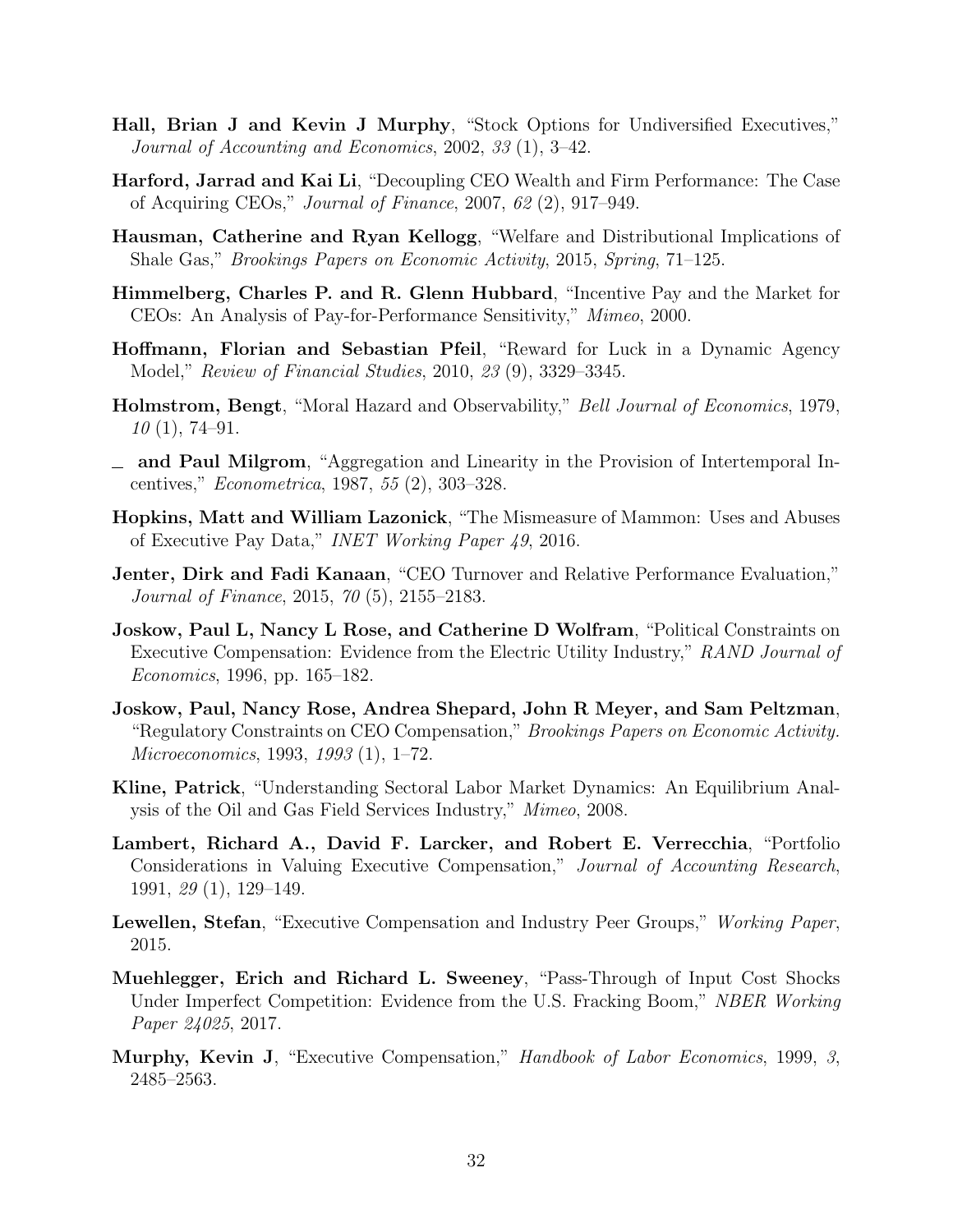**Hall, Brian J and Kevin J Murphy**, "Stock Options for Undiversified Executives," *Journal of Accounting and Economics*, 2002, *33* (1), 3–42.

**Harford, Jarrad and Kai Li**, "Decoupling CEO Wealth and Firm Performance: The Case of Acquiring CEOs," *Journal of Finance*, 2007, *62* (2), 917–949.

**Hausman, Catherine and Ryan Kellogg**, "Welfare and Distributional Implications of Shale Gas," *Brookings Papers on Economic Activity*, 2015, *Spring*, 71–125.

**Himmelberg, Charles P. and R. Glenn Hubbard**, "Incentive Pay and the Market for CEOs: An Analysis of Pay-for-Performance Sensitivity," *Mimeo*, 2000.

**Hoffmann, Florian and Sebastian Pfeil**, "Reward for Luck in a Dynamic Agency Model," *Review of Financial Studies*, 2010, *23* (9), 3329–3345.

**Holmstrom, Bengt**, "Moral Hazard and Observability," *Bell Journal of Economics*, 1979, *10* (1), 74–91.

_ **and Paul Milgrom**, "Aggregation and Linearity in the Provision of Intertemporal Incentives," *Econometrica*, 1987, *55* (2), 303–328.

**Hopkins, Matt and William Lazonick**, "The Mismeasure of Mammon: Uses and Abuses of Executive Pay Data," *INET Working Paper 49*, 2016.

**Jenter, Dirk and Fadi Kanaan**, "CEO Turnover and Relative Performance Evaluation," *Journal of Finance*, 2015, *70* (5), 2155–2183.

**Joskow, Paul L, Nancy L Rose, and Catherine D Wolfram**, "Political Constraints on Executive Compensation: Evidence from the Electric Utility Industry," *RAND Journal of Economics*, 1996, pp. 165–182.

**Joskow, Paul, Nancy Rose, Andrea Shepard, John R Meyer, and Sam Peltzman**, "Regulatory Constraints on CEO Compensation," *Brookings Papers on Economic Activity. Microeconomics*, 1993, *1993* (1), 1–72.

**Kline, Patrick**, "Understanding Sectoral Labor Market Dynamics: An Equilibrium Analysis of the Oil and Gas Field Services Industry," *Mimeo*, 2008.

**Lambert, Richard A., David F. Larcker, and Robert E. Verrecchia**, "Portfolio Considerations in Valuing Executive Compensation," *Journal of Accounting Research*, 1991, *29* (1), 129–149.

**Lewellen, Stefan**, "Executive Compensation and Industry Peer Groups," *Working Paper*, 2015.

**Muehlegger, Erich and Richard L. Sweeney**, "Pass-Through of Input Cost Shocks Under Imperfect Competition: Evidence from the U.S. Fracking Boom," *NBER Working Paper 24025*, 2017.

**Murphy, Kevin J**, "Executive Compensation," *Handbook of Labor Economics*, 1999, *3*, 2485–2563.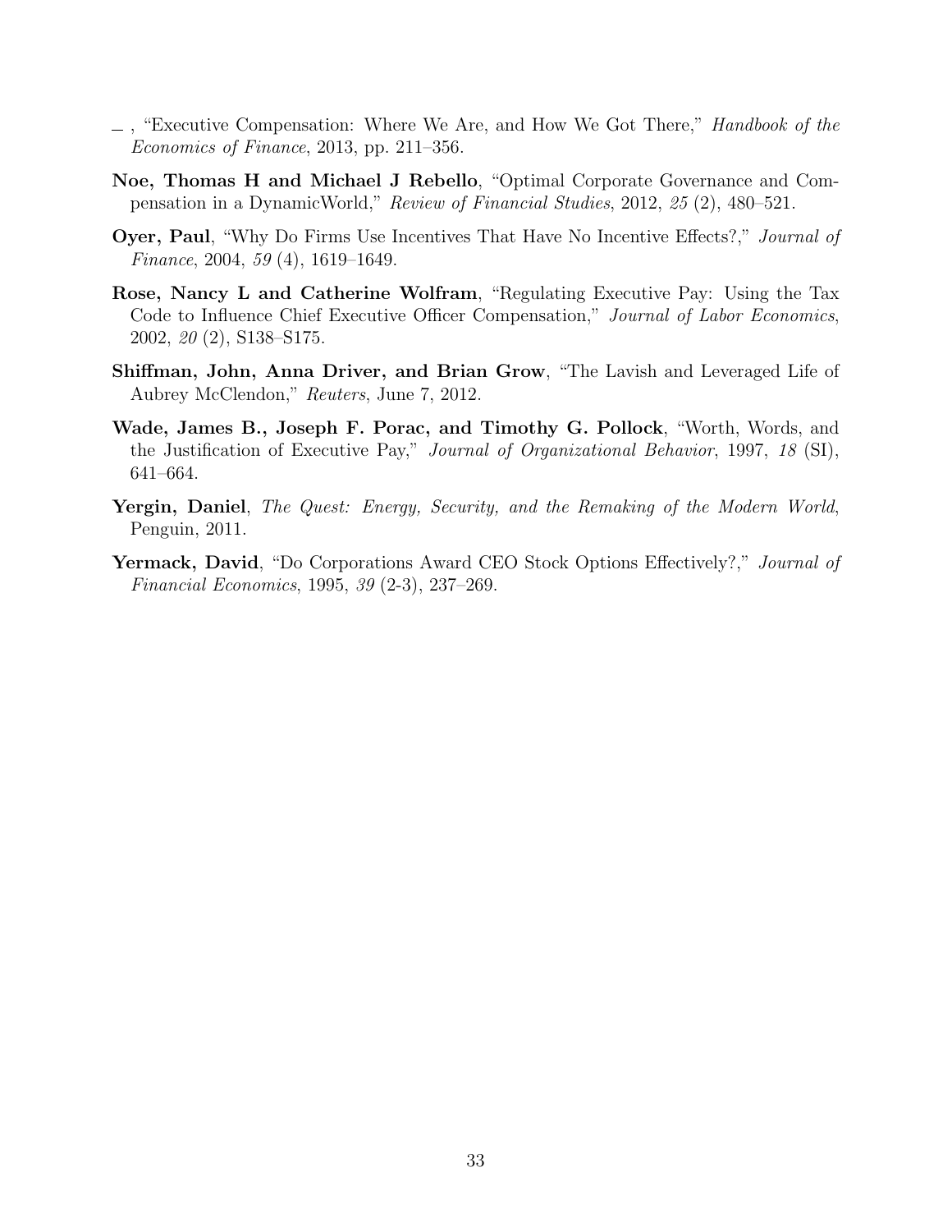— , "Executive Compensation: Where We Are, and How We Got There," *Handbook of the Economics of Finance*, 2013, pp. 211–356.

**Noe, Thomas H and Michael J Rebello**, "Optimal Corporate Governance and Compensation in a DynamicWorld," *Review of Financial Studies*, 2012, *25* (2), 480–521.

**Oyer, Paul**, "Why Do Firms Use Incentives That Have No Incentive Effects?," *Journal of Finance*, 2004, *59* (4), 1619–1649.

**Rose, Nancy L and Catherine Wolfram**, "Regulating Executive Pay: Using the Tax Code to Influence Chief Executive Officer Compensation," *Journal of Labor Economics*, 2002, *20* (2), S138–S175.

**Shiffman, John, Anna Driver, and Brian Grow**, "The Lavish and Leveraged Life of Aubrey McClendon," *Reuters*, June 7, 2012.

**Wade, James B., Joseph F. Porac, and Timothy G. Pollock**, "Worth, Words, and the Justification of Executive Pay," *Journal of Organizational Behavior*, 1997, *18* (SI), 641–664.

**Yergin, Daniel**, *The Quest: Energy, Security, and the Remaking of the Modern World*, Penguin, 2011.

**Yermack, David**, "Do Corporations Award CEO Stock Options Effectively?," *Journal of Financial Economics*, 1995, *39* (2-3), 237–269.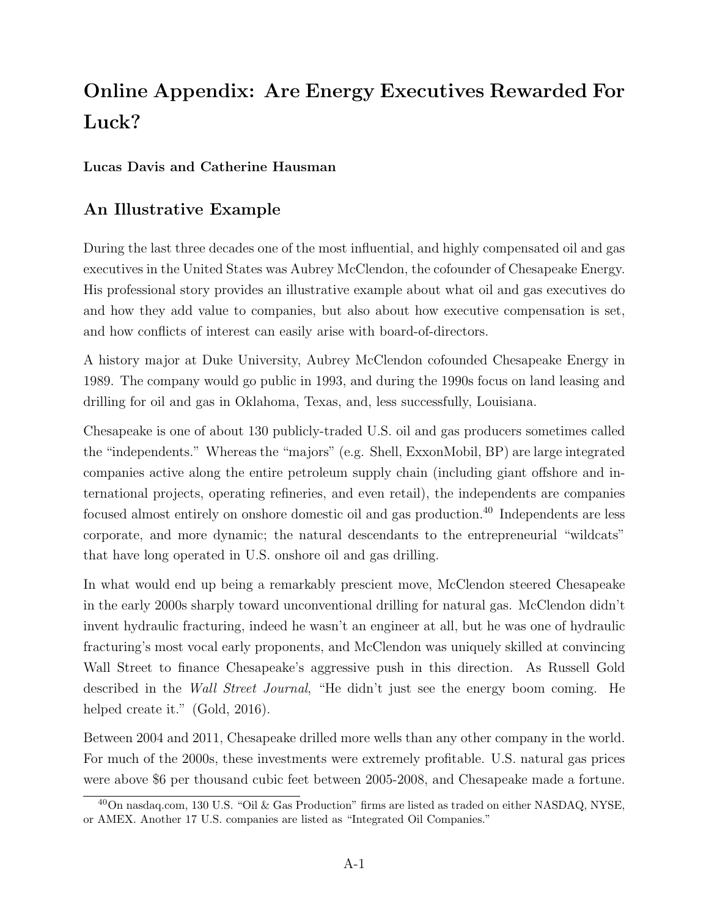# Online Appendix: Are Energy Executives Rewarded For Luck?

**Lucas Davis and Catherine Hausman**

## An Illustrative Example

During the last three decades one of the most influential, and highly compensated oil and gas executives in the United States was Aubrey McClendon, the cofounder of Chesapeake Energy. His professional story provides an illustrative example about what oil and gas executives do and how they add value to companies, but also about how executive compensation is set, and how conflicts of interest can easily arise with board-of-directors.

A history major at Duke University, Aubrey McClendon cofounded Chesapeake Energy in 1989. The company would go public in 1993, and during the 1990s focus on land leasing and drilling for oil and gas in Oklahoma, Texas, and, less successfully, Louisiana.

Chesapeake is one of about 130 publicly-traded U.S. oil and gas producers sometimes called the "independents." Whereas the "majors" (e.g. Shell, ExxonMobil, BP) are large integrated companies active along the entire petroleum supply chain (including giant offshore and international projects, operating refineries, and even retail), the independents are companies focused almost entirely on onshore domestic oil and gas production.[40] Independents are less corporate, and more dynamic; the natural descendants to the entrepreneurial "wildcats" that have long operated in U.S. onshore oil and gas drilling.

In what would end up being a remarkably prescient move, McClendon steered Chesapeake in the early 2000s sharply toward unconventional drilling for natural gas. McClendon didn't invent hydraulic fracturing, indeed he wasn't an engineer at all, but he was one of hydraulic fracturing's most vocal early proponents, and McClendon was uniquely skilled at convincing Wall Street to finance Chesapeake's aggressive push in this direction. As Russell Gold described in the *Wall Street Journal*, "He didn't just see the energy boom coming. He helped create it." (Gold, 2016).

Between 2004 and 2011, Chesapeake drilled more wells than any other company in the world. For much of the 2000s, these investments were extremely profitable. U.S. natural gas prices were above $6 per thousand cubic feet between 2005-2008, and Chesapeake made a fortune.

[40] On nasdaq.com, 130 U.S. "Oil & Gas Production" firms are listed as traded on either NASDAQ, NYSE, or AMEX. Another 17 U.S. companies are listed as "Integrated Oil Companies."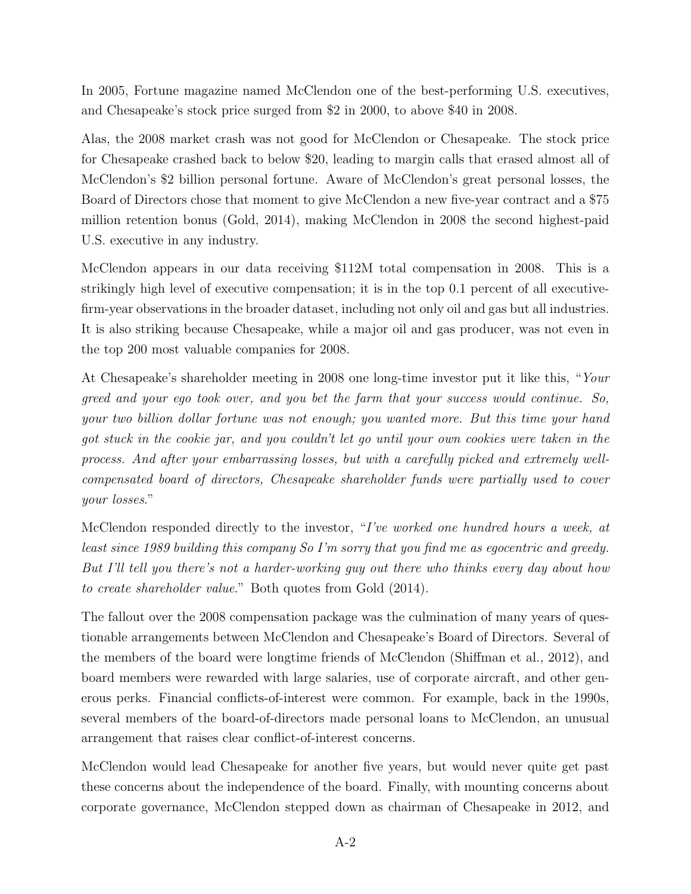In 2005, Fortune magazine named McClendon one of the best-performing U.S. executives, and Chesapeake's stock price surged from $2 in 2000, to above $40 in 2008.

Alas, the 2008 market crash was not good for McClendon or Chesapeake. The stock price for Chesapeake crashed back to below $20, leading to margin calls that erased almost all of McClendon's $2 billion personal fortune. Aware of McClendon's great personal losses, the Board of Directors chose that moment to give McClendon a new five-year contract and a $75 million retention bonus (Gold, 2014), making McClendon in 2008 the second highest-paid U.S. executive in any industry.

McClendon appears in our data receiving $112M total compensation in 2008. This is a strikingly high level of executive compensation; it is in the top 0.1 percent of all executive-firm-year observations in the broader dataset, including not only oil and gas but all industries. It is also striking because Chesapeake, while a major oil and gas producer, was not even in the top 200 most valuable companies for 2008.

At Chesapeake's shareholder meeting in 2008 one long-time investor put it like this, "*Your greed and your ego took over, and you bet the farm that your success would continue. So, your two billion dollar fortune was not enough; you wanted more. But this time your hand got stuck in the cookie jar, and you couldn't let go until your own cookies were taken in the process. And after your embarrassing losses, but with a carefully picked and extremely well-compensated board of directors, Chesapeake shareholder funds were partially used to cover your losses*."

McClendon responded directly to the investor, "*I've worked one hundred hours a week, at least since 1989 building this company So I'm sorry that you find me as egocentric and greedy. But I'll tell you there's not a harder-working guy out there who thinks every day about how to create shareholder value*." Both quotes from Gold (2014).

The fallout over the 2008 compensation package was the culmination of many years of questionable arrangements between McClendon and Chesapeake's Board of Directors. Several of the members of the board were longtime friends of McClendon (Shiffman et al., 2012), and board members were rewarded with large salaries, use of corporate aircraft, and other generous perks. Financial conflicts-of-interest were common. For example, back in the 1990s, several members of the board-of-directors made personal loans to McClendon, an unusual arrangement that raises clear conflict-of-interest concerns.

McClendon would lead Chesapeake for another five years, but would never quite get past these concerns about the independence of the board. Finally, with mounting concerns about corporate governance, McClendon stepped down as chairman of Chesapeake in 2012, and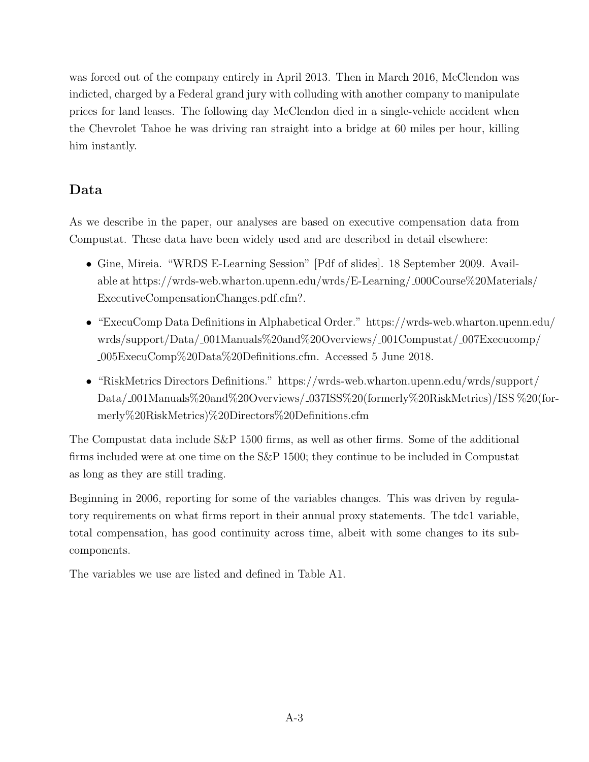was forced out of the company entirely in April 2013. Then in March 2016, McClendon was indicted, charged by a Federal grand jury with colluding with another company to manipulate prices for land leases. The following day McClendon died in a single-vehicle accident when the Chevrolet Tahoe he was driving ran straight into a bridge at 60 miles per hour, killing him instantly.

## Data

As we describe in the paper, our analyses are based on executive compensation data from Compustat. These data have been widely used and are described in detail elsewhere:

- Gine, Mireia. "WRDS E-Learning Session" [Pdf of slides]. 18 September 2009. Available at https://wrds-web.wharton.upenn.edu/wrds/E-Learning/_000Course%20Materials/ExecutiveCompensationChanges.pdf.cfm?.
- "ExecuComp Data Definitions in Alphabetical Order." https://wrds-web.wharton.upenn.edu/wrds/support/Data/_001Manuals%20and%20Overviews/_001Compustat/_007Execucomp/_005ExecuComp%20Data%20Definitions.cfm. Accessed 5 June 2018.
- "RiskMetrics Directors Definitions." https://wrds-web.wharton.upenn.edu/wrds/support/Data/_001Manuals%20and%20Overviews/_037ISS%20(formerly%20RiskMetrics)/ISS %20(formerly%20RiskMetrics)%20Directors%20Definitions.cfm

The Compustat data include S&P 1500 firms, as well as other firms. Some of the additional firms included were at one time on the S&P 1500; they continue to be included in Compustat as long as they are still trading.

Beginning in 2006, reporting for some of the variables changes. This was driven by regulatory requirements on what firms report in their annual proxy statements. The tdc1 variable, total compensation, has good continuity across time, albeit with some changes to its subcomponents.

The variables we use are listed and defined in Table A1.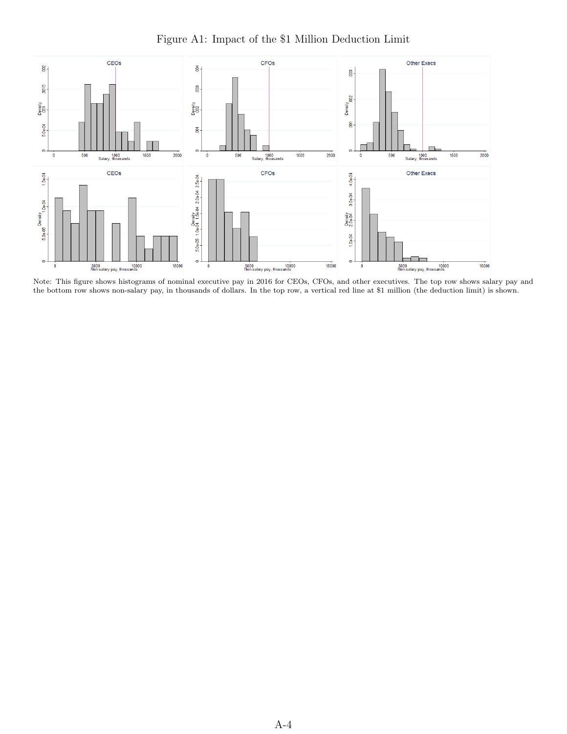Figure A1: Impact of the $1 Million Deduction Limit

Note: This figure shows histograms of nominal executive pay in 2016 for CEOs, CFOs, and other executives. The top row shows salary pay and the bottom row shows non-salary pay, in thousands of dollars. In the top row, a vertical red line at $1 million (the deduction limit) is shown.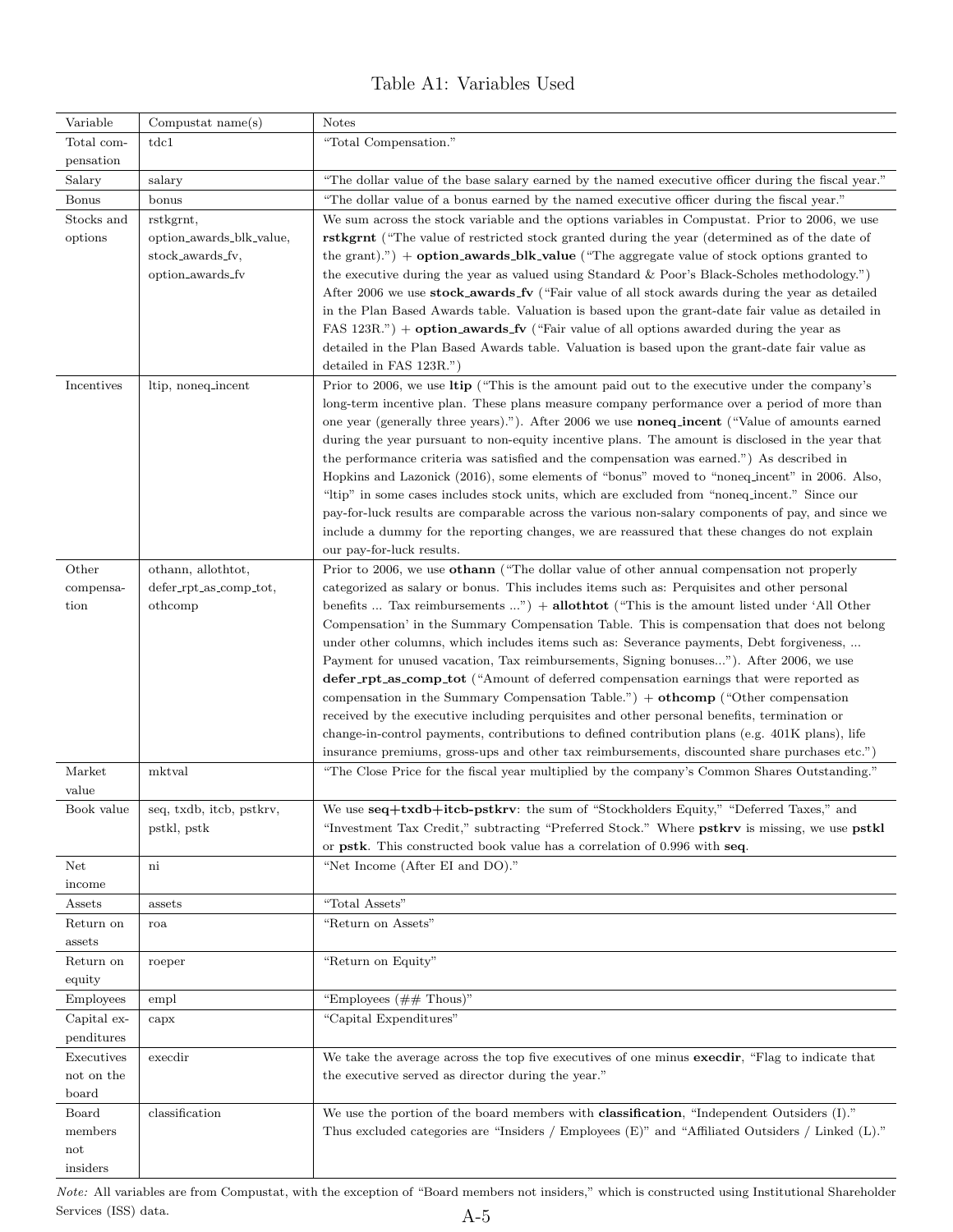# Table A1: Variables Used

| Variable | Compustat name(s) | Notes |
|---|---|---|
| Total compensation | tdc1 | "Total Compensation." |
| Salary | salary | "The dollar value of the base salary earned by the named executive officer during the fiscal year." |
| Bonus | bonus | "The dollar value of a bonus earned by the named executive officer during the fiscal year." |
| Stocks and options | rstkgrnt, option_awards_blk_value, stock_awards_fv, option_awards_fv | We sum across the stock variable and the options variables in Compustat. Prior to 2006, we use **rstkgrnt** ("The value of restricted stock granted during the year (determined as of the date of the grant).") + **option_awards_blk_value** ("The aggregate value of stock options granted to the executive during the year as valued using Standard & Poor's Black-Scholes methodology.") After 2006 we use **stock_awards_fv** ("Fair value of all stock awards during the year as detailed in the Plan Based Awards table. Valuation is based upon the grant-date fair value as detailed in FAS 123R.") + **option_awards_fv** ("Fair value of all options awarded during the year as detailed in the Plan Based Awards table. Valuation is based upon the grant-date fair value as detailed in FAS 123R.") |
| Incentives | ltip, noneq_incent | Prior to 2006, we use **ltip** ("This is the amount paid out to the executive under the company's long-term incentive plan. These plans measure company performance over a period of more than one year (generally three years)."). After 2006 we use **noneq_incent** ("Value of amounts earned during the year pursuant to non-equity incentive plans. The amount is disclosed in the year that the performance criteria was satisfied and the compensation was earned.") As described in Hopkins and Lazonick (2016), some elements of "bonus" moved to "noneq_incent" in 2006. Also, "ltip" in some cases includes stock units, which are excluded from "noneq_incent." Since our pay-for-luck results are comparable across the various non-salary components of pay, and since we include a dummy for the reporting changes, we are reassured that these changes do not explain our pay-for-luck results. |
| Other compensation | othann, allothtot, defer_rpt_as_comp_tot, othcomp | Prior to 2006, we use **othann** ("The dollar value of other annual compensation not properly categorized as salary or bonus. This includes items such as: Perquisites and other personal benefits ... Tax reimbursements ...") + **allothtot** ("This is the amount listed under 'All Other Compensation' in the Summary Compensation Table. This is compensation that does not belong under other columns, which includes items such as: Severance payments, Debt forgiveness, ... Payment for unused vacation, Tax reimbursements, Signing bonuses..."). After 2006, we use **defer_rpt_as_comp_tot** ("Amount of deferred compensation earnings that were reported as compensation in the Summary Compensation Table.") + **othcomp** ("Other compensation received by the executive including perquisites and other personal benefits, termination or change-in-control payments, contributions to defined contribution plans (e.g. 401K plans), life insurance premiums, gross-ups and other tax reimbursements, discounted share purchases etc.") |
| Market value | mktval | "The Close Price for the fiscal year multiplied by the company's Common Shares Outstanding." |
| Book value | seq, txdb, itcb, pstkrv, pstkl, pstk | We use **seq+txdb+itcb-pstkrv**: the sum of "Stockholders Equity," "Deferred Taxes," and "Investment Tax Credit," subtracting "Preferred Stock." Where **pstkrv** is missing, we use **pstkl** or **pstk**. This constructed book value has a correlation of 0.996 with **seq**. |
| Net income | ni | "Net Income (After EI and DO)." |
| Assets | assets | "Total Assets" |
| Return on assets | roa | "Return on Assets" |
| Return on equity | roeper | "Return on Equity" |
| Employees | empl | "Employees (## Thous)" |
| Capital expenditures | capx | "Capital Expenditures" |
| Executives not on the board | execdir | We take the average across the top five executives of one minus **execdir**, "Flag to indicate that the executive served as director during the year." |
| Board members not insiders | classification | We use the portion of the board members with **classification**, "Independent Outsiders (I)." Thus excluded categories are "Insiders / Employees (E)" and "Affiliated Outsiders / Linked (L)." |

*Note:* All variables are from Compustat, with the exception of "Board members not insiders," which is constructed using Institutional Shareholder Services (ISS) data.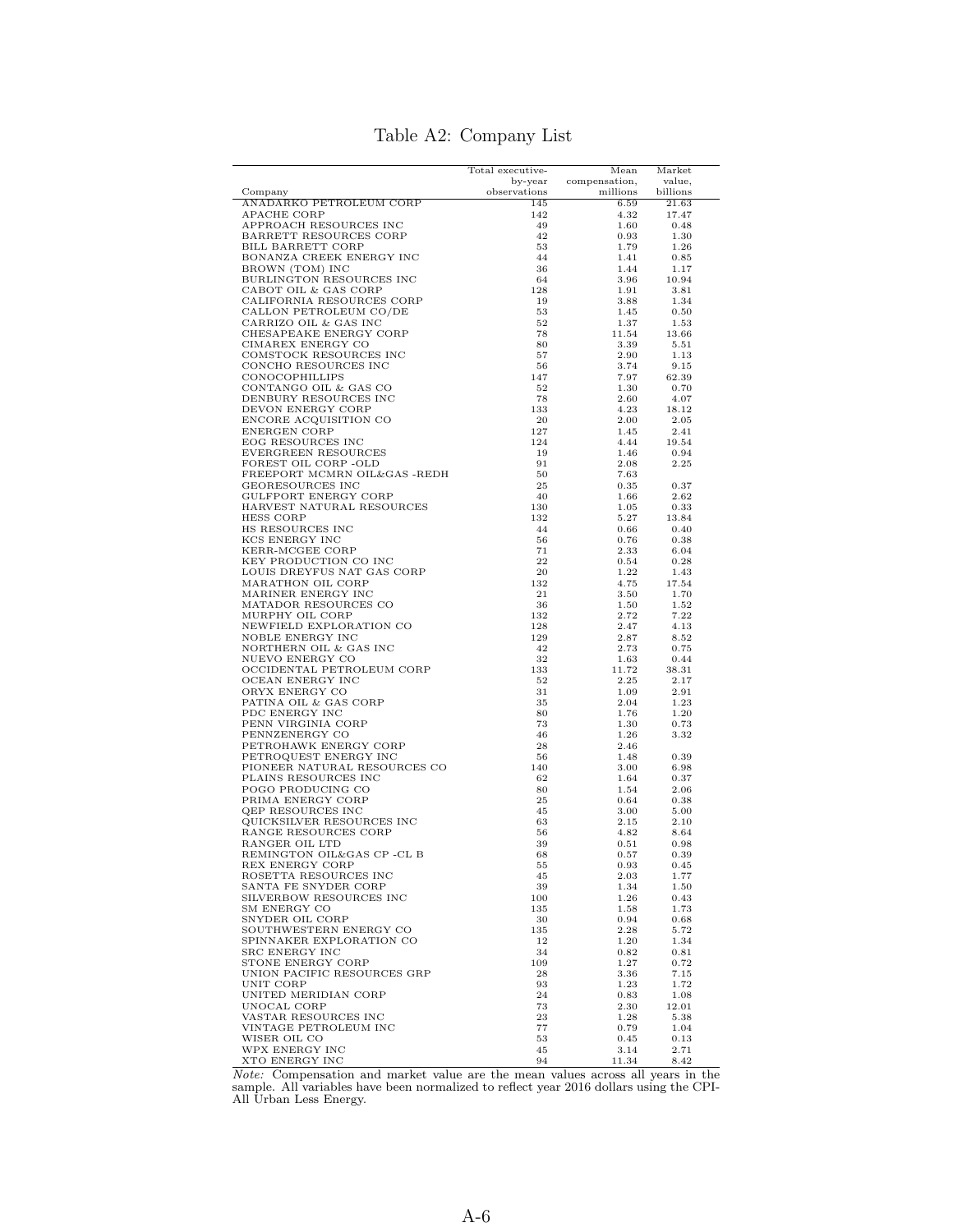# Table A2: Company List

| Company | Total executive-by-year observations | Mean compensation, millions | Market value, billions |
|---|---|---|---|
| ANADARKO PETROLEUM CORP | 145 | 6.59 | 21.63 |
| APACHE CORP | 142 | 4.32 | 17.47 |
| APPROACH RESOURCES INC | 49 | 1.60 | 0.48 |
| BARRETT RESOURCES CORP | 42 | 0.93 | 1.30 |
| BILL BARRETT CORP | 53 | 1.79 | 1.26 |
| BONANZA CREEK ENERGY INC | 44 | 1.41 | 0.85 |
| BROWN (TOM) INC | 36 | 1.44 | 1.17 |
| BURLINGTON RESOURCES INC | 64 | 3.96 | 10.94 |
| CABOT OIL & GAS CORP | 128 | 1.91 | 3.81 |
| CALIFORNIA RESOURCES CORP | 19 | 3.88 | 1.34 |
| CALLON PETROLEUM CO/DE | 53 | 1.45 | 0.50 |
| CARRIZO OIL & GAS INC | 52 | 1.37 | 1.53 |
| CHESAPEAKE ENERGY CORP | 78 | 11.54 | 13.66 |
| CIMAREX ENERGY CO | 80 | 3.39 | 5.51 |
| COMSTOCK RESOURCES INC | 57 | 2.90 | 1.13 |
| CONCHO RESOURCES INC | 56 | 3.74 | 9.15 |
| CONOCOPHILLIPS | 147 | 7.97 | 62.39 |
| CONTANGO OIL & GAS CO | 52 | 1.30 | 0.70 |
| DENBURY RESOURCES INC | 78 | 2.60 | 4.07 |
| DEVON ENERGY CORP | 133 | 4.23 | 18.12 |
| ENCORE ACQUISITION CO | 20 | 2.00 | 2.05 |
| ENERGEN CORP | 127 | 1.45 | 2.41 |
| EOG RESOURCES INC | 124 | 4.44 | 19.54 |
| EVERGREEN RESOURCES | 19 | 1.46 | 0.94 |
| FOREST OIL CORP -OLD | 91 | 2.08 | 2.25 |
| FREEPORT MCMRN OIL&GAS -REDH | 50 | 7.63 | |
| GEORESOURCES INC | 25 | 0.35 | 0.37 |
| GULFPORT ENERGY CORP | 40 | 1.66 | 2.62 |
| HARVEST NATURAL RESOURCES | 130 | 1.05 | 0.33 |
| HESS CORP | 132 | 5.27 | 13.84 |
| HS RESOURCES INC | 44 | 0.66 | 0.40 |
| KCS ENERGY INC | 56 | 0.76 | 0.38 |
| KERR-MCGEE CORP | 71 | 2.33 | 6.04 |
| KEY PRODUCTION CO INC | 22 | 0.54 | 0.28 |
| LOUIS DREYFUS NAT GAS CORP | 20 | 1.22 | 1.43 |
| MARATHON OIL CORP | 132 | 4.75 | 17.54 |
| MARINER ENERGY INC | 21 | 3.50 | 1.70 |
| MATADOR RESOURCES CO | 36 | 1.50 | 1.52 |
| MURPHY OIL CORP | 132 | 2.72 | 7.22 |
| NEWFIELD EXPLORATION CO | 128 | 2.47 | 4.13 |
| NOBLE ENERGY INC | 129 | 2.87 | 8.52 |
| NORTHERN OIL & GAS INC | 42 | 2.73 | 0.75 |
| NUEVO ENERGY CO | 32 | 1.63 | 0.44 |
| OCCIDENTAL PETROLEUM CORP | 133 | 11.72 | 38.31 |
| OCEAN ENERGY INC | 52 | 2.25 | 2.17 |
| ORYX ENERGY CO | 31 | 1.09 | 2.91 |
| PATINA OIL & GAS CORP | 35 | 2.04 | 1.23 |
| PDC ENERGY INC | 80 | 1.76 | 1.20 |
| PENN VIRGINIA CORP | 73 | 1.30 | 0.73 |
| PENNZENERGY CO | 46 | 1.26 | 3.32 |
| PETROHAWK ENERGY CORP | 28 | 2.46 | |
| PETROQUEST ENERGY INC | 56 | 1.48 | 0.39 |
| PIONEER NATURAL RESOURCES CO | 140 | 3.00 | 6.98 |
| PLAINS RESOURCES INC | 62 | 1.64 | 0.37 |
| POGO PRODUCING CO | 80 | 1.54 | 2.06 |
| PRIMA ENERGY CORP | 25 | 0.64 | 0.38 |
| QEP RESOURCES INC | 45 | 3.00 | 5.00 |
| QUICKSILVER RESOURCES INC | 63 | 2.15 | 2.10 |
| RANGE RESOURCES CORP | 56 | 4.82 | 8.64 |
| RANGER OIL LTD | 39 | 0.51 | 0.98 |
| REMINGTON OIL&GAS CP -CL B | 68 | 0.57 | 0.39 |
| REX ENERGY CORP | 55 | 0.93 | 0.45 |
| ROSETTA RESOURCES INC | 45 | 2.03 | 1.77 |
| SANTA FE SNYDER CORP | 39 | 1.34 | 1.50 |
| SILVERBOW RESOURCES INC | 100 | 1.26 | 0.43 |
| SM ENERGY CO | 135 | 1.58 | 1.73 |
| SNYDER OIL CORP | 30 | 0.94 | 0.68 |
| SOUTHWESTERN ENERGY CO | 135 | 2.28 | 5.72 |
| SPINNAKER EXPLORATION CO | 12 | 1.20 | 1.34 |
| SRC ENERGY INC | 34 | 0.82 | 0.81 |
| STONE ENERGY CORP | 109 | 1.27 | 0.72 |
| UNION PACIFIC RESOURCES GRP | 28 | 3.36 | 7.15 |
| UNIT CORP | 93 | 1.23 | 1.72 |
| UNITED MERIDIAN CORP | 24 | 0.83 | 1.08 |
| UNOCAL CORP | 73 | 2.30 | 12.01 |
| VASTAR RESOURCES INC | 23 | 1.28 | 5.38 |
| VINTAGE PETROLEUM INC | 77 | 0.79 | 1.04 |
| WISER OIL CO | 53 | 0.45 | 0.13 |
| WPX ENERGY INC | 45 | 3.14 | 2.71 |
| XTO ENERGY INC | 94 | 11.34 | 8.42 |

*Note:* Compensation and market value are the mean values across all years in the sample. All variables have been normalized to reflect year 2016 dollars using the CPI-All Urban Less Energy.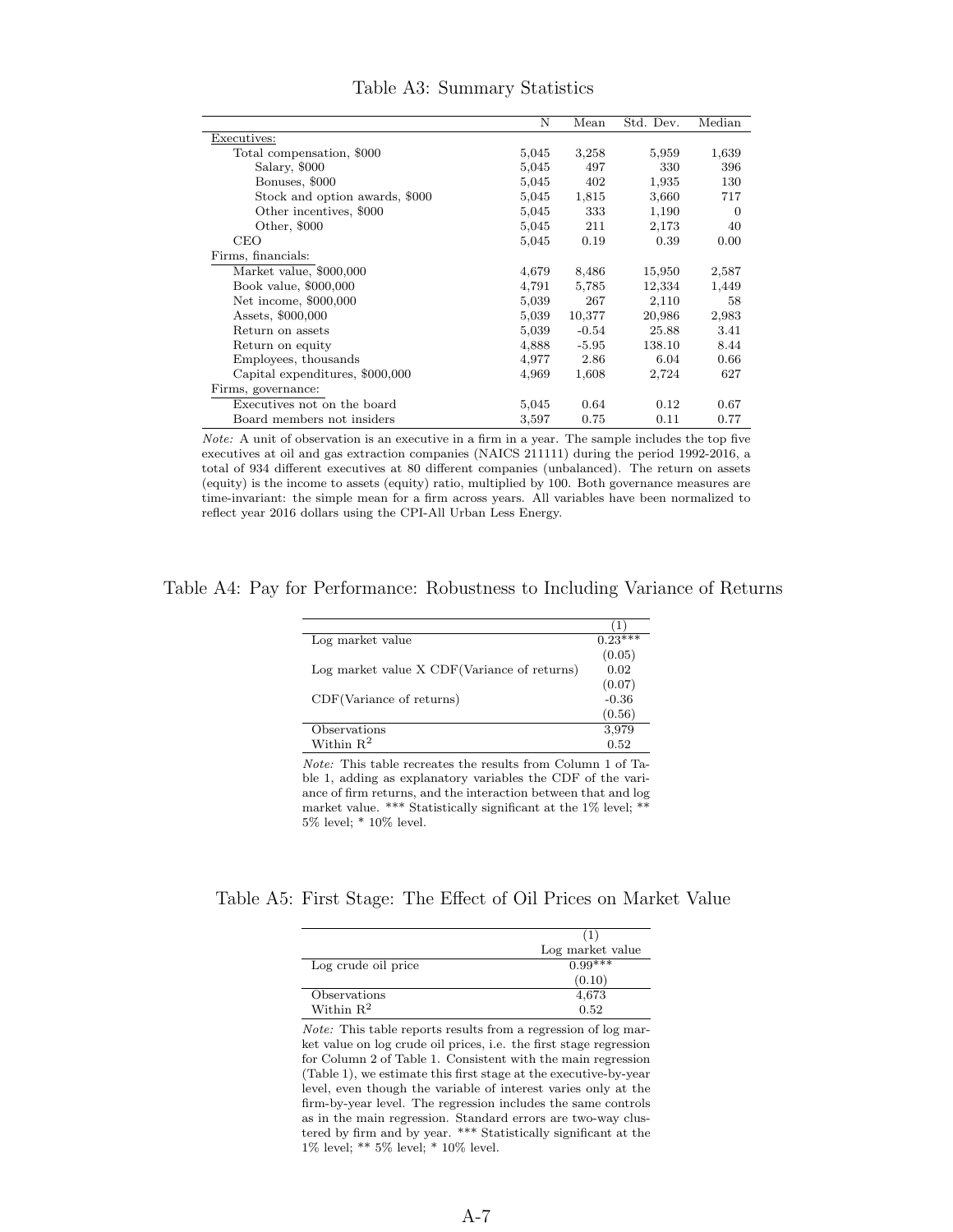Table A3: Summary Statistics

| | N | Mean | Std. Dev. | Median |
|---|---|---|---|---|
| Executives: | | | | |
| Total compensation, \$000 | 5,045 | 3,258 | 5,959 | 1,639 |
| Salary, \$000 | 5,045 | 497 | 330 | 396 |
| Bonuses, \$000 | 5,045 | 402 | 1,935 | 130 |
| Stock and option awards, \$000 | 5,045 | 1,815 | 3,660 | 717 |
| Other incentives, \$000 | 5,045 | 333 | 1,190 | 0 |
| Other, \$000 | 5,045 | 211 | 2,173 | 40 |
| CEO | 5,045 | 0.19 | 0.39 | 0.00 |
| Firms, financials: | | | | |
| Market value, \$000,000 | 4,679 | 8,486 | 15,950 | 2,587 |
| Book value, \$000,000 | 4,791 | 5,785 | 12,334 | 1,449 |
| Net income, \$000,000 | 5,039 | 267 | 2,110 | 58 |
| Assets, \$000,000 | 5,039 | 10,377 | 20,986 | 2,983 |
| Return on assets | 5,039 | -0.54 | 25.88 | 3.41 |
| Return on equity | 4,888 | -5.95 | 138.10 | 8.44 |
| Employees, thousands | 4,977 | 2.86 | 6.04 | 0.66 |
| Capital expenditures, \$000,000 | 4,969 | 1,608 | 2,724 | 627 |
| Firms, governance: | | | | |
| Executives not on the board | 5,045 | 0.64 | 0.12 | 0.67 |
| Board members not insiders | 3,597 | 0.75 | 0.11 | 0.77 |

*Note:* A unit of observation is an executive in a firm in a year. The sample includes the top five executives at oil and gas extraction companies (NAICS 211111) during the period 1992-2016, a total of 934 different executives at 80 different companies (unbalanced). The return on assets (equity) is the income to assets (equity) ratio, multiplied by 100. Both governance measures are time-invariant: the simple mean for a firm across years. All variables have been normalized to reflect year 2016 dollars using the CPI-All Urban Less Energy.

Table A4: Pay for Performance: Robustness to Including Variance of Returns

| | (1) |
|---|---|
| Log market value | 0.23*** |
| | (0.05) |
| Log market value X CDF(Variance of returns) | 0.02 |
| | (0.07) |
| CDF(Variance of returns) | -0.36 |
| | (0.56) |
| Observations | 3,979 |
| Within $R^2$ | 0.52 |

*Note:* This table recreates the results from Column 1 of Table 1, adding as explanatory variables the CDF of the variance of firm returns, and the interaction between that and log market value. *** Statistically significant at the 1% level; ** 5% level; * 10% level.

Table A5: First Stage: The Effect of Oil Prices on Market Value

| | (1) |
|---|---|
| | Log market value |
| Log crude oil price | 0.99*** |
| | (0.10) |
| Observations | 4,673 |
| Within $R^2$ | 0.52 |

*Note:* This table reports results from a regression of log market value on log crude oil prices, i.e. the first stage regression for Column 2 of Table 1. Consistent with the main regression (Table 1), we estimate this first stage at the executive-by-year level, even though the variable of interest varies only at the firm-by-year level. The regression includes the same controls as in the main regression. Standard errors are two-way clustered by firm and by year. *** Statistically significant at the 1% level; ** 5% level; * 10% level.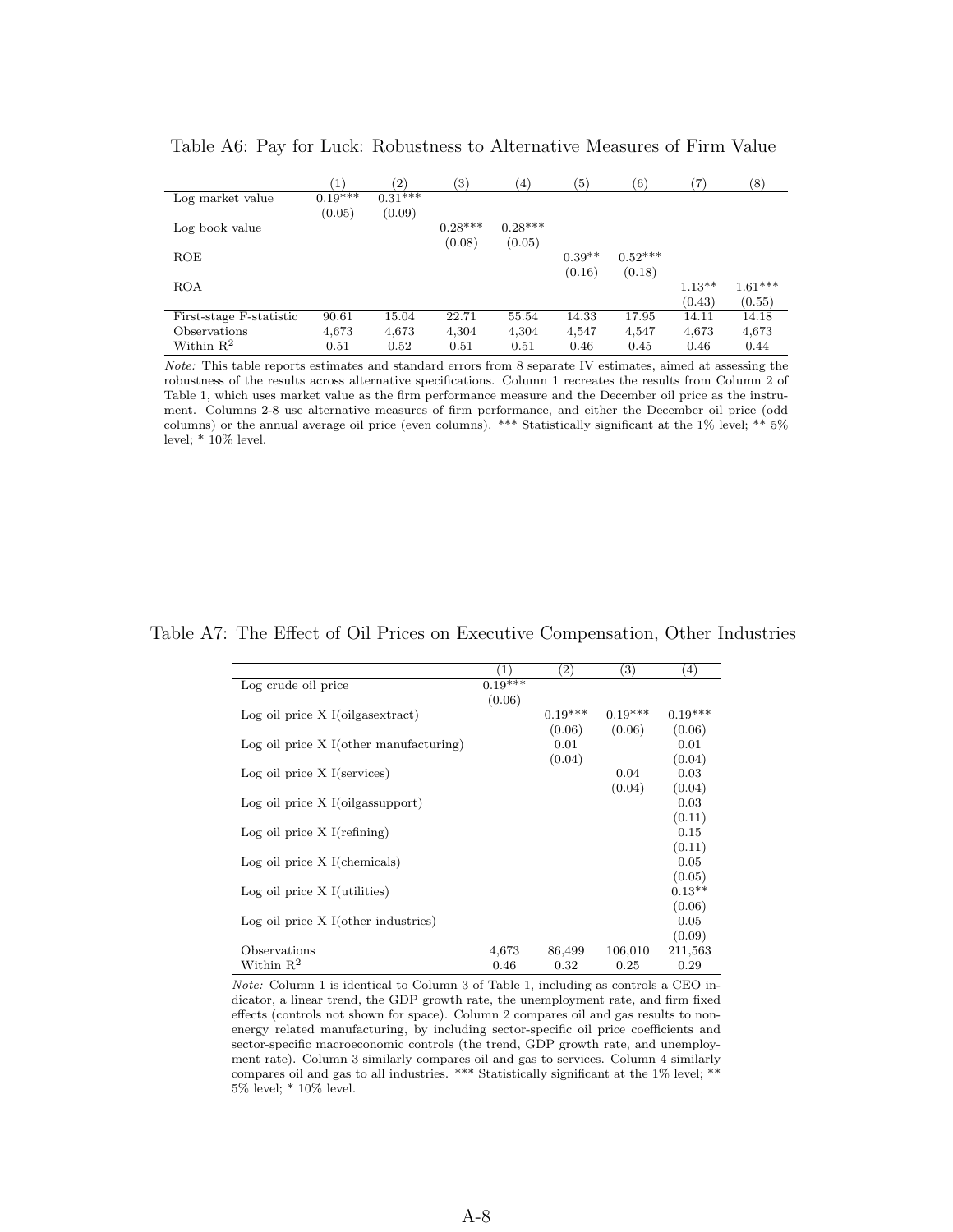Table A6: Pay for Luck: Robustness to Alternative Measures of Firm Value

| | (1) | (2) | (3) | (4) | (5) | (6) | (7) | (8) |
|---|---|---|---|---|---|---|---|---|
| Log market value | 0.19*** | 0.31*** | | | | | | |
| | (0.05) | (0.09) | | | | | | |
| Log book value | | | 0.28*** | 0.28*** | | | | |
| | | | (0.08) | (0.05) | | | | |
| ROE | | | | | 0.39** | 0.52*** | | |
| | | | | | (0.16) | (0.18) | | |
| ROA | | | | | | | 1.13** | 1.61*** |
| | | | | | | | (0.43) | (0.55) |
| First-stage F-statistic | 90.61 | 15.04 | 22.71 | 55.54 | 14.33 | 17.95 | 14.11 | 14.18 |
| Observations | 4,673 | 4,673 | 4,304 | 4,304 | 4,547 | 4,547 | 4,673 | 4,673 |
| Within $R^2$ | 0.51 | 0.52 | 0.51 | 0.51 | 0.46 | 0.45 | 0.46 | 0.44 |

*Note:* This table reports estimates and standard errors from 8 separate IV estimates, aimed at assessing the robustness of the results across alternative specifications. Column 1 recreates the results from Column 2 of Table 1, which uses market value as the firm performance measure and the December oil price as the instrument. Columns 2-8 use alternative measures of firm performance, and either the December oil price (odd columns) or the annual average oil price (even columns). *** Statistically significant at the 1% level; ** 5% level; * 10% level.

Table A7: The Effect of Oil Prices on Executive Compensation, Other Industries

| | (1) | (2) | (3) | (4) |
|---|---|---|---|---|
| Log crude oil price | 0.19*** | | | |
| | (0.06) | | | |
| Log oil price X I(oilgasextract) | | 0.19*** | 0.19*** | 0.19*** |
| | | (0.06) | (0.06) | (0.06) |
| Log oil price X I(other manufacturing) | | 0.01 | | 0.01 |
| | | (0.04) | | (0.04) |
| Log oil price X I(services) | | | 0.04 | 0.03 |
| | | | (0.04) | (0.04) |
| Log oil price X I(oilgassupport) | | | | 0.03 |
| | | | | (0.11) |
| Log oil price X I(refining) | | | | 0.15 |
| | | | | (0.11) |
| Log oil price X I(chemicals) | | | | 0.05 |
| | | | | (0.05) |
| Log oil price X I(utilities) | | | | 0.13** |
| | | | | (0.06) |
| Log oil price X I(other industries) | | | | 0.05 |
| | | | | (0.09) |
| Observations | 4,673 | 86,499 | 106,010 | 211,563 |
| Within $R^2$ | 0.46 | 0.32 | 0.25 | 0.29 |

*Note:* Column 1 is identical to Column 3 of Table 1, including as controls a CEO indicator, a linear trend, the GDP growth rate, the unemployment rate, and firm fixed effects (controls not shown for space). Column 2 compares oil and gas results to non-energy related manufacturing, by including sector-specific oil price coefficients and sector-specific macroeconomic controls (the trend, GDP growth rate, and unemployment rate). Column 3 similarly compares oil and gas to services. Column 4 similarly compares oil and gas to all industries. *** Statistically significant at the 1% level; ** 5% level; * 10% level.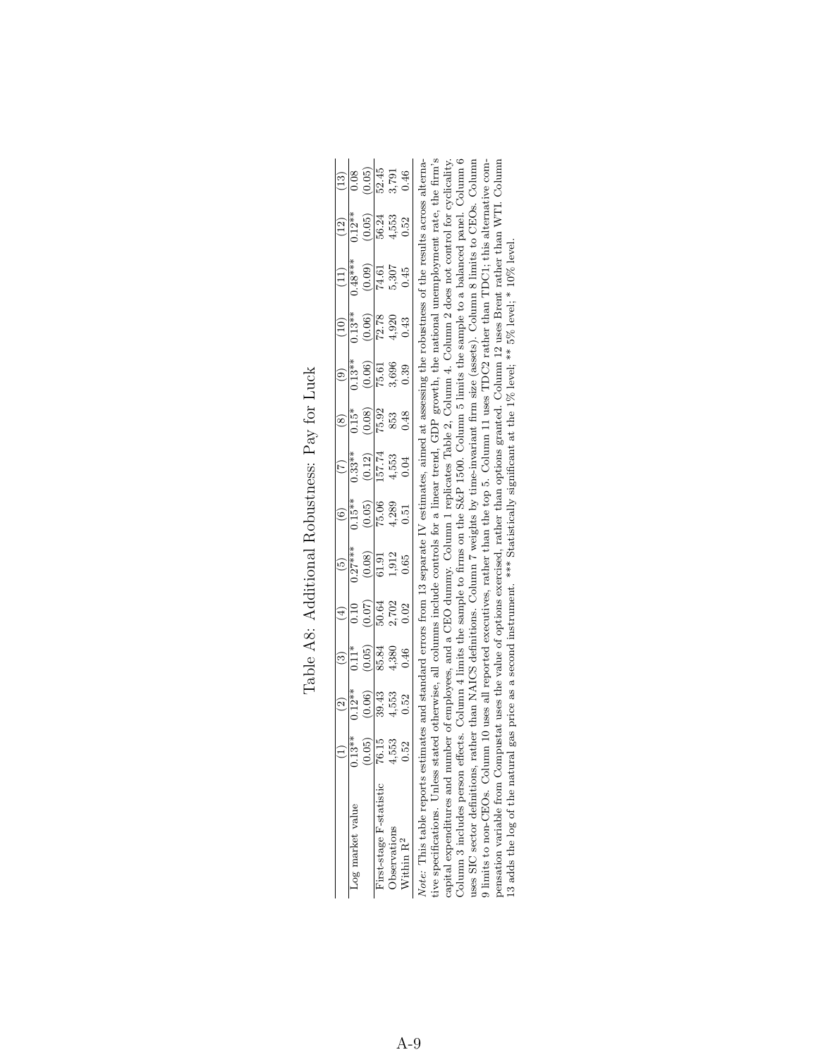# Table A8: Additional Robustness: Pay for Luck

| | (1) | (2) | (3) | (4) | (5) | (6) | (7) | (8) | (9) | (10) | (11) | (12) | (13) |
|---|---|---|---|---|---|---|---|---|---|---|---|---|---|
| Log market value | 0.13** | 0.12** | 0.11* | 0.10 | 0.27*** | 0.15** | 0.33** | 0.15* | 0.13** | 0.13** | 0.48*** | 0.12** | 0.08 |
| | (0.05) | (0.06) | (0.05) | (0.07) | (0.08) | (0.05) | (0.12) | (0.08) | (0.06) | (0.06) | (0.09) | (0.05) | (0.05) |
| First-stage F-statistic | 76.15 | 39.43 | 85.84 | 50.64 | 61.91 | 75.06 | 157.74 | 75.92 | 75.61 | 72.78 | 74.61 | 56.24 | 52.45 |
| Observations | 4,553 | 4,553 | 4,380 | 2,702 | 1,912 | 4,289 | 4,553 | 853 | 3,696 | 4,920 | 5,307 | 4,553 | 3,791 |
| Within $R^2$ | 0.52 | 0.52 | 0.46 | 0.02 | 0.65 | 0.51 | 0.04 | 0.48 | 0.39 | 0.43 | 0.45 | 0.52 | 0.46 |

*Note:* This table reports estimates and standard errors from 13 separate IV estimates, aimed at assessing the robustness of the results across alternative specifications. Unless stated otherwise, all columns include controls for a linear trend, GDP growth, the national unemployment rate, the firm's capital expenditures and number of employees, and a CEO dummy. Column 1 replicates Table 2, Column 4. Column 2 does not control for cyclicality. Column 3 includes person effects. Column 4 limits the sample to firms on the S&P 1500. Column 5 limits the sample to a balanced panel. Column 6 uses SIC sector definitions, rather than NAICS definitions. Column 7 weights by time-invariant firm size (assets). Column 8 limits to CEOs. Column 9 limits to non-CEOs. Column 10 uses all reported executives, rather than the top 5. Column 11 uses TDC2 rather than TDC1; this alternative compensation variable from Compustat uses the value of options exercised, rather than options granted. Column 12 uses Brent rather than WTI. Column 13 adds the log of the natural gas price as a second instrument. *** Statistically significant at the 1% level; ** 5% level; * 10% level.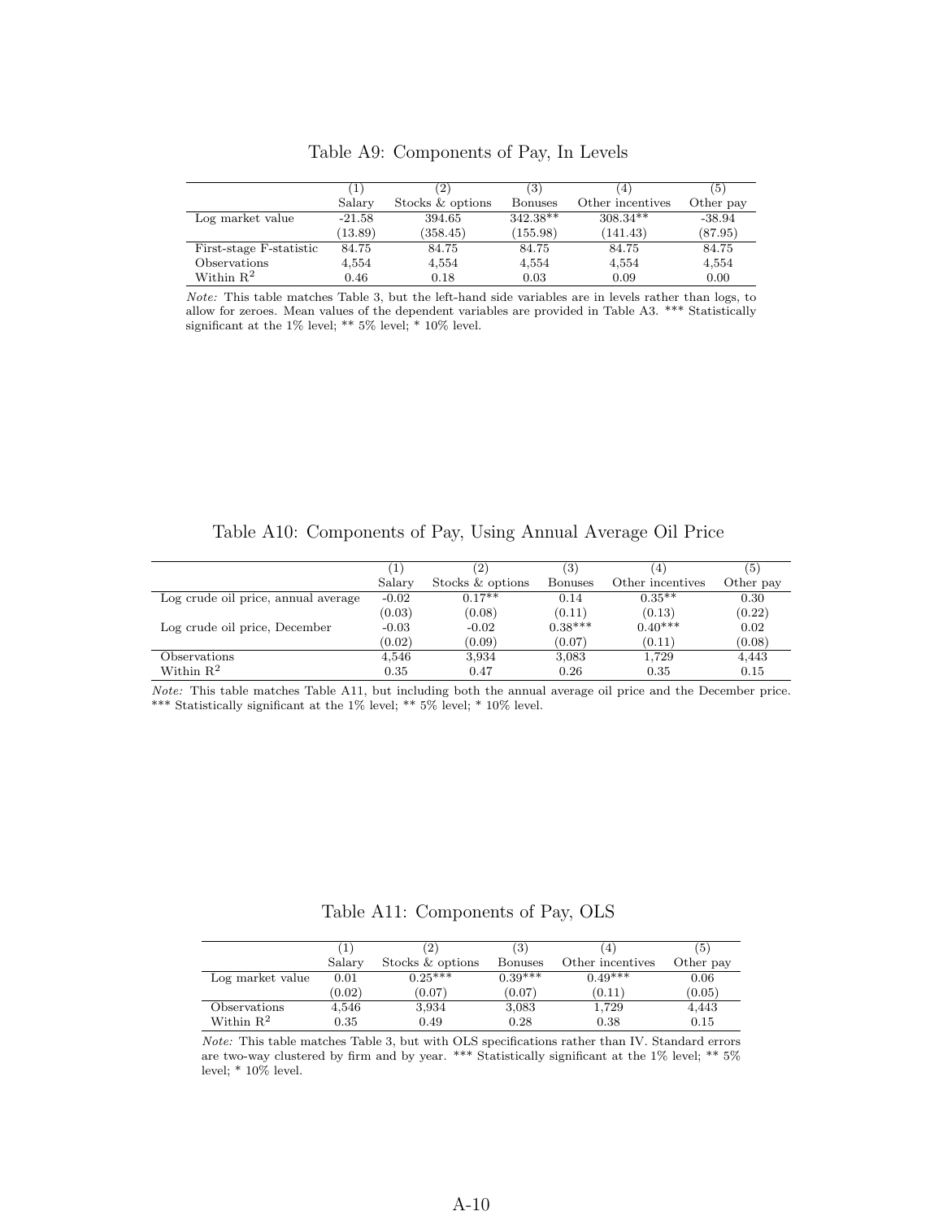Table A9: Components of Pay, In Levels

| | (1) | (2) | (3) | (4) | (5) |
|---|---|---|---|---|---|
| | Salary | Stocks & options | Bonuses | Other incentives | Other pay |
| Log market value | -21.58 | 394.65 | 342.38** | 308.34** | -38.94 |
| | (13.89) | (358.45) | (155.98) | (141.43) | (87.95) |
| First-stage F-statistic | 84.75 | 84.75 | 84.75 | 84.75 | 84.75 |
| Observations | 4,554 | 4,554 | 4,554 | 4,554 | 4,554 |
| Within $R^2$ | 0.46 | 0.18 | 0.03 | 0.09 | 0.00 |

*Note:* This table matches Table 3, but the left-hand side variables are in levels rather than logs, to allow for zeroes. Mean values of the dependent variables are provided in Table A3. *** Statistically significant at the 1% level; ** 5% level; * 10% level.

Table A10: Components of Pay, Using Annual Average Oil Price

| | (1) | (2) | (3) | (4) | (5) |
|---|---|---|---|---|---|
| | Salary | Stocks & options | Bonuses | Other incentives | Other pay |
| Log crude oil price, annual average | -0.02 | 0.17** | 0.14 | 0.35** | 0.30 |
| | (0.03) | (0.08) | (0.11) | (0.13) | (0.22) |
| Log crude oil price, December | -0.03 | -0.02 | 0.38*** | 0.40*** | 0.02 |
| | (0.02) | (0.09) | (0.07) | (0.11) | (0.08) |
| Observations | 4,546 | 3,934 | 3,083 | 1,729 | 4,443 |
| Within $R^2$ | 0.35 | 0.47 | 0.26 | 0.35 | 0.15 |

*Note:* This table matches Table A11, but including both the annual average oil price and the December price. *** Statistically significant at the 1% level; ** 5% level; * 10% level.

Table A11: Components of Pay, OLS

| | (1) | (2) | (3) | (4) | (5) |
|---|---|---|---|---|---|
| | Salary | Stocks & options | Bonuses | Other incentives | Other pay |
| Log market value | 0.01 | 0.25*** | 0.39*** | 0.49*** | 0.06 |
| | (0.02) | (0.07) | (0.07) | (0.11) | (0.05) |
| Observations | 4,546 | 3,934 | 3,083 | 1,729 | 4,443 |
| Within $R^2$ | 0.35 | 0.49 | 0.28 | 0.38 | 0.15 |

*Note:* This table matches Table 3, but with OLS specifications rather than IV. Standard errors are two-way clustered by firm and by year. *** Statistically significant at the 1% level; ** 5% level; * 10% level.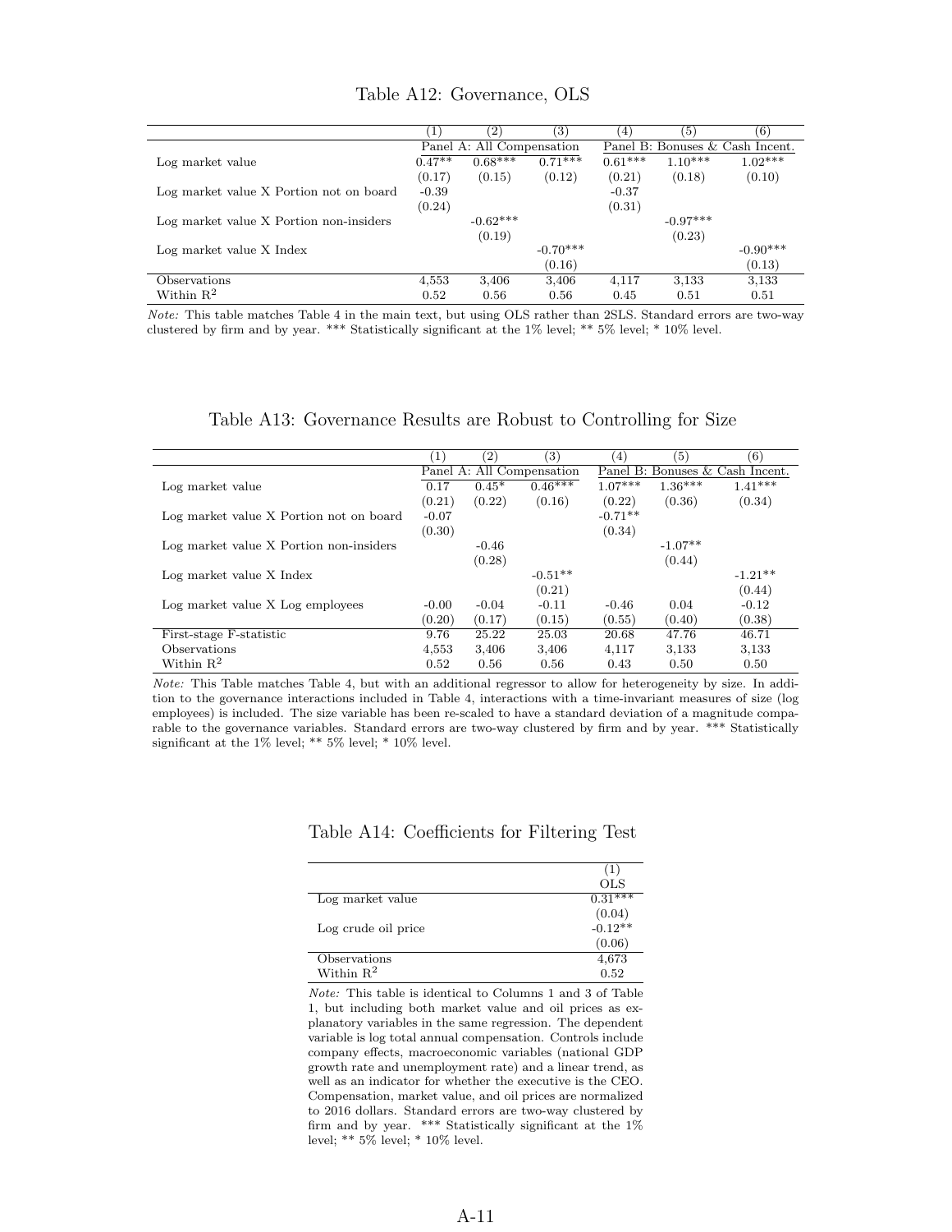Table A12: Governance, OLS

| | (1) | (2) | (3) | (4) | (5) | (6) |
|---|---|---|---|---|---|---|
| | Panel A: All Compensation | | | Panel B: Bonuses & Cash Incent. | | |
| Log market value | 0.47** | 0.68*** | 0.71*** | 0.61*** | 1.10*** | 1.02*** |
| | (0.17) | (0.15) | (0.12) | (0.21) | (0.18) | (0.10) |
| Log market value X Portion not on board | -0.39 | | | -0.37 | | |
| | (0.24) | | | (0.31) | | |
| Log market value X Portion non-insiders | | -0.62*** | | | -0.97*** | |
| | | (0.19) | | | (0.23) | |
| Log market value X Index | | | -0.70*** | | | -0.90*** |
| | | | (0.16) | | | (0.13) |
| Observations | 4,553 | 3,406 | 3,406 | 4,117 | 3,133 | 3,133 |
| Within $R^2$ | 0.52 | 0.56 | 0.56 | 0.45 | 0.51 | 0.51 |

*Note:* This table matches Table 4 in the main text, but using OLS rather than 2SLS. Standard errors are two-way clustered by firm and by year. *** Statistically significant at the 1% level; ** 5% level; * 10% level.

Table A13: Governance Results are Robust to Controlling for Size

| | (1) | (2) | (3) | (4) | (5) | (6) |
|---|---|---|---|---|---|---|
| | Panel A: All Compensation | | | Panel B: Bonuses & Cash Incent. | | |
| Log market value | 0.17 | 0.45* | 0.46*** | 1.07*** | 1.36*** | 1.41*** |
| | (0.21) | (0.22) | (0.16) | (0.22) | (0.36) | (0.34) |
| Log market value X Portion not on board | -0.07 | | | -0.71** | | |
| | (0.30) | | | (0.34) | | |
| Log market value X Portion non-insiders | | -0.46 | | | -1.07** | |
| | | (0.28) | | | (0.44) | |
| Log market value X Index | | | -0.51** | | | -1.21** |
| | | | (0.21) | | | (0.44) |
| Log market value X Log employees | -0.00 | -0.04 | -0.11 | -0.46 | 0.04 | -0.12 |
| | (0.20) | (0.17) | (0.15) | (0.55) | (0.40) | (0.38) |
| First-stage F-statistic | 9.76 | 25.22 | 25.03 | 20.68 | 47.76 | 46.71 |
| Observations | 4,553 | 3,406 | 3,406 | 4,117 | 3,133 | 3,133 |
| Within $R^2$ | 0.52 | 0.56 | 0.56 | 0.43 | 0.50 | 0.50 |

*Note:* This Table matches Table 4, but with an additional regressor to allow for heterogeneity by size. In addition to the governance interactions included in Table 4, interactions with a time-invariant measures of size (log employees) is included. The size variable has been re-scaled to have a standard deviation of a magnitude comparable to the governance variables. Standard errors are two-way clustered by firm and by year. *** Statistically significant at the 1% level; ** 5% level; * 10% level.

Table A14: Coefficients for Filtering Test

| | (1) |
|---|---|
| | OLS |
| Log market value | 0.31*** |
| | (0.04) |
| Log crude oil price | -0.12** |
| | (0.06) |
| Observations | 4,673 |
| Within $R^2$ | 0.52 |

*Note:* This table is identical to Columns 1 and 3 of Table 1, but including both market value and oil prices as explanatory variables in the same regression. The dependent variable is log total annual compensation. Controls include company effects, macroeconomic variables (national GDP growth rate and unemployment rate) and a linear trend, as well as an indicator for whether the executive is the CEO. Compensation, market value, and oil prices are normalized to 2016 dollars. Standard errors are two-way clustered by firm and by year. *** Statistically significant at the 1% level; ** 5% level; * 10% level.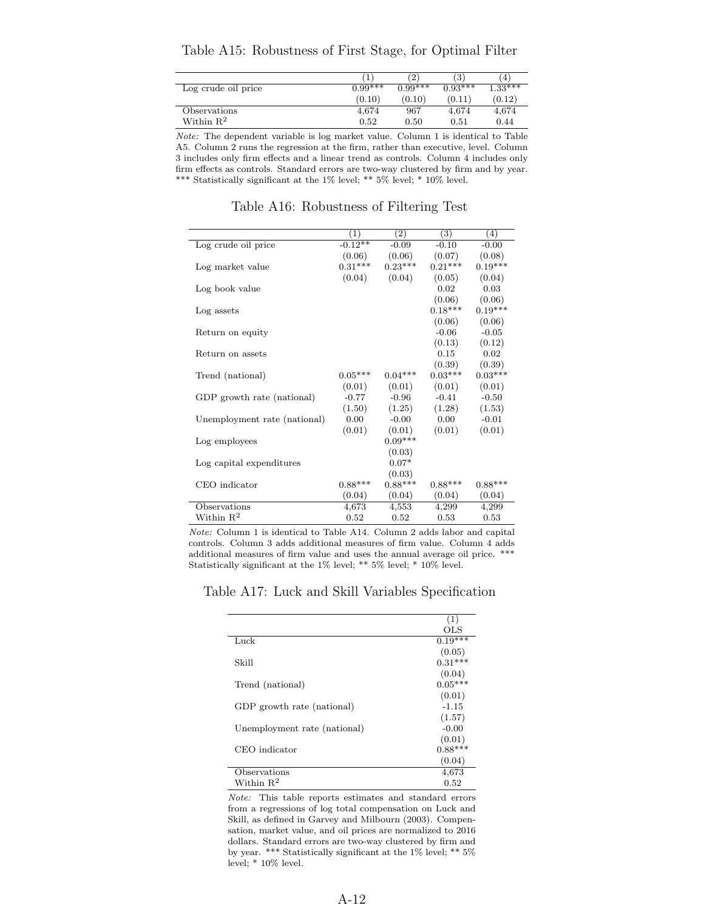Table A15: Robustness of First Stage, for Optimal Filter

| | (1) | (2) | (3) | (4) |
|---|---|---|---|---|
| Log crude oil price | 0.99*** | 0.99*** | 0.93*** | 1.33*** |
| | (0.10) | (0.10) | (0.11) | (0.12) |
| Observations | 4,674 | 967 | 4,674 | 4,674 |
| Within $R^2$ | 0.52 | 0.50 | 0.51 | 0.44 |

*Note:* The dependent variable is log market value. Column 1 is identical to Table A5. Column 2 runs the regression at the firm, rather than executive, level. Column 3 includes only firm effects and a linear trend as controls. Column 4 includes only firm effects as controls. Standard errors are two-way clustered by firm and by year. *** Statistically significant at the 1% level; ** 5% level; * 10% level.

Table A16: Robustness of Filtering Test

| | (1) | (2) | (3) | (4) |
|---|---|---|---|---|
| Log crude oil price | -0.12** | -0.09 | -0.10 | -0.00 |
| | (0.06) | (0.06) | (0.07) | (0.08) |
| Log market value | 0.31*** | 0.23*** | 0.21*** | 0.19*** |
| | (0.04) | (0.04) | (0.05) | (0.04) |
| Log book value | | | 0.02 | 0.03 |
| | | | (0.06) | (0.06) |
| Log assets | | | 0.18*** | 0.19*** |
| | | | (0.06) | (0.06) |
| Return on equity | | | -0.06 | -0.05 |
| | | | (0.13) | (0.12) |
| Return on assets | | | 0.15 | 0.02 |
| | | | (0.39) | (0.39) |
| Trend (national) | 0.05*** | 0.04*** | 0.03*** | 0.03*** |
| | (0.01) | (0.01) | (0.01) | (0.01) |
| GDP growth rate (national) | -0.77 | -0.96 | -0.41 | -0.50 |
| | (1.50) | (1.25) | (1.28) | (1.53) |
| Unemployment rate (national) | 0.00 | -0.00 | 0.00 | -0.01 |
| | (0.01) | (0.01) | (0.01) | (0.01) |
| Log employees | | 0.09*** | | |
| | | (0.03) | | |
| Log capital expenditures | | 0.07* | | |
| | | (0.03) | | |
| CEO indicator | 0.88*** | 0.88*** | 0.88*** | 0.88*** |
| | (0.04) | (0.04) | (0.04) | (0.04) |
| Observations | 4,673 | 4,553 | 4,299 | 4,299 |
| Within $R^2$ | 0.52 | 0.52 | 0.53 | 0.53 |

*Note:* Column 1 is identical to Table A14. Column 2 adds labor and capital controls. Column 3 adds additional measures of firm value. Column 4 adds additional measures of firm value and uses the annual average oil price. *** Statistically significant at the 1% level; ** 5% level; * 10% level.

Table A17: Luck and Skill Variables Specification

| | (1) OLS |
|---|---|
| Luck | 0.19*** |
| | (0.05) |
| Skill | 0.31*** |
| | (0.04) |
| Trend (national) | 0.05*** |
| | (0.01) |
| GDP growth rate (national) | -1.15 |
| | (1.57) |
| Unemployment rate (national) | -0.00 |
| | (0.01) |
| CEO indicator | 0.88*** |
| | (0.04) |
| Observations | 4,673 |
| Within $R^2$ | 0.52 |

*Note:* This table reports estimates and standard errors from a regressions of log total compensation on Luck and Skill, as defined in Garvey and Milbourn (2003). Compensation, market value, and oil prices are normalized to 2016 dollars. Standard errors are two-way clustered by firm and by year. *** Statistically significant at the 1% level; ** 5% level; * 10% level.